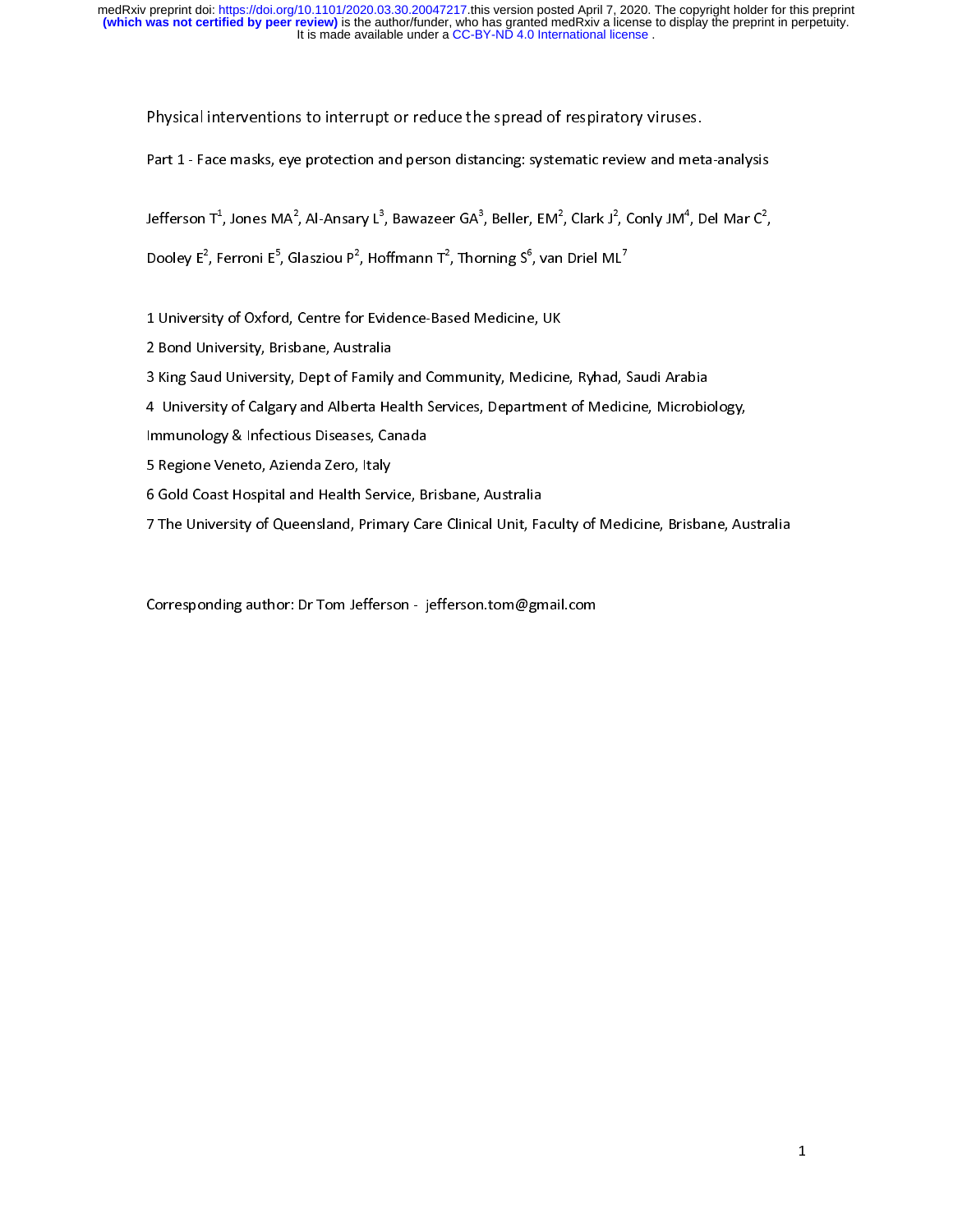# Physical interventions to interrupt or reduce the spread of respiratory viruses.

## Part 1 - Face masks, eye protection and person distancing: systematic review and meta-analysis

Jefferson T[1], Jones MA[2], Al-Ansary L[3], Bawazeer GA[3], Beller, EM[2], Clark J[2], Conly JM[4], Del Mar C[2], Dooley E[2], Ferroni E[5], Glasziou P[2], Hoffmann T[2], Thorning S[6], van Driel ML[7]

1 University of Oxford, Centre for Evidence-Based Medicine, UK

2 Bond University, Brisbane, Australia

3 King Saud University, Dept of Family and Community, Medicine, Ryhad, Saudi Arabia

4 University of Calgary and Alberta Health Services, Department of Medicine, Microbiology, Immunology & Infectious Diseases, Canada

5 Regione Veneto, Azienda Zero, Italy

6 Gold Coast Hospital and Health Service, Brisbane, Australia

7 The University of Queensland, Primary Care Clinical Unit, Faculty of Medicine, Brisbane, Australia

Corresponding author: Dr Tom Jefferson - jefferson.tom@gmail.com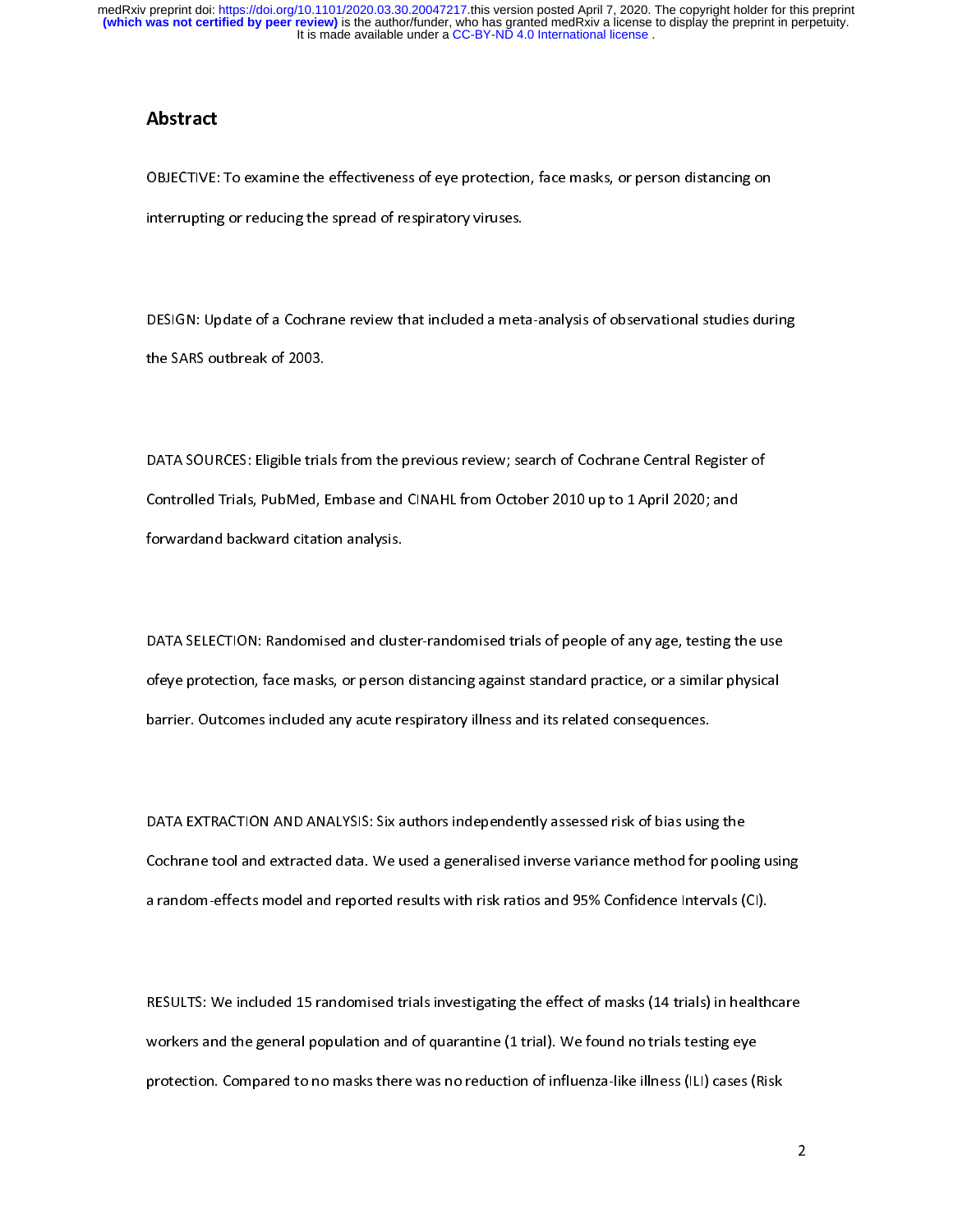## Abstract

OBJECTIVE: To examine the effectiveness of eye protection, face masks, or person distancing on interrupting or reducing the spread of respiratory viruses.

DESIGN: Update of a Cochrane review that included a meta-analysis of observational studies during the SARS outbreak of 2003.

DATA SOURCES: Eligible trials from the previous review; search of Cochrane Central Register of Controlled Trials, PubMed, Embase and CINAHL from October 2010 up to 1 April 2020; and forwardand backward citation analysis.

DATA SELECTION: Randomised and cluster-randomised trials of people of any age, testing the use ofeye protection, face masks, or person distancing against standard practice, or a similar physical barrier. Outcomes included any acute respiratory illness and its related consequences.

DATA EXTRACTION AND ANALYSIS: Six authors independently assessed risk of bias using the Cochrane tool and extracted data. We used a generalised inverse variance method for pooling using a random-effects model and reported results with risk ratios and 95% Confidence Intervals (CI).

RESULTS: We included 15 randomised trials investigating the effect of masks (14 trials) in healthcare workers and the general population and of quarantine (1 trial). We found no trials testing eye protection. Compared to no masks there was no reduction of influenza-like illness (ILI) cases (Risk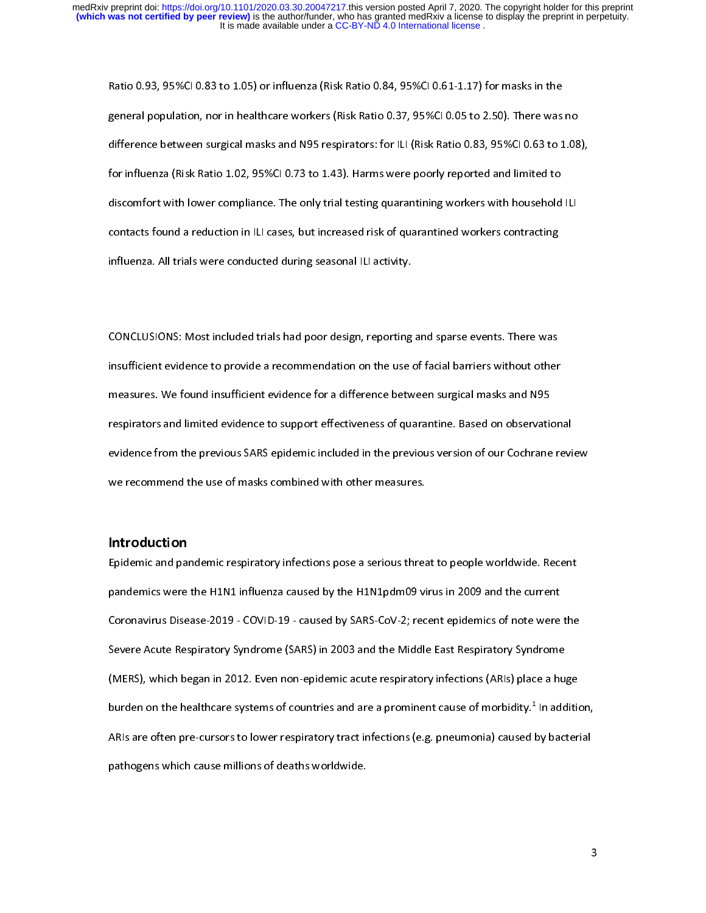Ratio 0.93, 95%CI 0.83 to 1.05) or influenza (Risk Ratio 0.84, 95%CI 0.61-1.17) for masks in the general population, nor in healthcare workers (Risk Ratio 0.37, 95%CI 0.05 to 2.50). There was no difference between surgical masks and N95 respirators: for ILI (Risk Ratio 0.83, 95%CI 0.63 to 1.08), for influenza (Risk Ratio 1.02, 95%CI 0.73 to 1.43). Harms were poorly reported and limited to discomfort with lower compliance. The only trial testing quarantining workers with household ILI contacts found a reduction in ILI cases, but increased risk of quarantined workers contracting influenza. All trials were conducted during seasonal ILI activity.

CONCLUSIONS: Most included trials had poor design, reporting and sparse events. There was insufficient evidence to provide a recommendation on the use of facial barriers without other measures. We found insufficient evidence for a difference between surgical masks and N95 respirators and limited evidence to support effectiveness of quarantine. Based on observational evidence from the previous SARS epidemic included in the previous version of our Cochrane review we recommend the use of masks combined with other measures.

## Introduction

Epidemic and pandemic respiratory infections pose a serious threat to people worldwide. Recent pandemics were the H1N1 influenza caused by the H1N1pdm09 virus in 2009 and the current Coronavirus Disease-2019 - COVID-19 - caused by SARS-CoV-2; recent epidemics of note were the Severe Acute Respiratory Syndrome (SARS) in 2003 and the Middle East Respiratory Syndrome (MERS), which began in 2012. Even non-epidemic acute respiratory infections (ARIs) place a huge burden on the healthcare systems of countries and are a prominent cause of morbidity.[1] In addition, ARIs are often pre-cursors to lower respiratory tract infections (e.g. pneumonia) caused by bacterial pathogens which cause millions of deaths worldwide.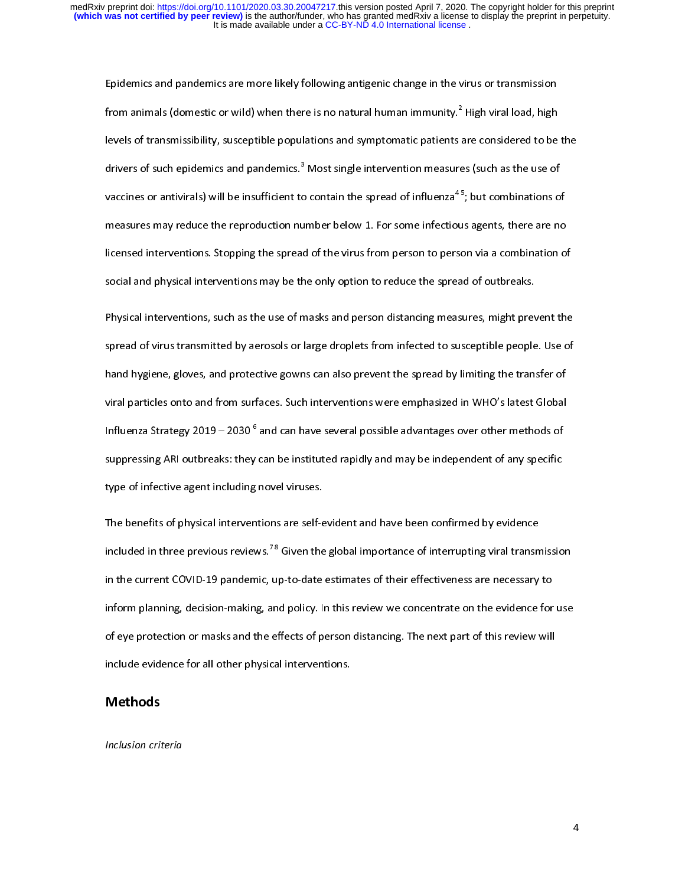Epidemics and pandemics are more likely following antigenic change in the virus or transmission from animals (domestic or wild) when there is no natural human immunity.[2] High viral load, high levels of transmissibility, susceptible populations and symptomatic patients are considered to be the drivers of such epidemics and pandemics.[3] Most single intervention measures (such as the use of vaccines or antivirals) will be insufficient to contain the spread of influenza[4 5]; but combinations of measures may reduce the reproduction number below 1. For some infectious agents, there are no licensed interventions. Stopping the spread of the virus from person to person via a combination of social and physical interventions may be the only option to reduce the spread of outbreaks.

Physical interventions, such as the use of masks and person distancing measures, might prevent the spread of virus transmitted by aerosols or large droplets from infected to susceptible people. Use of hand hygiene, gloves, and protective gowns can also prevent the spread by limiting the transfer of viral particles onto and from surfaces. Such interventions were emphasized in WHO's latest Global Influenza Strategy 2019 – 2030 [6] and can have several possible advantages over other methods of suppressing ARI outbreaks: they can be instituted rapidly and may be independent of any specific type of infective agent including novel viruses.

The benefits of physical interventions are self-evident and have been confirmed by evidence included in three previous reviews.[7 8] Given the global importance of interrupting viral transmission in the current COVID-19 pandemic, up-to-date estimates of their effectiveness are necessary to inform planning, decision-making, and policy. In this review we concentrate on the evidence for use of eye protection or masks and the effects of person distancing. The next part of this review will include evidence for all other physical interventions.

## Methods

*Inclusion criteria*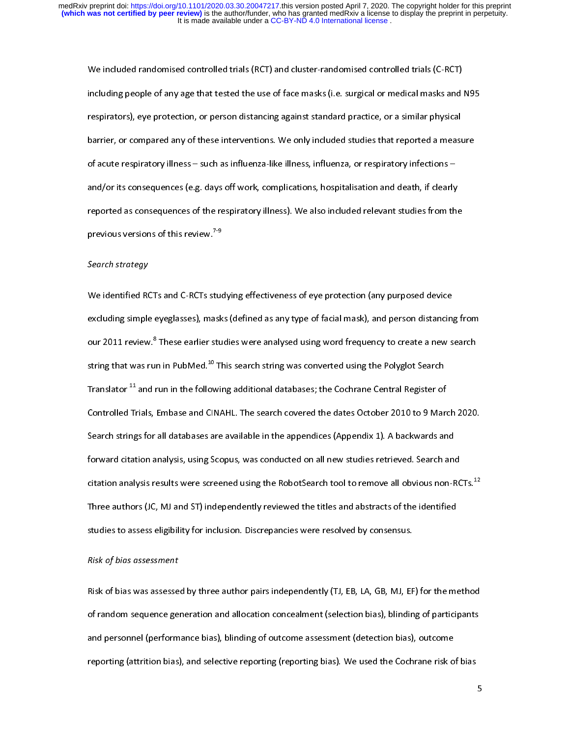We included randomised controlled trials (RCT) and cluster-randomised controlled trials (C-RCT) including people of any age that tested the use of face masks (i.e. surgical or medical masks and N95 respirators), eye protection, or person distancing against standard practice, or a similar physical barrier, or compared any of these interventions. We only included studies that reported a measure of acute respiratory illness – such as influenza-like illness, influenza, or respiratory infections – and/or its consequences (e.g. days off work, complications, hospitalisation and death, if clearly reported as consequences of the respiratory illness). We also included relevant studies from the previous versions of this review.[7-9]

*Search strategy*

We identified RCTs and C-RCTs studying effectiveness of eye protection (any purposed device excluding simple eyeglasses), masks (defined as any type of facial mask), and person distancing from our 2011 review.[8] These earlier studies were analysed using word frequency to create a new search string that was run in PubMed.[10] This search string was converted using the Polyglot Search Translator [11] and run in the following additional databases; the Cochrane Central Register of Controlled Trials, Embase and CINAHL. The search covered the dates October 2010 to 9 March 2020. Search strings for all databases are available in the appendices (Appendix 1). A backwards and forward citation analysis, using Scopus, was conducted on all new studies retrieved. Search and citation analysis results were screened using the RobotSearch tool to remove all obvious non-RCTs.[12] Three authors (JC, MJ and ST) independently reviewed the titles and abstracts of the identified studies to assess eligibility for inclusion. Discrepancies were resolved by consensus.

*Risk of bias assessment*

Risk of bias was assessed by three author pairs independently (TJ, EB, LA, GB, MJ, EF) for the method of random sequence generation and allocation concealment (selection bias), blinding of participants and personnel (performance bias), blinding of outcome assessment (detection bias), outcome reporting (attrition bias), and selective reporting (reporting bias). We used the Cochrane risk of bias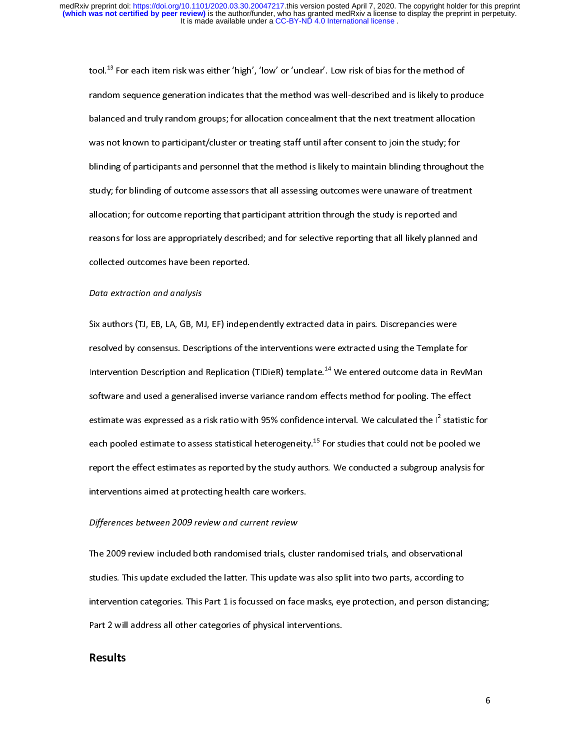tool.[13] For each item risk was either 'high', 'low' or 'unclear'. Low risk of bias for the method of random sequence generation indicates that the method was well-described and is likely to produce balanced and truly random groups; for allocation concealment that the next treatment allocation was not known to participant/cluster or treating staff until after consent to join the study; for blinding of participants and personnel that the method is likely to maintain blinding throughout the study; for blinding of outcome assessors that all assessing outcomes were unaware of treatment allocation; for outcome reporting that participant attrition through the study is reported and reasons for loss are appropriately described; and for selective reporting that all likely planned and collected outcomes have been reported.

*Data extraction and analysis*

Six authors (TJ, EB, LA, GB, MJ, EF) independently extracted data in pairs. Discrepancies were resolved by consensus. Descriptions of the interventions were extracted using the Template for Intervention Description and Replication (TIDieR) template.[14] We entered outcome data in RevMan software and used a generalised inverse variance random effects method for pooling. The effect estimate was expressed as a risk ratio with 95% confidence interval. We calculated the $I^2$ statistic for each pooled estimate to assess statistical heterogeneity.[15] For studies that could not be pooled we report the effect estimates as reported by the study authors. We conducted a subgroup analysis for interventions aimed at protecting health care workers.

*Differences between 2009 review and current review*

The 2009 review included both randomised trials, cluster randomised trials, and observational studies. This update excluded the latter. This update was also split into two parts, according to intervention categories. This Part 1 is focussed on face masks, eye protection, and person distancing; Part 2 will address all other categories of physical interventions.

## Results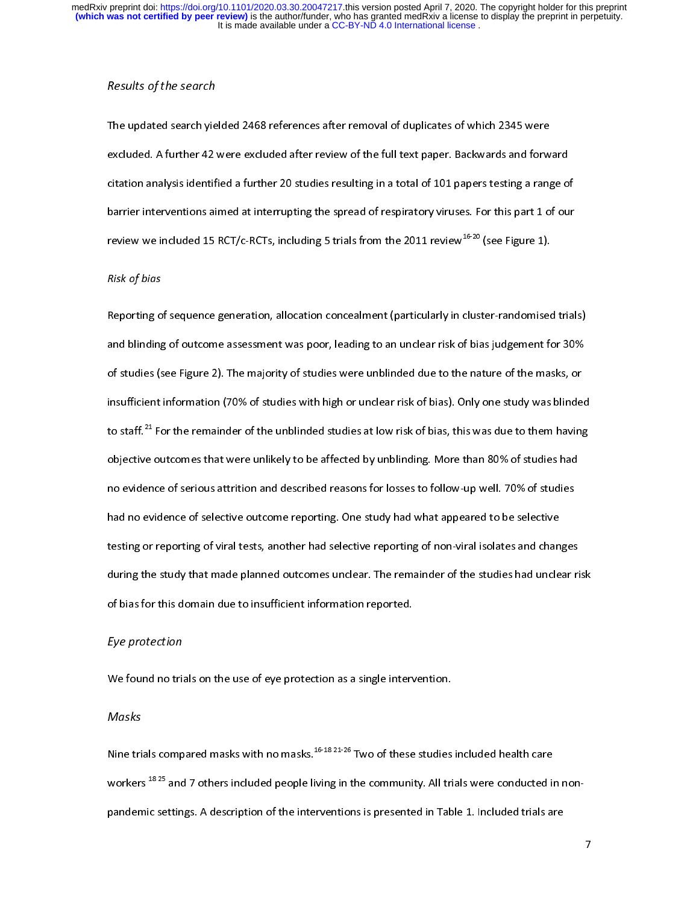*Results of the search*

The updated search yielded 2468 references after removal of duplicates of which 2345 were excluded. A further 42 were excluded after review of the full text paper. Backwards and forward citation analysis identified a further 20 studies resulting in a total of 101 papers testing a range of barrier interventions aimed at interrupting the spread of respiratory viruses. For this part 1 of our review we included 15 RCT/c-RCTs, including 5 trials from the 2011 review[16-20] (see Figure 1).

*Risk of bias*

Reporting of sequence generation, allocation concealment (particularly in cluster-randomised trials) and blinding of outcome assessment was poor, leading to an unclear risk of bias judgement for 30% of studies (see Figure 2). The majority of studies were unblinded due to the nature of the masks, or insufficient information (70% of studies with high or unclear risk of bias). Only one study was blinded to staff.[21] For the remainder of the unblinded studies at low risk of bias, this was due to them having objective outcomes that were unlikely to be affected by unblinding. More than 80% of studies had no evidence of serious attrition and described reasons for losses to follow-up well. 70% of studies had no evidence of selective outcome reporting. One study had what appeared to be selective testing or reporting of viral tests, another had selective reporting of non-viral isolates and changes during the study that made planned outcomes unclear. The remainder of the studies had unclear risk of bias for this domain due to insufficient information reported.

*Eye protection*

We found no trials on the use of eye protection as a single intervention.

*Masks*

Nine trials compared masks with no masks.[16-18 21-26] Two of these studies included health care workers [18 25] and 7 others included people living in the community. All trials were conducted in non-pandemic settings. A description of the interventions is presented in Table 1. Included trials are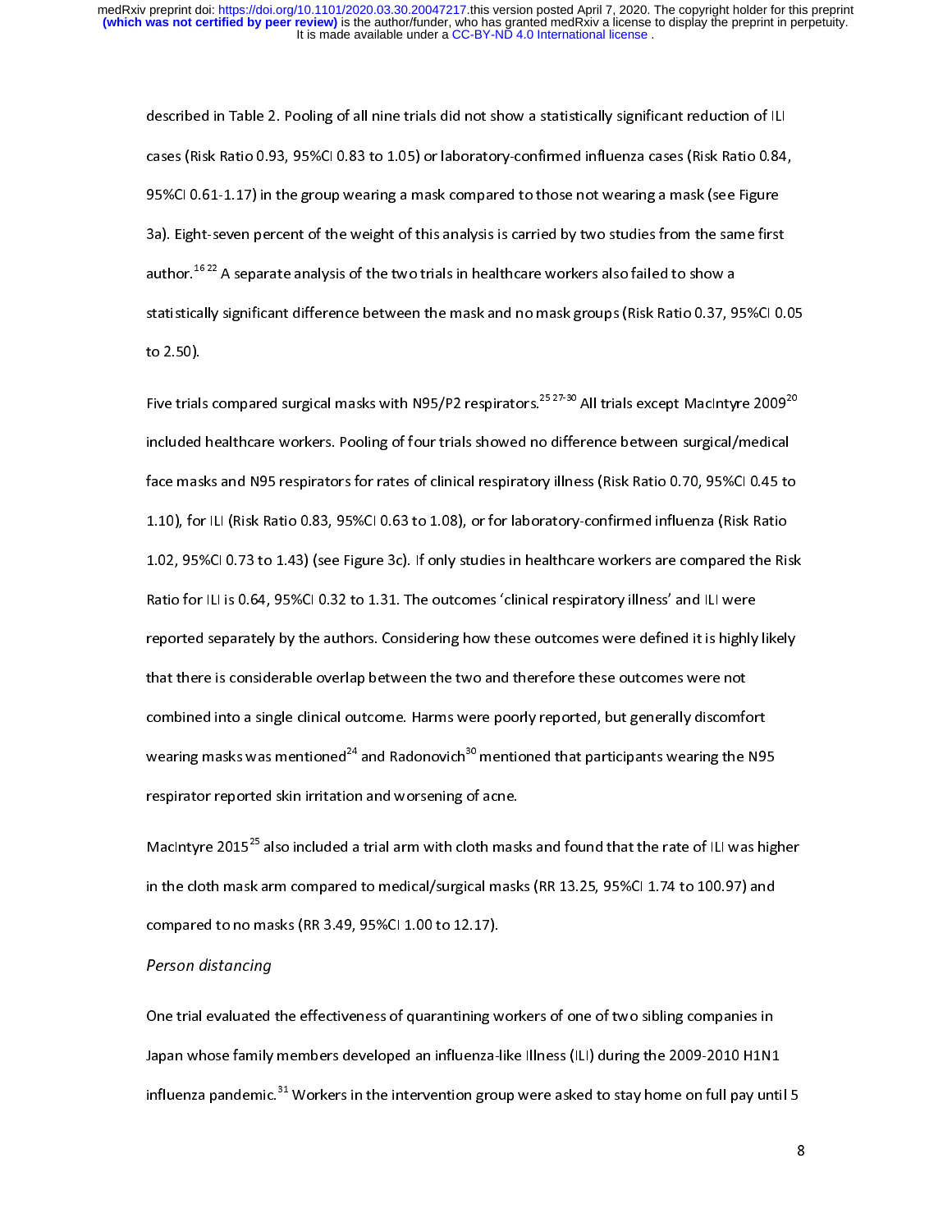described in Table 2. Pooling of all nine trials did not show a statistically significant reduction of ILI cases (Risk Ratio 0.93, 95%CI 0.83 to 1.05) or laboratory-confirmed influenza cases (Risk Ratio 0.84, 95%CI 0.61-1.17) in the group wearing a mask compared to those not wearing a mask (see Figure 3a). Eight-seven percent of the weight of this analysis is carried by two studies from the same first author.[16 22] A separate analysis of the two trials in healthcare workers also failed to show a statistically significant difference between the mask and no mask groups (Risk Ratio 0.37, 95%CI 0.05 to 2.50).

Five trials compared surgical masks with N95/P2 respirators.[25 27-30] All trials except MacIntyre 2009[20] included healthcare workers. Pooling of four trials showed no difference between surgical/medical face masks and N95 respirators for rates of clinical respiratory illness (Risk Ratio 0.70, 95%CI 0.45 to 1.10), for ILI (Risk Ratio 0.83, 95%CI 0.63 to 1.08), or for laboratory-confirmed influenza (Risk Ratio 1.02, 95%CI 0.73 to 1.43) (see Figure 3c). If only studies in healthcare workers are compared the Risk Ratio for ILI is 0.64, 95%CI 0.32 to 1.31. The outcomes 'clinical respiratory illness' and ILI were reported separately by the authors. Considering how these outcomes were defined it is highly likely that there is considerable overlap between the two and therefore these outcomes were not combined into a single clinical outcome. Harms were poorly reported, but generally discomfort wearing masks was mentioned[24] and Radonovich[30] mentioned that participants wearing the N95 respirator reported skin irritation and worsening of acne.

MacIntyre 2015[25] also included a trial arm with cloth masks and found that the rate of ILI was higher in the cloth mask arm compared to medical/surgical masks (RR 13.25, 95%CI 1.74 to 100.97) and compared to no masks (RR 3.49, 95%CI 1.00 to 12.17).

*Person distancing*

One trial evaluated the effectiveness of quarantining workers of one of two sibling companies in Japan whose family members developed an influenza-like Illness (ILI) during the 2009-2010 H1N1 influenza pandemic.[31] Workers in the intervention group were asked to stay home on full pay until 5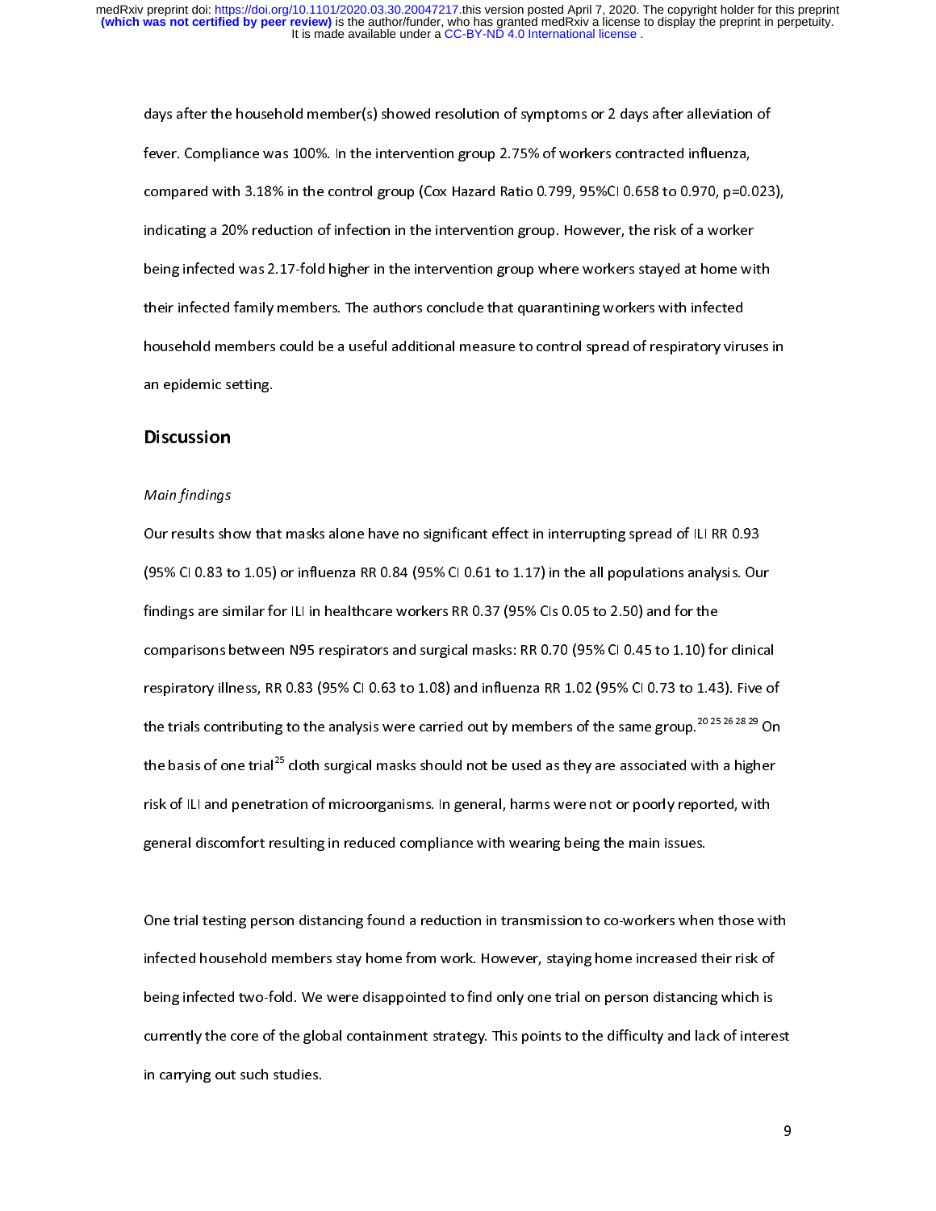days after the household member(s) showed resolution of symptoms or 2 days after alleviation of fever. Compliance was 100%. In the intervention group 2.75% of workers contracted influenza, compared with 3.18% in the control group (Cox Hazard Ratio 0.799, 95%CI 0.658 to 0.970, p=0.023), indicating a 20% reduction of infection in the intervention group. However, the risk of a worker being infected was 2.17-fold higher in the intervention group where workers stayed at home with their infected family members. The authors conclude that quarantining workers with infected household members could be a useful additional measure to control spread of respiratory viruses in an epidemic setting.

## Discussion

*Main findings*

Our results show that masks alone have no significant effect in interrupting spread of ILI RR 0.93 (95% CI 0.83 to 1.05) or influenza RR 0.84 (95% CI 0.61 to 1.17) in the all populations analysis. Our findings are similar for ILI in healthcare workers RR 0.37 (95% CIs 0.05 to 2.50) and for the comparisons between N95 respirators and surgical masks: RR 0.70 (95% CI 0.45 to 1.10) for clinical respiratory illness, RR 0.83 (95% CI 0.63 to 1.08) and influenza RR 1.02 (95% CI 0.73 to 1.43). Five of the trials contributing to the analysis were carried out by members of the same group.[20 25 26 28 29] On the basis of one trial[25] cloth surgical masks should not be used as they are associated with a higher risk of ILI and penetration of microorganisms. In general, harms were not or poorly reported, with general discomfort resulting in reduced compliance with wearing being the main issues.

One trial testing person distancing found a reduction in transmission to co-workers when those with infected household members stay home from work. However, staying home increased their risk of being infected two-fold. We were disappointed to find only one trial on person distancing which is currently the core of the global containment strategy. This points to the difficulty and lack of interest in carrying out such studies.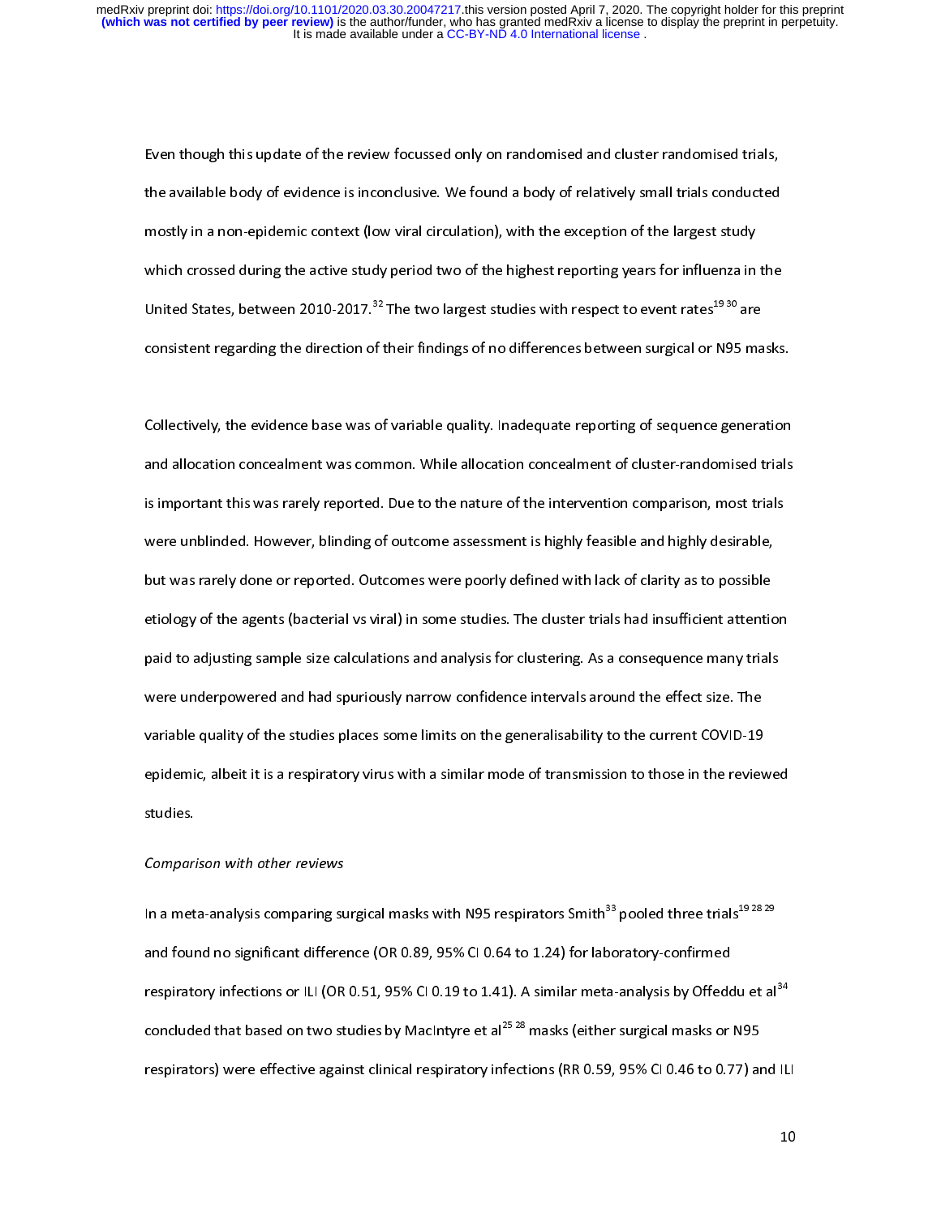Even though this update of the review focussed only on randomised and cluster randomised trials, the available body of evidence is inconclusive. We found a body of relatively small trials conducted mostly in a non-epidemic context (low viral circulation), with the exception of the largest study which crossed during the active study period two of the highest reporting years for influenza in the United States, between 2010-2017.[32] The two largest studies with respect to event rates[19 30] are consistent regarding the direction of their findings of no differences between surgical or N95 masks.

Collectively, the evidence base was of variable quality. Inadequate reporting of sequence generation and allocation concealment was common. While allocation concealment of cluster-randomised trials is important this was rarely reported. Due to the nature of the intervention comparison, most trials were unblinded. However, blinding of outcome assessment is highly feasible and highly desirable, but was rarely done or reported. Outcomes were poorly defined with lack of clarity as to possible etiology of the agents (bacterial vs viral) in some studies. The cluster trials had insufficient attention paid to adjusting sample size calculations and analysis for clustering. As a consequence many trials were underpowered and had spuriously narrow confidence intervals around the effect size. The variable quality of the studies places some limits on the generalisability to the current COVID-19 epidemic, albeit it is a respiratory virus with a similar mode of transmission to those in the reviewed studies.

*Comparison with other reviews*

In a meta-analysis comparing surgical masks with N95 respirators Smith[33] pooled three trials[19 28 29] and found no significant difference (OR 0.89, 95% CI 0.64 to 1.24) for laboratory-confirmed respiratory infections or ILI (OR 0.51, 95% CI 0.19 to 1.41). A similar meta-analysis by Offeddu et al[34] concluded that based on two studies by MacIntyre et al[25 28] masks (either surgical masks or N95 respirators) were effective against clinical respiratory infections (RR 0.59, 95% CI 0.46 to 0.77) and ILI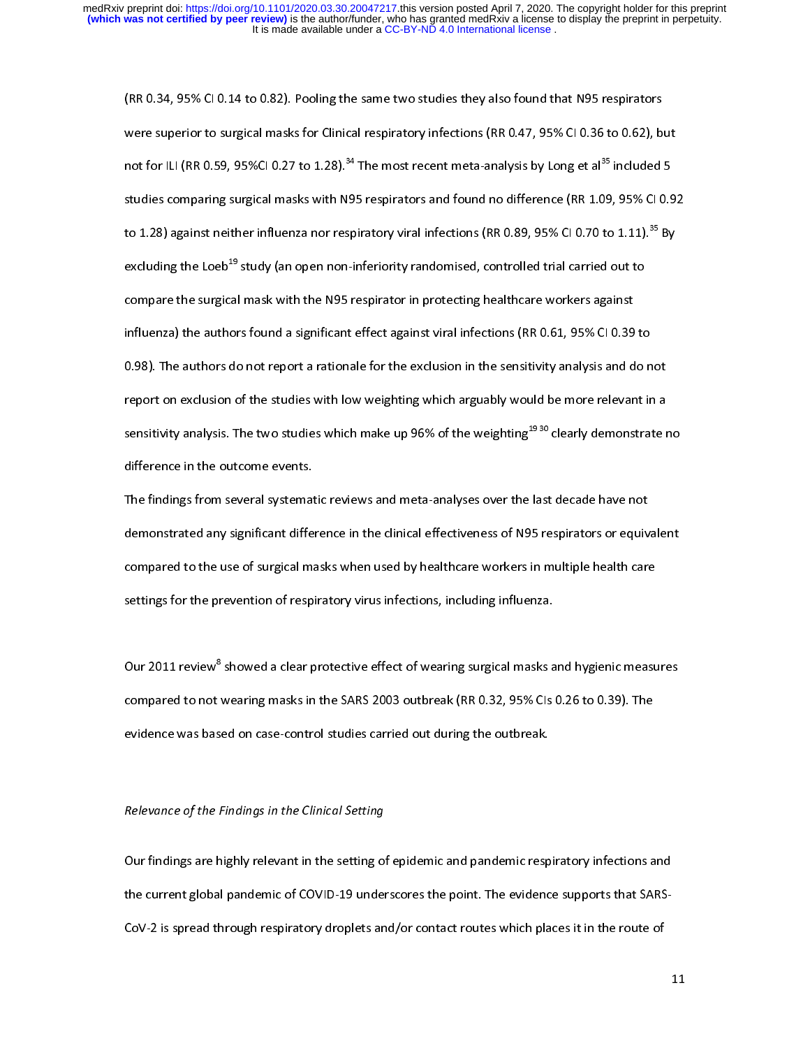(RR 0.34, 95% CI 0.14 to 0.82). Pooling the same two studies they also found that N95 respirators were superior to surgical masks for Clinical respiratory infections (RR 0.47, 95% CI 0.36 to 0.62), but not for ILI (RR 0.59, 95%CI 0.27 to 1.28).[34] The most recent meta-analysis by Long et al[35] included 5 studies comparing surgical masks with N95 respirators and found no difference (RR 1.09, 95% CI 0.92 to 1.28) against neither influenza nor respiratory viral infections (RR 0.89, 95% CI 0.70 to 1.11).[35] By excluding the Loeb[19] study (an open non-inferiority randomised, controlled trial carried out to compare the surgical mask with the N95 respirator in protecting healthcare workers against influenza) the authors found a significant effect against viral infections (RR 0.61, 95% CI 0.39 to 0.98). The authors do not report a rationale for the exclusion in the sensitivity analysis and do not report on exclusion of the studies with low weighting which arguably would be more relevant in a sensitivity analysis. The two studies which make up 96% of the weighting[19 30] clearly demonstrate no difference in the outcome events.

The findings from several systematic reviews and meta-analyses over the last decade have not demonstrated any significant difference in the clinical effectiveness of N95 respirators or equivalent compared to the use of surgical masks when used by healthcare workers in multiple health care settings for the prevention of respiratory virus infections, including influenza.

Our 2011 review[8] showed a clear protective effect of wearing surgical masks and hygienic measures compared to not wearing masks in the SARS 2003 outbreak (RR 0.32, 95% CIs 0.26 to 0.39). The evidence was based on case-control studies carried out during the outbreak.

*Relevance of the Findings in the Clinical Setting*

Our findings are highly relevant in the setting of epidemic and pandemic respiratory infections and the current global pandemic of COVID-19 underscores the point. The evidence supports that SARS-CoV-2 is spread through respiratory droplets and/or contact routes which places it in the route of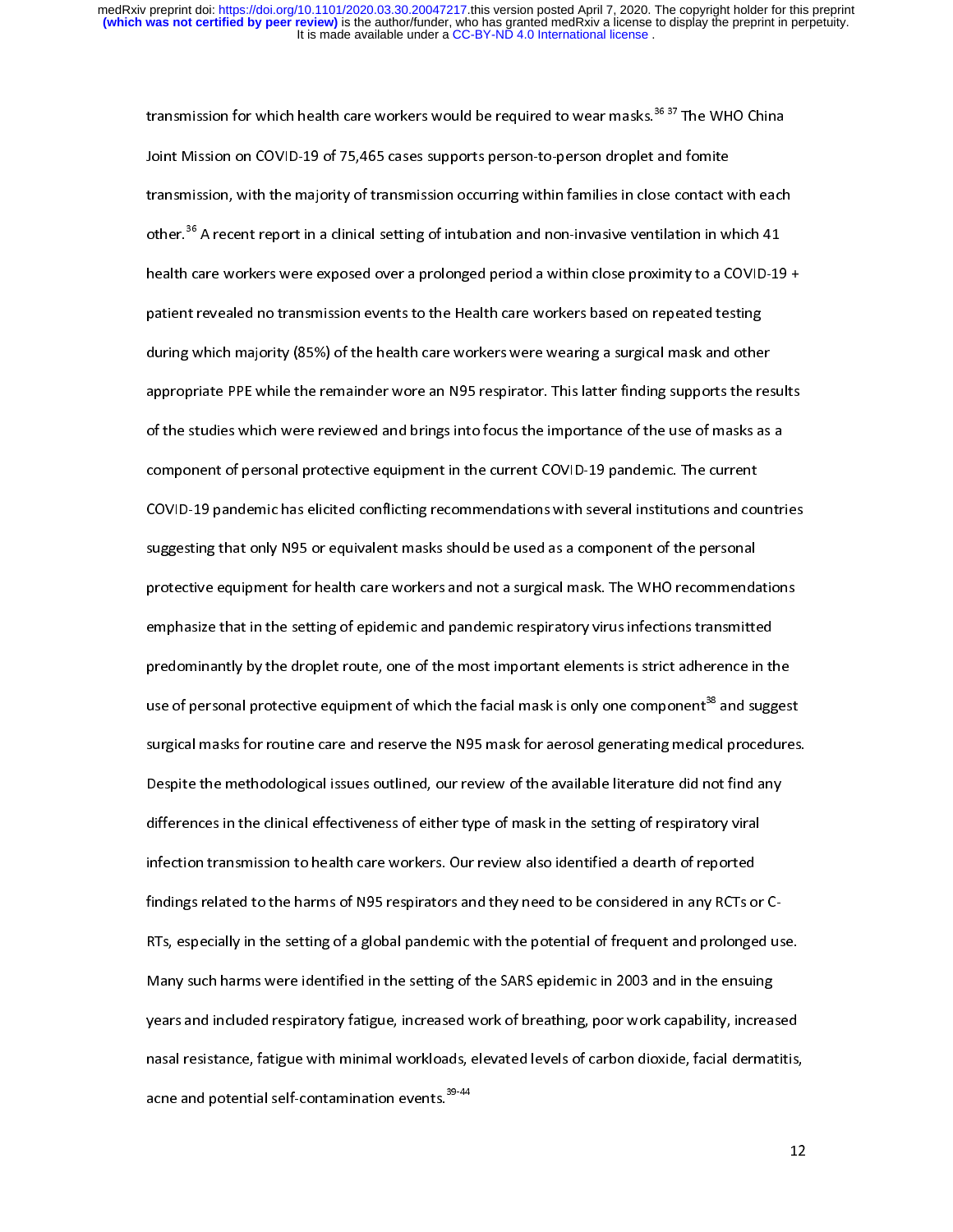transmission for which health care workers would be required to wear masks.[36 37] The WHO China Joint Mission on COVID-19 of 75,465 cases supports person-to-person droplet and fomite transmission, with the majority of transmission occurring within families in close contact with each other.[36] A recent report in a clinical setting of intubation and non-invasive ventilation in which 41 health care workers were exposed over a prolonged period a within close proximity to a COVID-19 + patient revealed no transmission events to the Health care workers based on repeated testing during which majority (85%) of the health care workers were wearing a surgical mask and other appropriate PPE while the remainder wore an N95 respirator. This latter finding supports the results of the studies which were reviewed and brings into focus the importance of the use of masks as a component of personal protective equipment in the current COVID-19 pandemic. The current COVID-19 pandemic has elicited conflicting recommendations with several institutions and countries suggesting that only N95 or equivalent masks should be used as a component of the personal protective equipment for health care workers and not a surgical mask. The WHO recommendations emphasize that in the setting of epidemic and pandemic respiratory virus infections transmitted predominantly by the droplet route, one of the most important elements is strict adherence in the use of personal protective equipment of which the facial mask is only one component[38] and suggest surgical masks for routine care and reserve the N95 mask for aerosol generating medical procedures. Despite the methodological issues outlined, our review of the available literature did not find any differences in the clinical effectiveness of either type of mask in the setting of respiratory viral infection transmission to health care workers. Our review also identified a dearth of reported findings related to the harms of N95 respirators and they need to be considered in any RCTs or C-RTs, especially in the setting of a global pandemic with the potential of frequent and prolonged use. Many such harms were identified in the setting of the SARS epidemic in 2003 and in the ensuing years and included respiratory fatigue, increased work of breathing, poor work capability, increased nasal resistance, fatigue with minimal workloads, elevated levels of carbon dioxide, facial dermatitis, acne and potential self-contamination events.[39-44]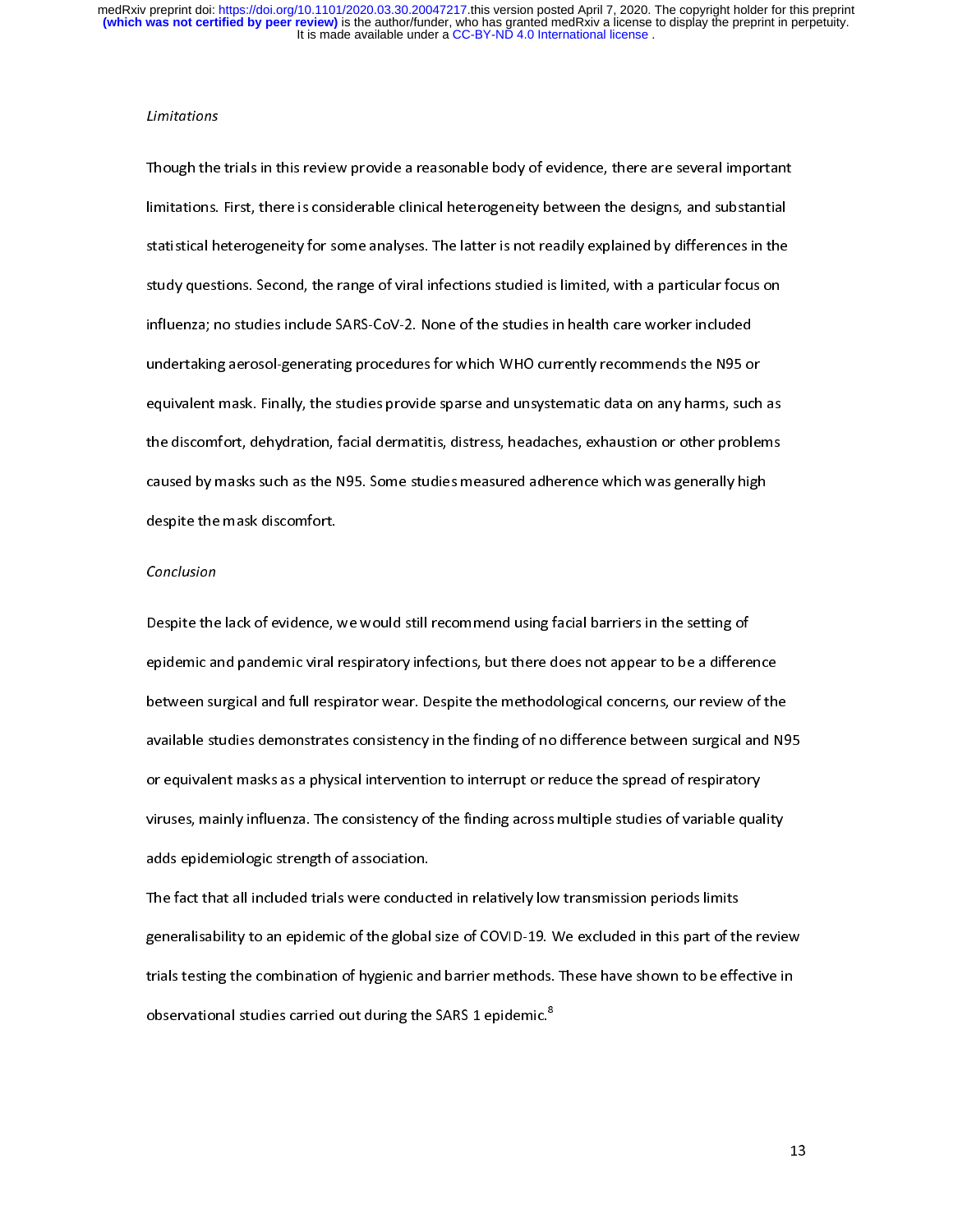*Limitations*

Though the trials in this review provide a reasonable body of evidence, there are several important limitations. First, there is considerable clinical heterogeneity between the designs, and substantial statistical heterogeneity for some analyses. The latter is not readily explained by differences in the study questions. Second, the range of viral infections studied is limited, with a particular focus on influenza; no studies include SARS-CoV-2. None of the studies in health care worker included undertaking aerosol-generating procedures for which WHO currently recommends the N95 or equivalent mask. Finally, the studies provide sparse and unsystematic data on any harms, such as the discomfort, dehydration, facial dermatitis, distress, headaches, exhaustion or other problems caused by masks such as the N95. Some studies measured adherence which was generally high despite the mask discomfort.

*Conclusion*

Despite the lack of evidence, we would still recommend using facial barriers in the setting of epidemic and pandemic viral respiratory infections, but there does not appear to be a difference between surgical and full respirator wear. Despite the methodological concerns, our review of the available studies demonstrates consistency in the finding of no difference between surgical and N95 or equivalent masks as a physical intervention to interrupt or reduce the spread of respiratory viruses, mainly influenza. The consistency of the finding across multiple studies of variable quality adds epidemiologic strength of association.

The fact that all included trials were conducted in relatively low transmission periods limits generalisability to an epidemic of the global size of COVID-19. We excluded in this part of the review trials testing the combination of hygienic and barrier methods. These have shown to be effective in observational studies carried out during the SARS 1 epidemic.[8]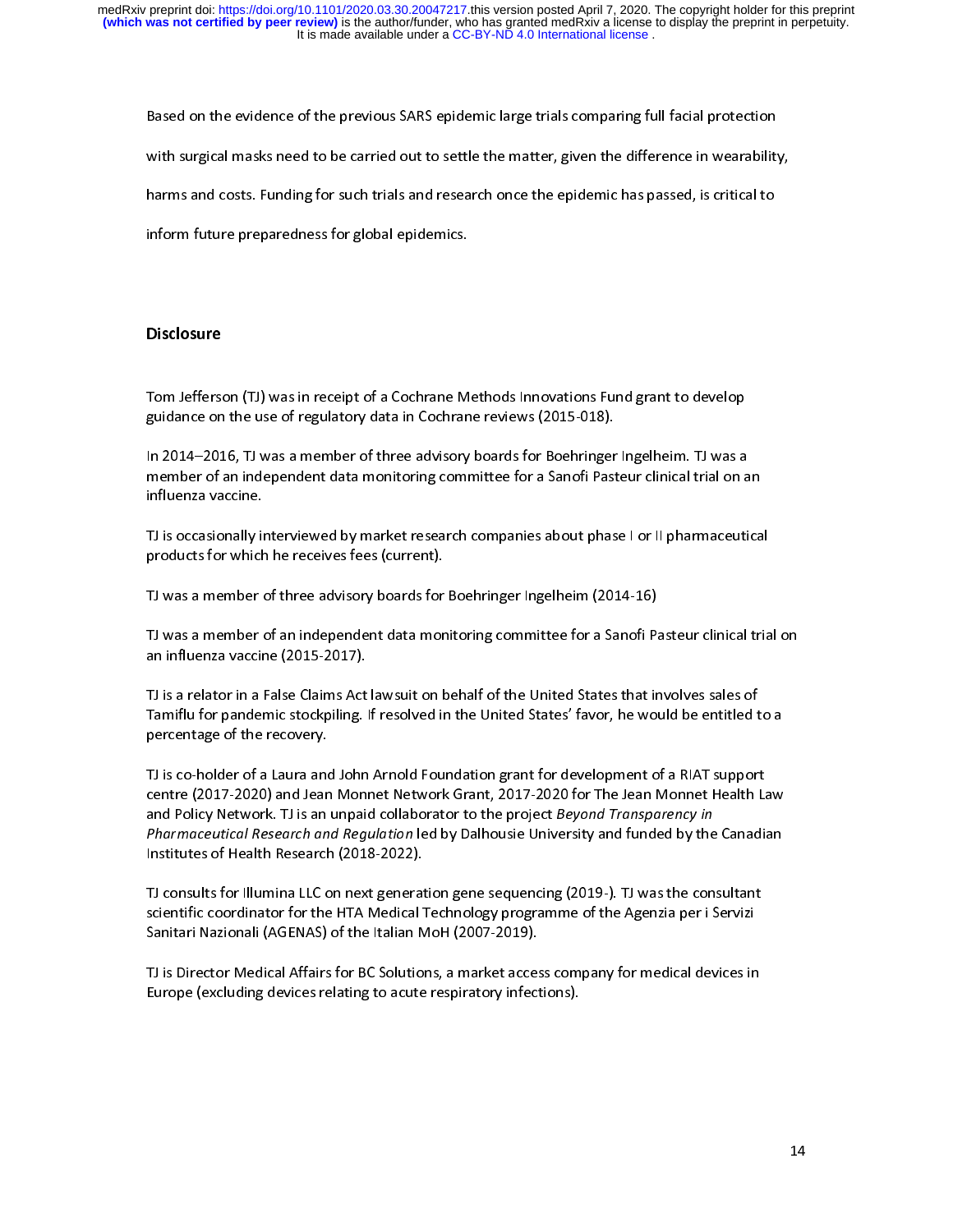Based on the evidence of the previous SARS epidemic large trials comparing full facial protection with surgical masks need to be carried out to settle the matter, given the difference in wearability, harms and costs. Funding for such trials and research once the epidemic has passed, is critical to inform future preparedness for global epidemics.

## Disclosure

Tom Jefferson (TJ) was in receipt of a Cochrane Methods Innovations Fund grant to develop guidance on the use of regulatory data in Cochrane reviews (2015-018).

In 2014–2016, TJ was a member of three advisory boards for Boehringer Ingelheim. TJ was a member of an independent data monitoring committee for a Sanofi Pasteur clinical trial on an influenza vaccine.

TJ is occasionally interviewed by market research companies about phase I or II pharmaceutical products for which he receives fees (current).

TJ was a member of three advisory boards for Boehringer Ingelheim (2014-16)

TJ was a member of an independent data monitoring committee for a Sanofi Pasteur clinical trial on an influenza vaccine (2015-2017).

TJ is a relator in a False Claims Act lawsuit on behalf of the United States that involves sales of Tamiflu for pandemic stockpiling. If resolved in the United States' favor, he would be entitled to a percentage of the recovery.

TJ is co-holder of a Laura and John Arnold Foundation grant for development of a RIAT support centre (2017-2020) and Jean Monnet Network Grant, 2017-2020 for The Jean Monnet Health Law and Policy Network. TJ is an unpaid collaborator to the project *Beyond Transparency in Pharmaceutical Research and Regulation* led by Dalhousie University and funded by the Canadian Institutes of Health Research (2018-2022).

TJ consults for Illumina LLC on next generation gene sequencing (2019-). TJ was the consultant scientific coordinator for the HTA Medical Technology programme of the Agenzia per i Servizi Sanitari Nazionali (AGENAS) of the Italian MoH (2007-2019).

TJ is Director Medical Affairs for BC Solutions, a market access company for medical devices in Europe (excluding devices relating to acute respiratory infections).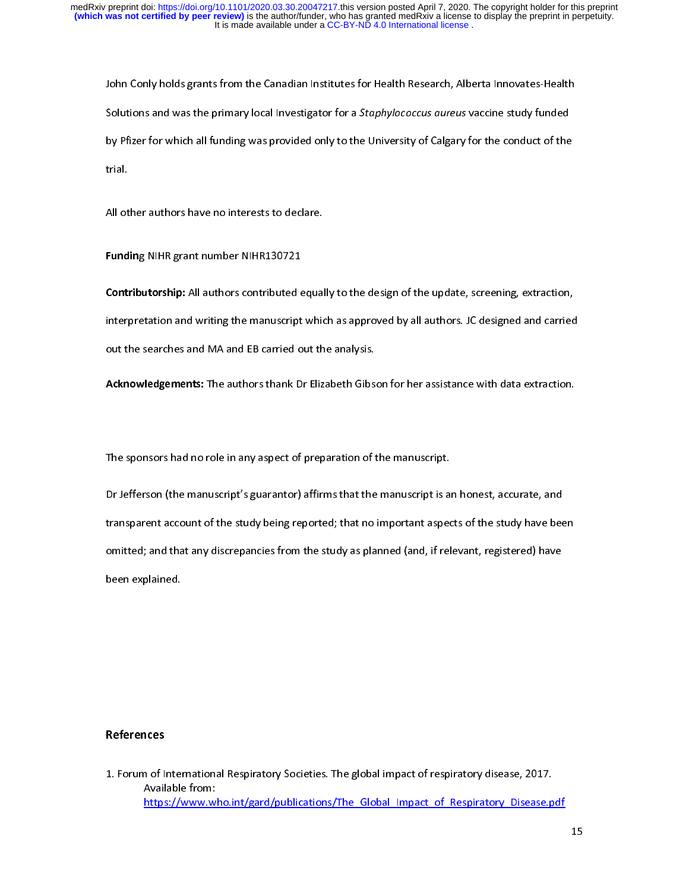John Conly holds grants from the Canadian Institutes for Health Research, Alberta Innovates-Health Solutions and was the primary local Investigator for a *Staphylococcus aureus* vaccine study funded by Pfizer for which all funding was provided only to the University of Calgary for the conduct of the trial.

All other authors have no interests to declare.

**Funding** NIHR grant number NIHR130721

**Contributorship:** All authors contributed equally to the design of the update, screening, extraction, interpretation and writing the manuscript which as approved by all authors. JC designed and carried out the searches and MA and EB carried out the analysis.

**Acknowledgements:** The authors thank Dr Elizabeth Gibson for her assistance with data extraction.

The sponsors had no role in any aspect of preparation of the manuscript.

Dr Jefferson (the manuscript's guarantor) affirms that the manuscript is an honest, accurate, and transparent account of the study being reported; that no important aspects of the study have been omitted; and that any discrepancies from the study as planned (and, if relevant, registered) have been explained.

## References

1. Forum of International Respiratory Societies. The global impact of respiratory disease, 2017. Available from: https://www.who.int/gard/publications/The_Global_Impact_of_Respiratory_Disease.pdf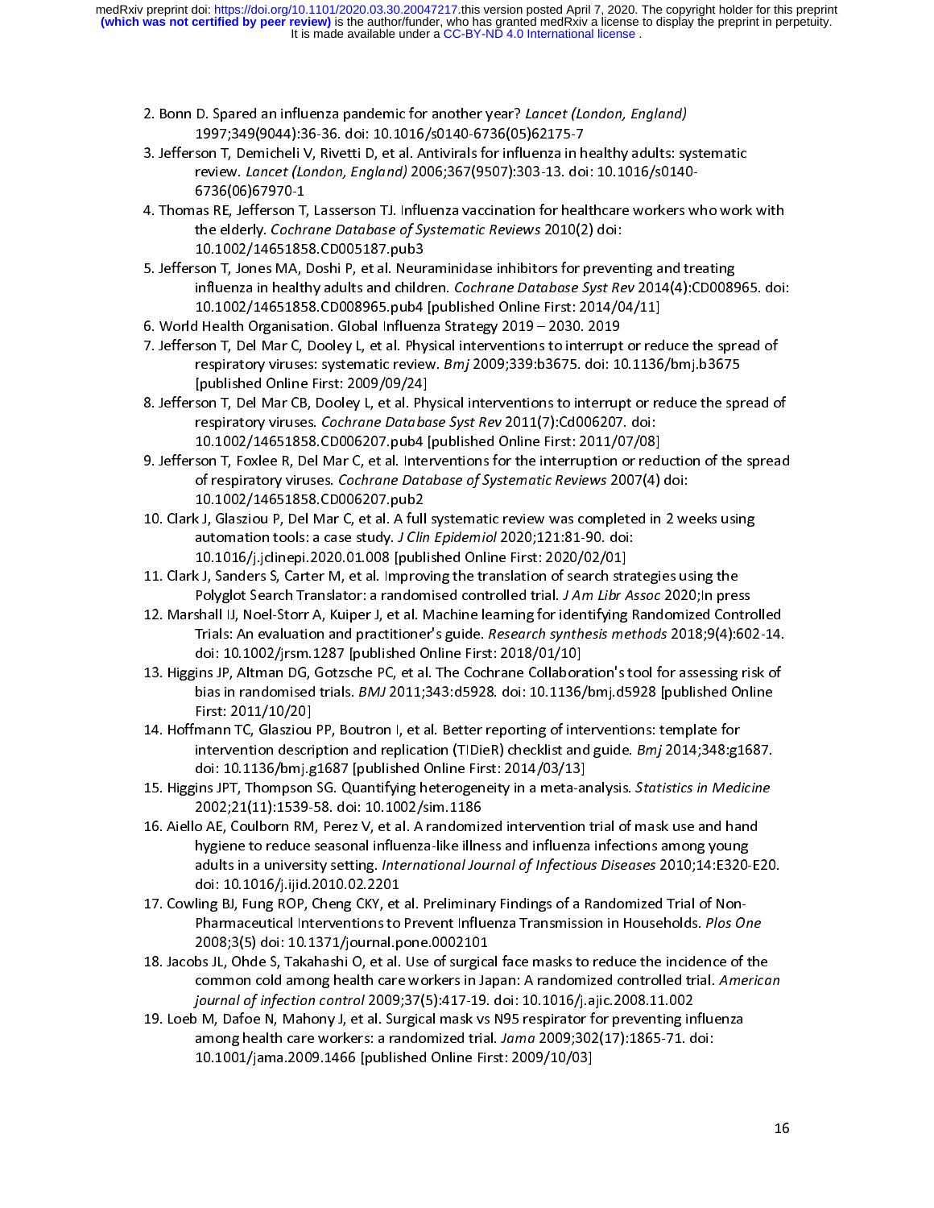2. Bonn D. Spared an influenza pandemic for another year? *Lancet (London, England)* 1997;349(9044):36-36. doi: 10.1016/s0140-6736(05)62175-7
3. Jefferson T, Demicheli V, Rivetti D, et al. Antivirals for influenza in healthy adults: systematic review. *Lancet (London, England)* 2006;367(9507):303-13. doi: 10.1016/s0140-6736(06)67970-1
4. Thomas RE, Jefferson T, Lasserson TJ. Influenza vaccination for healthcare workers who work with the elderly. *Cochrane Database of Systematic Reviews* 2010(2) doi: 10.1002/14651858.CD005187.pub3
5. Jefferson T, Jones MA, Doshi P, et al. Neuraminidase inhibitors for preventing and treating influenza in healthy adults and children. *Cochrane Database Syst Rev* 2014(4):CD008965. doi: 10.1002/14651858.CD008965.pub4 [published Online First: 2014/04/11]
6. World Health Organisation. Global Influenza Strategy 2019 – 2030. 2019
7. Jefferson T, Del Mar C, Dooley L, et al. Physical interventions to interrupt or reduce the spread of respiratory viruses: systematic review. *Bmj* 2009;339:b3675. doi: 10.1136/bmj.b3675 [published Online First: 2009/09/24]
8. Jefferson T, Del Mar CB, Dooley L, et al. Physical interventions to interrupt or reduce the spread of respiratory viruses. *Cochrane Database Syst Rev* 2011(7):Cd006207. doi: 10.1002/14651858.CD006207.pub4 [published Online First: 2011/07/08]
9. Jefferson T, Foxlee R, Del Mar C, et al. Interventions for the interruption or reduction of the spread of respiratory viruses. *Cochrane Database of Systematic Reviews* 2007(4) doi: 10.1002/14651858.CD006207.pub2
10. Clark J, Glasziou P, Del Mar C, et al. A full systematic review was completed in 2 weeks using automation tools: a case study. *J Clin Epidemiol* 2020;121:81-90. doi: 10.1016/j.jclinepi.2020.01.008 [published Online First: 2020/02/01]
11. Clark J, Sanders S, Carter M, et al. Improving the translation of search strategies using the Polyglot Search Translator: a randomised controlled trial. *J Am Libr Assoc* 2020;In press
12. Marshall IJ, Noel-Storr A, Kuiper J, et al. Machine learning for identifying Randomized Controlled Trials: An evaluation and practitioner's guide. *Research synthesis methods* 2018;9(4):602-14. doi: 10.1002/jrsm.1287 [published Online First: 2018/01/10]
13. Higgins JP, Altman DG, Gotzsche PC, et al. The Cochrane Collaboration's tool for assessing risk of bias in randomised trials. *BMJ* 2011;343:d5928. doi: 10.1136/bmj.d5928 [published Online First: 2011/10/20]
14. Hoffmann TC, Glasziou PP, Boutron I, et al. Better reporting of interventions: template for intervention description and replication (TIDieR) checklist and guide. *Bmj* 2014;348:g1687. doi: 10.1136/bmj.g1687 [published Online First: 2014/03/13]
15. Higgins JPT, Thompson SG. Quantifying heterogeneity in a meta-analysis. *Statistics in Medicine* 2002;21(11):1539-58. doi: 10.1002/sim.1186
16. Aiello AE, Coulborn RM, Perez V, et al. A randomized intervention trial of mask use and hand hygiene to reduce seasonal influenza-like illness and influenza infections among young adults in a university setting. *International Journal of Infectious Diseases* 2010;14:E320-E20. doi: 10.1016/j.ijid.2010.02.2201
17. Cowling BJ, Fung ROP, Cheng CKY, et al. Preliminary Findings of a Randomized Trial of Non-Pharmaceutical Interventions to Prevent Influenza Transmission in Households. *Plos One* 2008;3(5) doi: 10.1371/journal.pone.0002101
18. Jacobs JL, Ohde S, Takahashi O, et al. Use of surgical face masks to reduce the incidence of the common cold among health care workers in Japan: A randomized controlled trial. *American journal of infection control* 2009;37(5):417-19. doi: 10.1016/j.ajic.2008.11.002
19. Loeb M, Dafoe N, Mahony J, et al. Surgical mask vs N95 respirator for preventing influenza among health care workers: a randomized trial. *Jama* 2009;302(17):1865-71. doi: 10.1001/jama.2009.1466 [published Online First: 2009/10/03]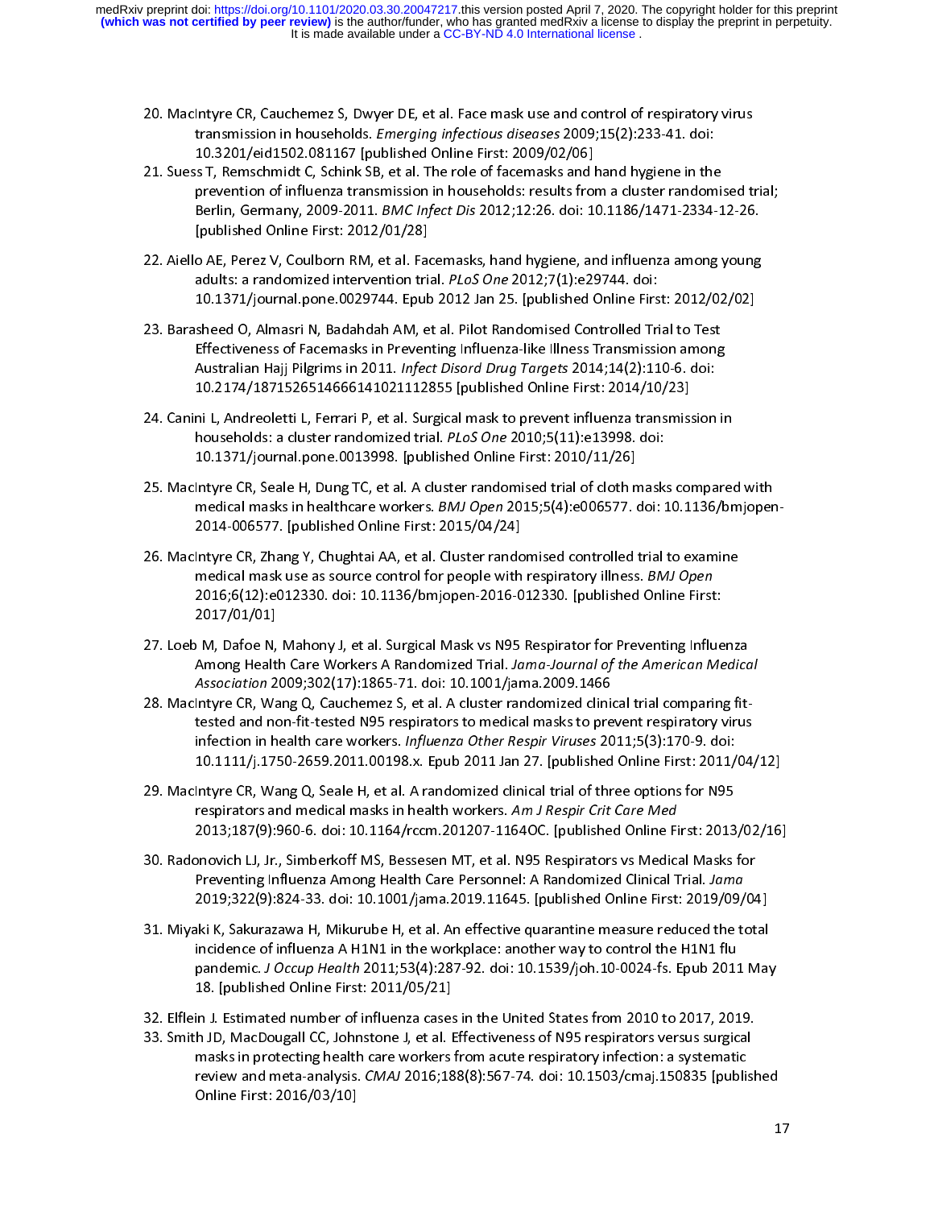20. MacIntyre CR, Cauchemez S, Dwyer DE, et al. Face mask use and control of respiratory virus transmission in households. *Emerging infectious diseases* 2009;15(2):233-41. doi: 10.3201/eid1502.081167 [published Online First: 2009/02/06]
21. Suess T, Remschmidt C, Schink SB, et al. The role of facemasks and hand hygiene in the prevention of influenza transmission in households: results from a cluster randomised trial; Berlin, Germany, 2009-2011. *BMC Infect Dis* 2012;12:26. doi: 10.1186/1471-2334-12-26. [published Online First: 2012/01/28]
22. Aiello AE, Perez V, Coulborn RM, et al. Facemasks, hand hygiene, and influenza among young adults: a randomized intervention trial. *PLoS One* 2012;7(1):e29744. doi: 10.1371/journal.pone.0029744. Epub 2012 Jan 25. [published Online First: 2012/02/02]
23. Barasheed O, Almasri N, Badahdah AM, et al. Pilot Randomised Controlled Trial to Test Effectiveness of Facemasks in Preventing Influenza-like Illness Transmission among Australian Hajj Pilgrims in 2011. *Infect Disord Drug Targets* 2014;14(2):110-6. doi: 10.2174/1871526514666141021112855 [published Online First: 2014/10/23]
24. Canini L, Andreoletti L, Ferrari P, et al. Surgical mask to prevent influenza transmission in households: a cluster randomized trial. *PLoS One* 2010;5(11):e13998. doi: 10.1371/journal.pone.0013998. [published Online First: 2010/11/26]
25. MacIntyre CR, Seale H, Dung TC, et al. A cluster randomised trial of cloth masks compared with medical masks in healthcare workers. *BMJ Open* 2015;5(4):e006577. doi: 10.1136/bmjopen-2014-006577. [published Online First: 2015/04/24]
26. MacIntyre CR, Zhang Y, Chughtai AA, et al. Cluster randomised controlled trial to examine medical mask use as source control for people with respiratory illness. *BMJ Open* 2016;6(12):e012330. doi: 10.1136/bmjopen-2016-012330. [published Online First: 2017/01/01]
27. Loeb M, Dafoe N, Mahony J, et al. Surgical Mask vs N95 Respirator for Preventing Influenza Among Health Care Workers A Randomized Trial. *Jama-Journal of the American Medical Association* 2009;302(17):1865-71. doi: 10.1001/jama.2009.1466
28. MacIntyre CR, Wang Q, Cauchemez S, et al. A cluster randomized clinical trial comparing fit-tested and non-fit-tested N95 respirators to medical masks to prevent respiratory virus infection in health care workers. *Influenza Other Respir Viruses* 2011;5(3):170-9. doi: 10.1111/j.1750-2659.2011.00198.x. Epub 2011 Jan 27. [published Online First: 2011/04/12]
29. MacIntyre CR, Wang Q, Seale H, et al. A randomized clinical trial of three options for N95 respirators and medical masks in health workers. *Am J Respir Crit Care Med* 2013;187(9):960-6. doi: 10.1164/rccm.201207-1164OC. [published Online First: 2013/02/16]
30. Radonovich LJ, Jr., Simberkoff MS, Bessesen MT, et al. N95 Respirators vs Medical Masks for Preventing Influenza Among Health Care Personnel: A Randomized Clinical Trial. *Jama* 2019;322(9):824-33. doi: 10.1001/jama.2019.11645. [published Online First: 2019/09/04]
31. Miyaki K, Sakurazawa H, Mikurube H, et al. An effective quarantine measure reduced the total incidence of influenza A H1N1 in the workplace: another way to control the H1N1 flu pandemic. *J Occup Health* 2011;53(4):287-92. doi: 10.1539/joh.10-0024-fs. Epub 2011 May 18. [published Online First: 2011/05/21]
32. Elflein J. Estimated number of influenza cases in the United States from 2010 to 2017, 2019.
33. Smith JD, MacDougall CC, Johnstone J, et al. Effectiveness of N95 respirators versus surgical masks in protecting health care workers from acute respiratory infection: a systematic review and meta-analysis. *CMAJ* 2016;188(8):567-74. doi: 10.1503/cmaj.150835 [published Online First: 2016/03/10]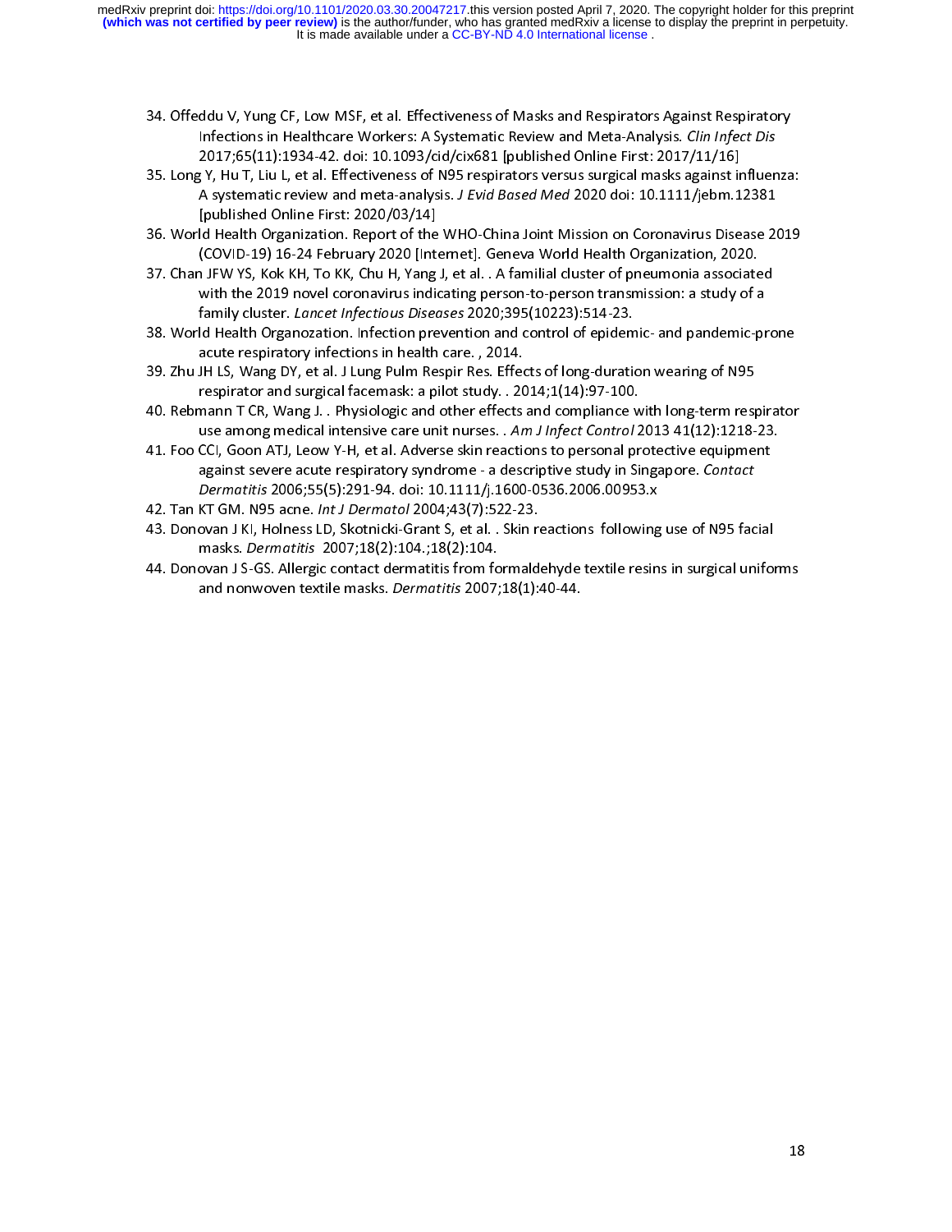34. Offeddu V, Yung CF, Low MSF, et al. Effectiveness of Masks and Respirators Against Respiratory Infections in Healthcare Workers: A Systematic Review and Meta-Analysis. *Clin Infect Dis* 2017;65(11):1934-42. doi: 10.1093/cid/cix681 [published Online First: 2017/11/16]
35. Long Y, Hu T, Liu L, et al. Effectiveness of N95 respirators versus surgical masks against influenza: A systematic review and meta-analysis. *J Evid Based Med* 2020 doi: 10.1111/jebm.12381 [published Online First: 2020/03/14]
36. World Health Organization. Report of the WHO-China Joint Mission on Coronavirus Disease 2019 (COVID-19) 16-24 February 2020 [Internet]. Geneva World Health Organization, 2020.
37. Chan JFW YS, Kok KH, To KK, Chu H, Yang J, et al. . A familial cluster of pneumonia associated with the 2019 novel coronavirus indicating person-to-person transmission: a study of a family cluster. *Lancet Infectious Diseases* 2020;395(10223):514-23.
38. World Health Organozation. Infection prevention and control of epidemic- and pandemic-prone acute respiratory infections in health care. , 2014.
39. Zhu JH LS, Wang DY, et al. J Lung Pulm Respir Res. Effects of long-duration wearing of N95 respirator and surgical facemask: a pilot study. . 2014;1(14):97-100.
40. Rebmann T CR, Wang J. . Physiologic and other effects and compliance with long-term respirator use among medical intensive care unit nurses. . *Am J Infect Control* 2013 41(12):1218-23.
41. Foo CCI, Goon ATJ, Leow Y-H, et al. Adverse skin reactions to personal protective equipment against severe acute respiratory syndrome - a descriptive study in Singapore. *Contact Dermatitis* 2006;55(5):291-94. doi: 10.1111/j.1600-0536.2006.00953.x
42. Tan KT GM. N95 acne. *Int J Dermatol* 2004;43(7):522-23.
43. Donovan J KI, Holness LD, Skotnicki-Grant S, et al. . Skin reactions following use of N95 facial masks. *Dermatitis* 2007;18(2):104.;18(2):104.
44. Donovan J S-GS. Allergic contact dermatitis from formaldehyde textile resins in surgical uniforms and nonwoven textile masks. *Dermatitis* 2007;18(1):40-44.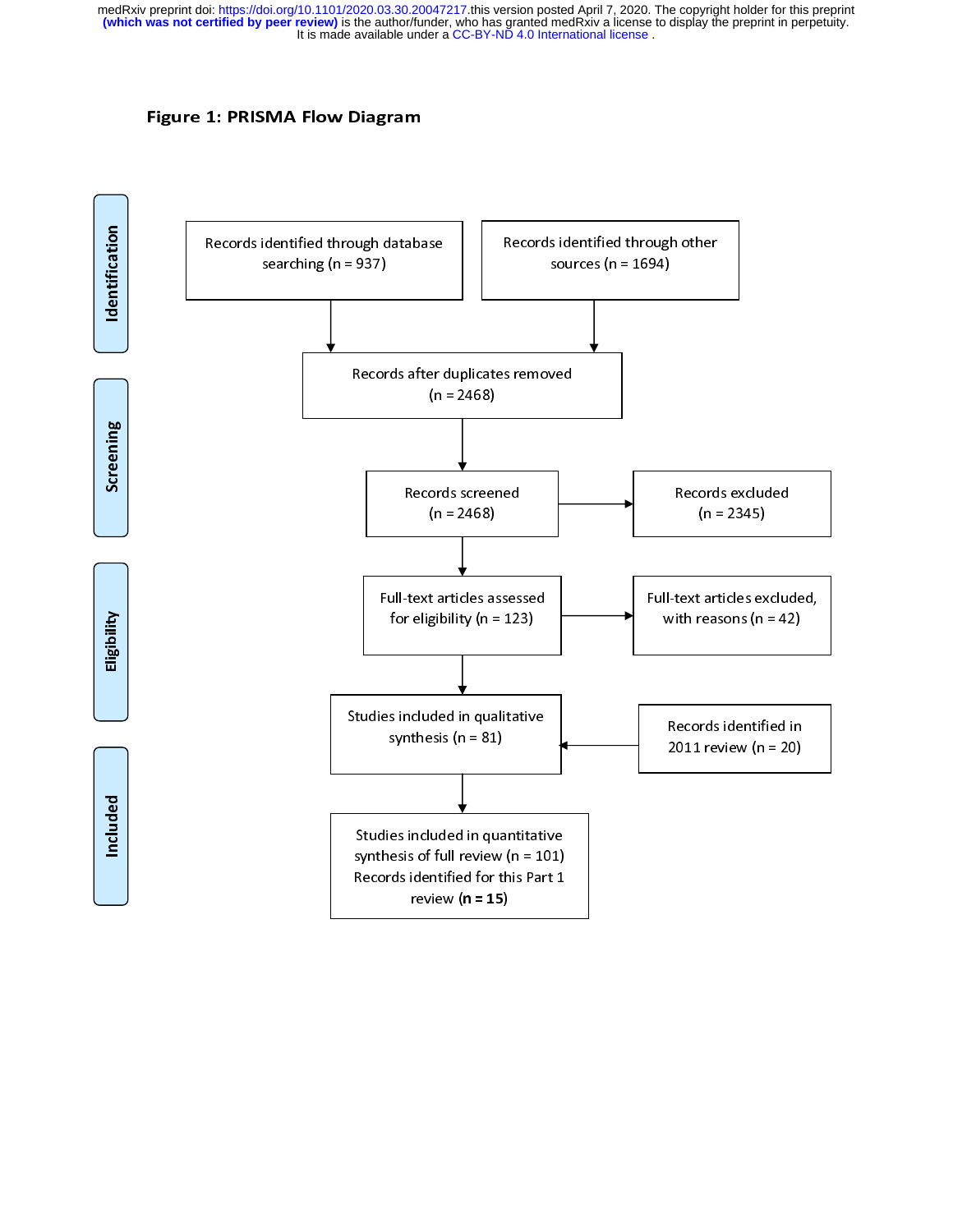**Figure 1: PRISMA Flow Diagram**

**Identification**

- Records identified through database searching (n = 937)
- Records identified through other sources (n = 1694)

**Screening**

- Records after duplicates removed (n = 2468)
- Records screened (n = 2468)
- Records excluded (n = 2345)

**Eligibility**

- Full-text articles assessed for eligibility (n = 123)
- Full-text articles excluded, with reasons (n = 42)

**Included**

- Studies included in qualitative synthesis (n = 81)
- Records identified in 2011 review (n = 20)
- Studies included in quantitative synthesis of full review (n = 101)
  Records identified for this Part 1 review (**n = 15**)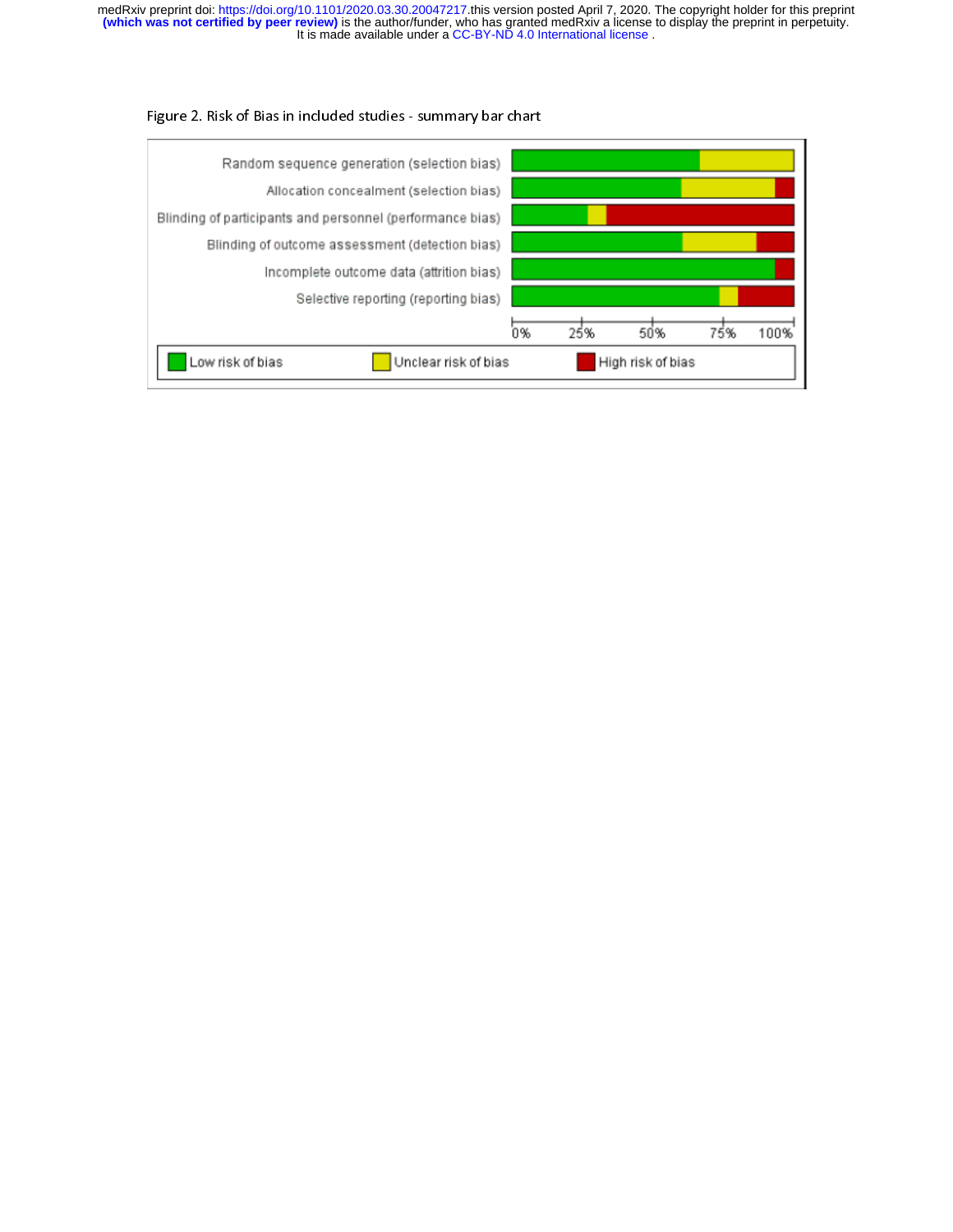Figure 2. Risk of Bias in included studies - summary bar chart

| | Low risk of bias | Unclear risk of bias | High risk of bias |
|---|---|---|---|
| Random sequence generation (selection bias) | | | |
| Allocation concealment (selection bias) | | | |
| Blinding of participants and personnel (performance bias) | | | |
| Blinding of outcome assessment (detection bias) | | | |
| Incomplete outcome data (attrition bias) | | | |
| Selective reporting (reporting bias) | | | |

0% 25% 50% 75% 100%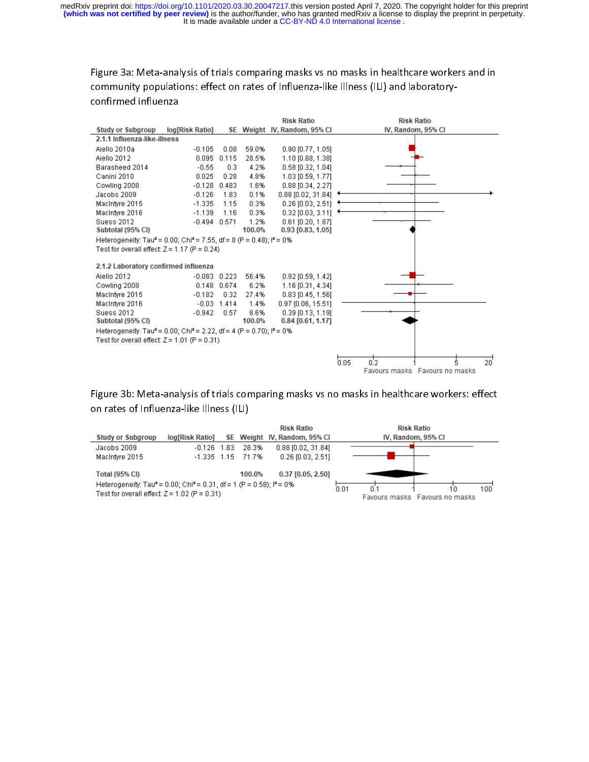Figure 3a: Meta-analysis of trials comparing masks vs no masks in healthcare workers and in community populations: effect on rates of Influenza-like Illness (ILI) and laboratory-confirmed influenza

| Study or Subgroup | log[Risk Ratio] | SE | Weight | Risk Ratio IV, Random, 95% CI |
|---|---|---|---|---|
| **2.1.1 Influenza-like-illness** | | | | |
| Aiello 2010a | -0.105 | 0.08 | 59.0% | 0.90 [0.77, 1.05] |
| Aiello 2012 | 0.095 | 0.115 | 28.5% | 1.10 [0.88, 1.38] |
| Barasheed 2014 | -0.55 | 0.3 | 4.2% | 0.58 [0.32, 1.04] |
| Canini 2010 | 0.025 | 0.28 | 4.8% | 1.03 [0.59, 1.77] |
| Cowling 2008 | -0.128 | 0.483 | 1.6% | 0.88 [0.34, 2.27] |
| Jacobs 2009 | -0.126 | 1.83 | 0.1% | 0.88 [0.02, 31.84] |
| MacIntyre 2015 | -1.335 | 1.15 | 0.3% | 0.26 [0.03, 2.51] |
| MacIntyre 2016 | -1.139 | 1.16 | 0.3% | 0.32 [0.03, 3.11] |
| Suess 2012 | -0.494 | 0.571 | 1.2% | 0.61 [0.20, 1.87] |
| **Subtotal (95% CI)** | | | **100.0%** | **0.93 [0.83, 1.05]** |

Heterogeneity: $Tau^2 = 0.00$; $Chi^2 = 7.55$, df = 8 (P = 0.48); $I^2 = 0\%$
Test for overall effect: Z = 1.17 (P = 0.24)

| Study or Subgroup | log[Risk Ratio] | SE | Weight | Risk Ratio IV, Random, 95% CI |
|---|---|---|---|---|
| **2.1.2 Laboratory confirmed influenza** | | | | |
| Aiello 2012 | -0.083 | 0.223 | 56.4% | 0.92 [0.59, 1.42] |
| Cowling 2008 | 0.148 | 0.674 | 6.2% | 1.16 [0.31, 4.34] |
| MacIntyre 2015 | -0.182 | 0.32 | 27.4% | 0.83 [0.45, 1.56] |
| MacIntyre 2016 | -0.03 | 1.414 | 1.4% | 0.97 [0.06, 15.51] |
| Suess 2012 | -0.942 | 0.57 | 8.6% | 0.39 [0.13, 1.19] |
| **Subtotal (95% CI)** | | | **100.0%** | **0.84 [0.61, 1.17]** |

Heterogeneity: $Tau^2 = 0.00$; $Chi^2 = 2.22$, df = 4 (P = 0.70); $I^2 = 0\%$
Test for overall effect: Z = 1.01 (P = 0.31)

Figure 3b: Meta-analysis of trials comparing masks vs no masks in healthcare workers: effect on rates of Influenza-like Illness (ILI)

| Study or Subgroup | log[Risk Ratio] | SE | Weight | Risk Ratio IV, Random, 95% CI |
|---|---|---|---|---|
| Jacobs 2009 | -0.126 | 1.83 | 28.3% | 0.88 [0.02, 31.84] |
| MacIntyre 2015 | -1.335 | 1.15 | 71.7% | 0.26 [0.03, 2.51] |
| **Total (95% CI)** | | | **100.0%** | **0.37 [0.05, 2.50]** |

Heterogeneity: $Tau^2 = 0.00$; $Chi^2 = 0.31$, df = 1 (P = 0.58); $I^2 = 0\%$
Test for overall effect: Z = 1.02 (P = 0.31)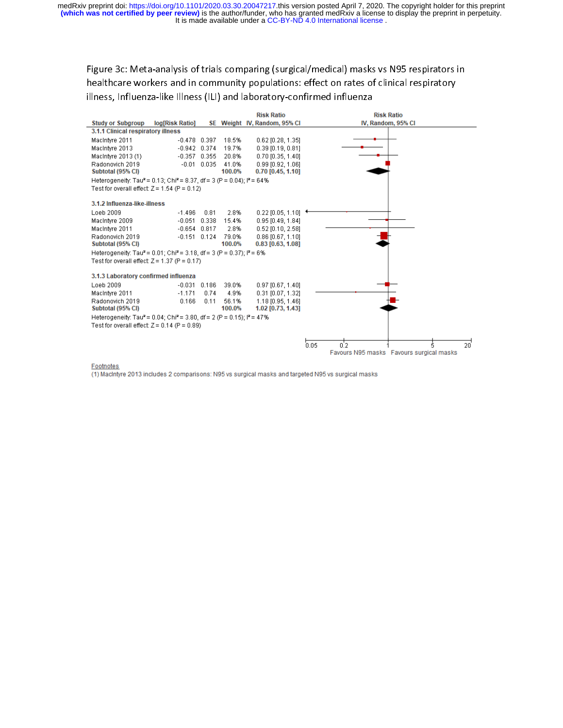Figure 3c: Meta-analysis of trials comparing (surgical/medical) masks vs N95 respirators in healthcare workers and in community populations: effect on rates of clinical respiratory illness, Influenza-like Illness (ILI) and laboratory-confirmed influenza

| Study or Subgroup | log[Risk Ratio] | SE | Weight | Risk Ratio IV, Random, 95% CI |
|---|---|---|---|---|
| **3.1.1 Clinical respiratory illness** | | | | |
| MacIntyre 2011 | -0.478 | 0.397 | 18.5% | 0.62 [0.28, 1.35] |
| MacIntyre 2013 | -0.942 | 0.374 | 19.7% | 0.39 [0.19, 0.81] |
| MacIntyre 2013 (1) | -0.357 | 0.355 | 20.8% | 0.70 [0.35, 1.40] |
| Radonovich 2019 | -0.01 | 0.035 | 41.0% | 0.99 [0.92, 1.06] |
| **Subtotal (95% CI)** | | | **100.0%** | **0.70 [0.45, 1.10]** |
| Heterogeneity: Tau² = 0.13; Chi² = 8.37, df = 3 (P = 0.04); I² = 64% | | | | |
| Test for overall effect: Z = 1.54 (P = 0.12) | | | | |
| **3.1.2 Influenza-like-illness** | | | | |
| Loeb 2009 | -1.496 | 0.81 | 2.8% | 0.22 [0.05, 1.10] |
| MacIntyre 2009 | -0.051 | 0.338 | 15.4% | 0.95 [0.49, 1.84] |
| MacIntyre 2011 | -0.654 | 0.817 | 2.8% | 0.52 [0.10, 2.58] |
| Radonovich 2019 | -0.151 | 0.124 | 79.0% | 0.86 [0.67, 1.10] |
| **Subtotal (95% CI)** | | | **100.0%** | **0.83 [0.63, 1.08]** |
| Heterogeneity: Tau² = 0.01; Chi² = 3.18, df = 3 (P = 0.37); I² = 6% | | | | |
| Test for overall effect: Z = 1.37 (P = 0.17) | | | | |
| **3.1.3 Laboratory confirmed influenza** | | | | |
| Loeb 2009 | -0.031 | 0.186 | 39.0% | 0.97 [0.67, 1.40] |
| MacIntyre 2011 | -1.171 | 0.74 | 4.9% | 0.31 [0.07, 1.32] |
| Radonovich 2019 | 0.166 | 0.11 | 56.1% | 1.18 [0.95, 1.46] |
| **Subtotal (95% CI)** | | | **100.0%** | **1.02 [0.73, 1.43]** |
| Heterogeneity: Tau² = 0.04; Chi² = 3.80, df = 2 (P = 0.15); I² = 47% | | | | |
| Test for overall effect: Z = 0.14 (P = 0.89) | | | | |

Risk Ratio IV, Random, 95% CI: 0.05 · 0.2 · 1 · 5 · 20 — Favours N95 masks / Favours surgical masks

Footnotes

(1) MacIntyre 2013 includes 2 comparisons: N95 vs surgical masks and targeted N95 vs surgical masks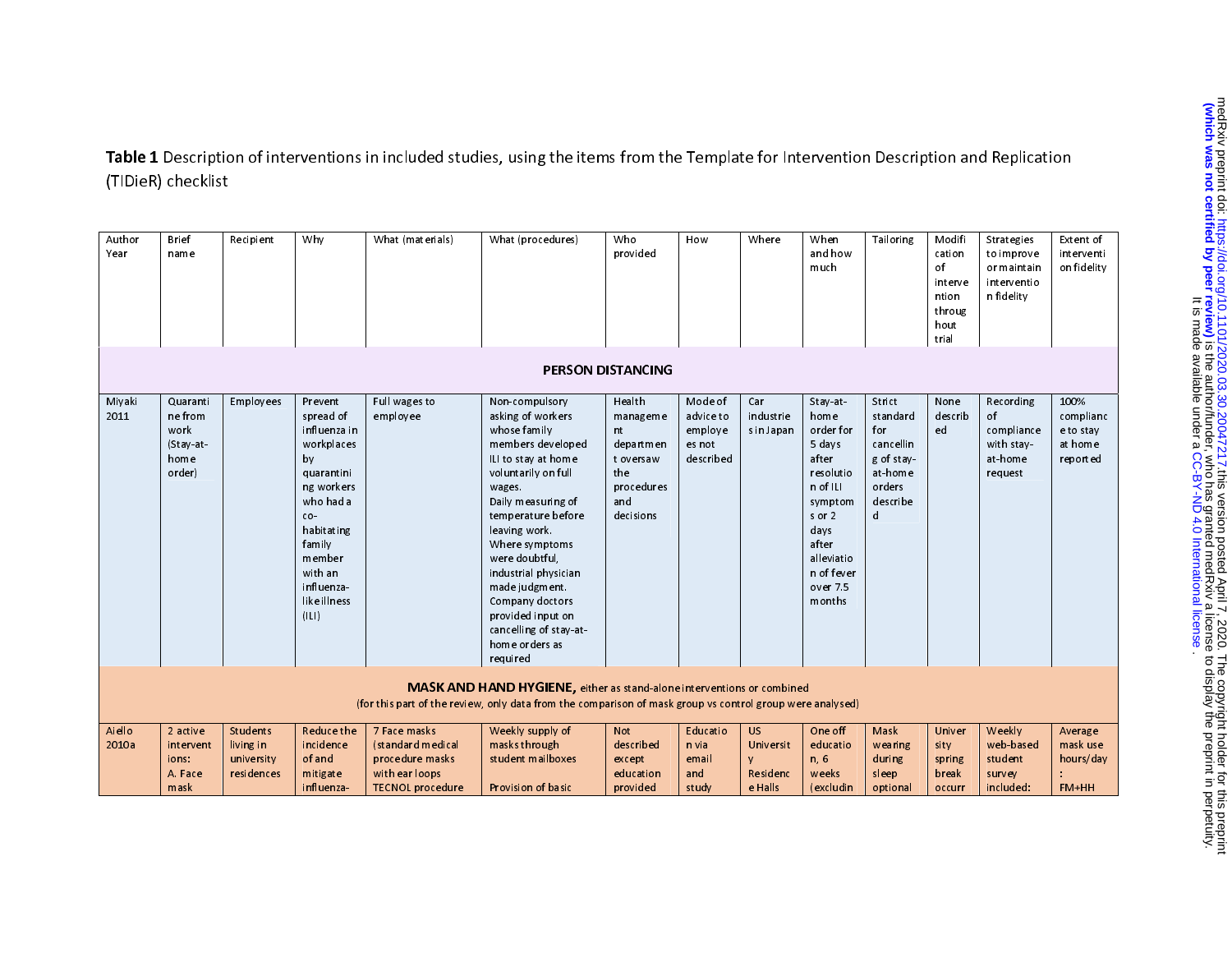**Table 1** Description of interventions in included studies, using the items from the Template for Intervention Description and Replication (TIDieR) checklist

| Author Year | Brief name | Recipient | Why | What (materials) | What (procedures) | Who provided | How | Where | When and how much | Tailoring | Modification of intervention throughout trial | Strategies to improve or maintain intervention fidelity | Extent of intervention fidelity |
|---|---|---|---|---|---|---|---|---|---|---|---|---|---|
| **PERSON DISTANCING** | | | | | | | | | | | | | |
| Miyaki 2011 | Quarantine from work (Stay-at-home order) | Employees | Prevent spread of influenza in workplaces by quarantining workers who had a co-habitating family member with an influenza-like illness (ILI) | Full wages to employee | Non-compulsory asking of workers whose family members developed ILI to stay at home voluntarily on full wages. Daily measuring of temperature before leaving work. Where symptoms were doubtful, industrial physician made judgment. Company doctors provided input on cancelling of stay-at-home orders as required | Health management department oversaw the procedures and decisions | Mode of advice to employees not described | Car industries in Japan | Stay-at-home order for 5 days after resolution of ILI symptoms or 2 days after alleviation of fever over 7.5 months | Strict standard for cancelling of stay-at-home orders described | None described | Recording of compliance with stay-at-home request | 100% compliance to stay at home reported |
| **MASK AND HAND HYGIENE,** either as stand-alone interventions or combined (for this part of the review, only data from the comparison of mask group vs control group were analysed) | | | | | | | | | | | | | |
| Aiello 2010a | 2 active interventions: A. Face mask | Students living in university residences | Reduce the incidence of and mitigate influenza- | 7 Face masks (standard medical procedure masks with ear loops TECNOL procedure | Weekly supply of masks through student mailboxes<br><br>Provision of basic | Not described except education provided | Education via email and study | US University Residence Halls | One off education, 6 weeks (excludin | Mask wearing during sleep optional | University spring break occurr | Weekly web-based student survey included: | Average mask use hours/day: FM+HH |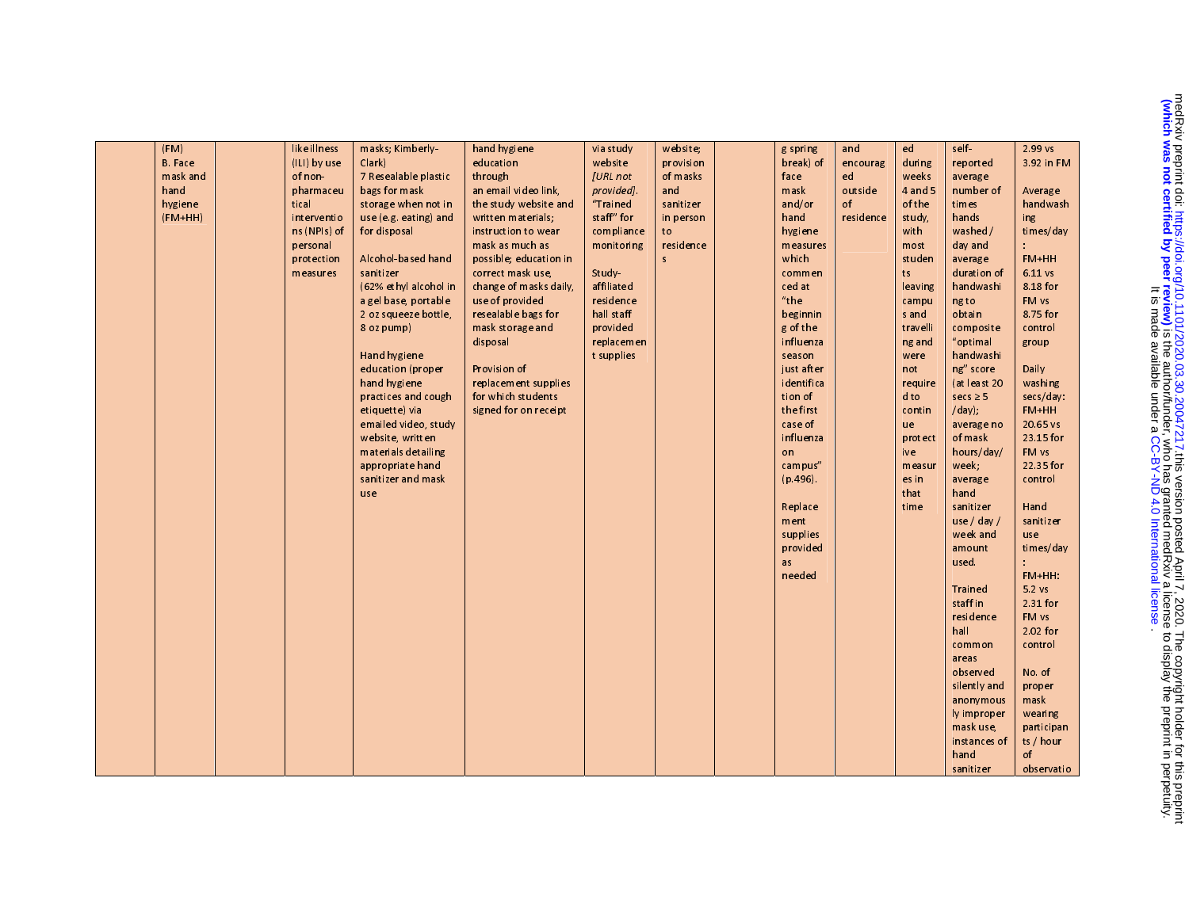| | (FM)<br>B. Face mask and hand hygiene (FM+HH) | | like illness (ILI) by use of non-pharmaceutical interventions (NPIs) of personal protection measures | masks; Kimberly-Clark)<br>7 Resealable plastic bags for mask storage when not in use (e.g. eating) and for disposal<br><br>Alcohol-based hand sanitizer (62% ethyl alcohol in a gel base, portable 2 oz squeeze bottle, 8 oz pump)<br><br>Hand hygiene education (proper hand hygiene practices and cough etiquette) via emailed video, study website, written materials detailing appropriate hand sanitizer and mask use | hand hygiene education through an email video link, the study website and written materials; instruction to wear mask as much as possible; education in correct mask use, change of masks daily, use of provided resealable bags for mask storage and disposal<br><br>Provision of replacement supplies for which students signed for on receipt | via study website *[URL not provided]*. "Trained staff" for compliance monitoring<br><br>Study-affiliated residence hall staff provided replacement supplies | website; provision of masks and sanitizer in person to residences | | g spring break) of face mask and/or hand hygiene measures which commenced at "the beginning of the influenza season just after identification of the first case of influenza on campus" (p.496).<br><br>Replacement supplies provided as needed | and encouraged outside of residence | ed during weeks 4 and 5 of the study, with most students leaving campus and travelling and were not required to continue protective measures in that time | self-reported average number of times hands washed / day and average duration of handwashing to obtain composite "optimal handwashing" score (at least 20 secs ≥ 5 /day); average no of mask hours/day/week; average hand sanitizer use / day / week and amount used.<br><br>Trained staff in residence hall common areas observed silently and anonymously improper mask use, instances of hand sanitizer | 2.99 vs 3.92 in FM<br><br>Average handwashing times/day:<br>FM+HH 6.11 vs 8.18 for FM vs 8.75 for control group<br><br>Daily washing secs/day:<br>FM+HH 20.65 vs 23.15 for FM vs 22.35 for control<br><br>Hand sanitizer use times/day:<br>FM+HH: 5.2 vs 2.31 for FM vs 2.02 for control<br><br>No. of proper mask wearing participants / hour of observatio |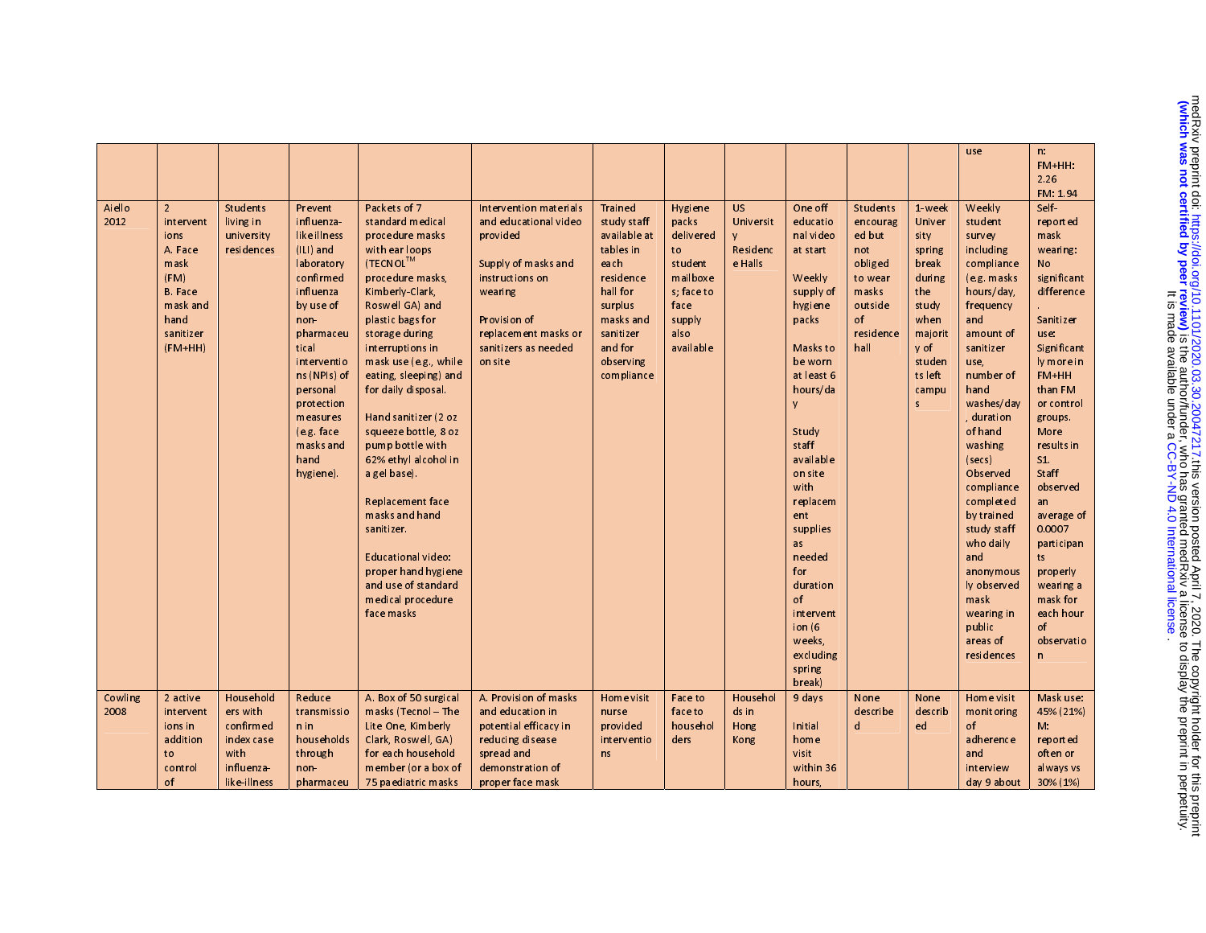| | | | | | | | | | | | | | |
|---|---|---|---|---|---|---|---|---|---|---|---|---|---|
| | | | | | | | | | | | | use | n: FM+HH: 2.26 FM: 1.94 |
| Aiello 2012 | 2 interventions A. Face mask (FM) B. Face mask and hand sanitizer (FM+HH) | Students living in university residences | Prevent influenza-like illness (ILI) and laboratory confirmed influenza by use of non-pharmaceutical interventions (NPIs) of personal protection measures (e.g. face masks and hand hygiene). | Packets of 7 standard medical procedure masks with ear loops (TECNOL™ procedure masks, Kimberly-Clark, Roswell GA) and plastic bags for storage during interruptions in mask use (e.g., while eating, sleeping) and for daily disposal.<br><br>Hand sanitizer (2 oz squeeze bottle, 8 oz pump bottle with 62% ethyl alcohol in a gel base).<br><br>Replacement face masks and hand sanitizer.<br><br>Educational video: proper hand hygiene and use of standard medical procedure face masks | Intervention materials and educational video provided<br><br>Supply of masks and instructions on wearing<br><br>Provision of replacement masks or sanitizers as needed on site | Trained study staff available at tables in each residence hall for surplus masks and sanitizer and for observing compliance | Hygiene packs delivered to student mailboxes; face to face supply also available | US University Residence Halls | One off educational video at start<br><br>Weekly supply of hygiene packs<br><br>Masks to be worn at least 6 hours/day<br><br>Study staff available on site with replacement supplies as needed for duration of intervention (6 weeks, excluding spring break) | Students encouraged but not obliged to wear masks outside of residence hall | 1-week University spring break during the study when majority of students left campus | Weekly student survey including compliance (e.g. masks hours/day, frequency and amount of sanitizer use, number of hand washes/day, duration of hand washing (secs) Observed compliance completed by trained study staff who daily and anonymously observed mask wearing in public areas of residences | Self-reported mask wearing: No significant difference.<br>Sanitizer use: Significantly more in FM+HH than FM or control groups. More results in S1.<br>Staff observed an average of 0.0007 participants properly wearing a mask for each hour of observation |
| Cowling 2008 | 2 active interventions in addition to control of | Householders with confirmed index case with influenza-like-illness | Reduce transmission in households through non-pharmaceu | A. Box of 50 surgical masks (Tecnol – The Lite One, Kimberly Clark, Roswell, GA) for each household member (or a box of 75 paediatric masks | A. Provision of masks and education in potential efficacy in reducing disease spread and demonstration of proper face mask | Home visit nurse provided interventions | Face to face to householders | Households in Hong Kong | 9 days<br><br>Initial home visit within 36 hours, | None described | None described | Home visit monitoring of adherence and interview day 9 about | Mask use: 45% (21%) M: reported often or always vs 30% (1%) |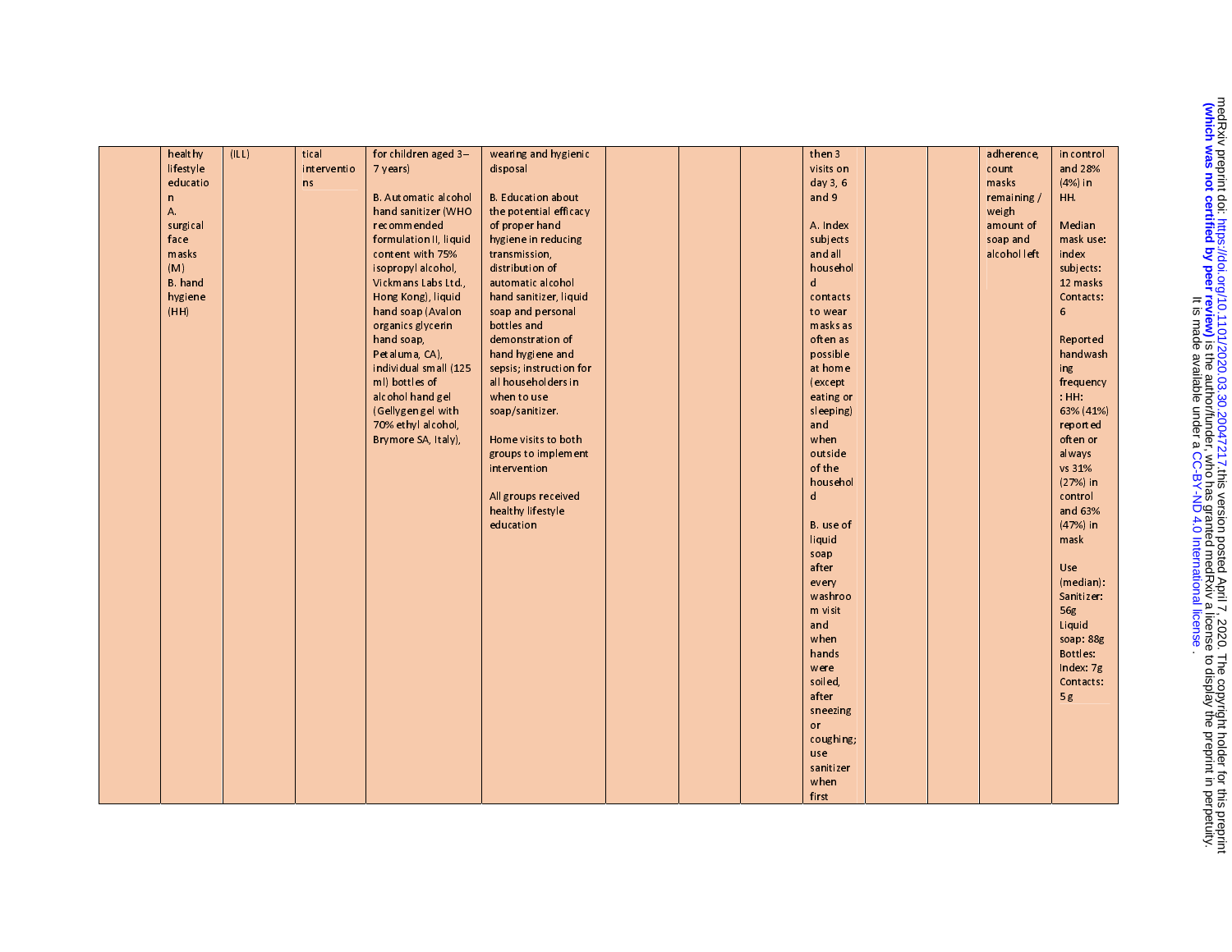| | | | | | | | | | | | | |
|---|---|---|---|---|---|---|---|---|---|---|---|---|
| | healthy lifestyle education A. surgical face masks (M) B. hand hygiene (HH) | (ILL) | tical interventions | for children aged 3–7 years) B. Automatic alcohol hand sanitizer (WHO recommended formulation II, liquid content with 75% isopropyl alcohol, Vickmans Labs Ltd., Hong Kong), liquid hand soap (Avalon organics glycerin hand soap, Petaluma, CA), individual small (125 ml) bottles of alcohol hand gel (Gellygen gel with 70% ethyl alcohol, Brymore SA, Italy), | wearing and hygienic disposal B. Education about the potential efficacy of proper hand hygiene in reducing transmission, distribution of automatic alcohol hand sanitizer, liquid soap and personal bottles and demonstration of hand hygiene and sepsis; instruction for all householders in when to use soap/sanitizer. Home visits to both groups to implement intervention All groups received healthy lifestyle education | | | then 3 visits on day 3, 6 and 9 A. Index subjects and all household contacts to wear masks as often as possible at home (except eating or sleeping) and when outside of the household B. use of liquid soap after every washroom visit and when hands were soiled, after sneezing or coughing; use sanitizer when first | | | adherence, count masks remaining / weigh amount of soap and alcohol left | in control and 28% (4%) in HH. Median mask use: index subjects: 12 masks Contacts: 6 Reported handwashing frequency: HH: 63% (41%) reported often or always vs 31% (27%) in control and 63% (47%) in mask Use (median): Sanitizer: 56g Liquid soap: 88g Bottles: Index: 7g Contacts: 5 g |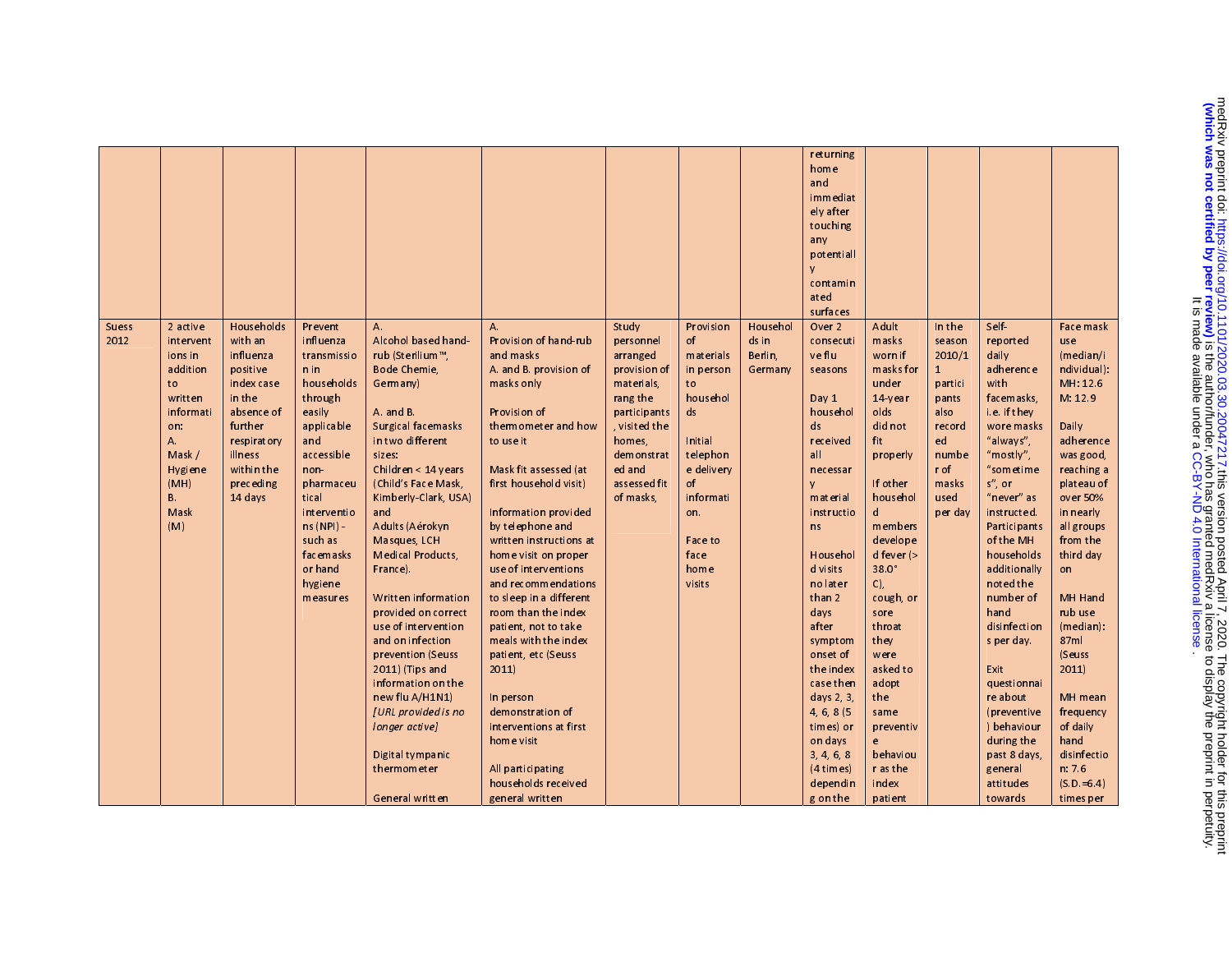| | | | | | | | | | | | | | |
|---|---|---|---|---|---|---|---|---|---|---|---|---|---|
| | | | | | | | | | returning home and immediately after touching any potentially contaminated surfaces | | | | |
| Suess 2012 | 2 active interventions in addition to written information: A. Mask / Hygiene (MH) B. Mask (M) | Households with an influenza positive index case in the absence of further respiratory illness within the preceding 14 days | Prevent influenza transmission in households through easily applicable and accessible non-pharmaceutical interventions (NPI) - such as facemasks or hand hygiene measures | A. Alcohol based hand-rub (Sterillium™, Bode Chemie, Germany)<br><br>A. and B. Surgical facemasks in two different sizes: Children < 14 years (Child's Face Mask, Kimberly-Clark, USA) and Adults (Aérokyn Masques, LCH Medical Products, France).<br><br>Written information provided on correct use of intervention and on infection prevention (Seuss 2011) (Tips and information on the new flu A/H1N1) *[URL provided is no longer active]*<br><br>Digital tympanic thermometer<br><br>General written | A. Provision of hand-rub and masks A. and B. provision of masks only<br><br>Provision of thermometer and how to use it<br><br>Mask fit assessed (at first household visit)<br><br>Information provided by telephone and written instructions at home visit on proper use of interventions and recommendations to sleep in a different room than the index patient, not to take meals with the index patient, etc (Seuss 2011)<br><br>In person demonstration of interventions at first home visit<br><br>All participating households received general written | Study personnel arranged provision of materials, rang the participants, visited the homes, demonstrated and assessed fit of masks, | Provision of materials in person to households<br><br>Initial telephone delivery of information.<br><br>Face to face home visits | Households in Berlin, Germany | Over 2 consecutive flu seasons<br><br>Day 1 households received all necessary material instructions<br><br>Household visits no later than 2 days after symptom onset of the index case then days 2, 3, 4, 6, 8 (5 times) or on days 3, 4, 6, 8 (4 times) depending on the | Adult masks worn if masks for under 14-year olds did not fit properly<br><br>If other household members developed fever (> 38.0° C), cough, or sore throat they were asked to adopt the same preventive behaviour as the index patient | In the season 2010/11 participants also recorded number of masks used per day | Self-reported daily adherence with facemasks, i.e. if they wore masks "always", "mostly", "sometimes", or "never" as instructed. Participants of the MH households additionally noted the number of hand disinfections per day.<br><br>Exit questionnaire about (preventive) behaviour during the past 8 days, general attitudes towards | Face mask use (median/individual): MH: 12.6 M: 12.9<br><br>Daily adherence was good, reaching a plateau of over 50% in nearly all groups from the third day on<br><br>MH Hand rub use (median): 87ml (Seuss 2011)<br><br>MH mean frequency of daily hand disinfection: 7.6 (S.D.=6.4) times per |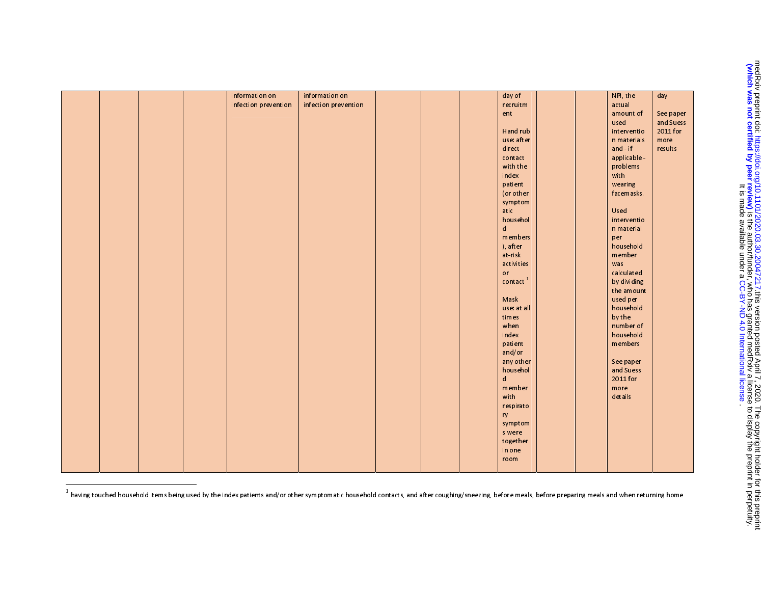| | | | | | | | | | | | | | |
|---|---|---|---|---|---|---|---|---|---|---|---|---|---|
| | | | | information on infection prevention | information on infection prevention | | | | day of recruitment<br><br>Hand rub use: after direct contact with the index patient (or other symptomatic household members), after at-risk activities or contact [1]<br><br>Mask use: at all times when index patient and/or any other household member with respiratory symptoms were together in one room | | | NPI, the actual amount of used intervention materials and - if applicable - problems with wearing facemasks.<br><br>Used intervention material per household member was calculated by dividing the amount used per household by the number of household members<br><br>See paper and Suess 2011 for more details | day<br><br>See paper and Suess 2011 for more results |

[1] having touched household items being used by the index patients and/or other symptomatic household contacts, and after coughing/sneezing, before meals, before preparing meals and when returning home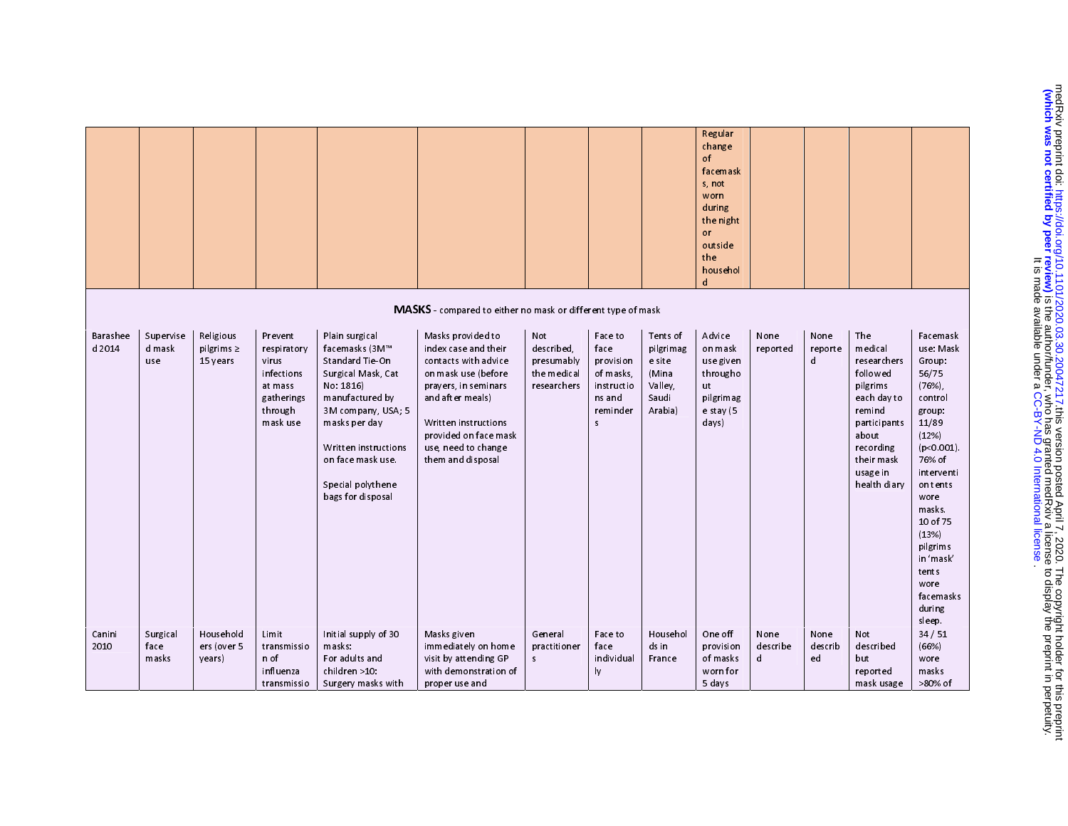| | | | | | | | | | | | | | |
|---|---|---|---|---|---|---|---|---|---|---|---|---|---|
| | | | | | | | | | Regular change of facemasks, not worn during the night or outside the household | | | | |
| **MASKS** - compared to either no mask or different type of mask | | | | | | | | | | | | | |
| Barasheed 2014 | Supervised mask use | Religious pilgrims ≥ 15 years | Prevent respiratory virus infections at mass gatherings through mask use | Plain surgical facemasks (3M™ Standard Tie-On Surgical Mask, Cat No: 1816) manufactured by 3M company, USA; 5 masks per day<br><br>Written instructions on face mask use.<br><br>Special polythene bags for disposal | Masks provided to index case and their contacts with advice on mask use (before prayers, in seminars and after meals)<br><br>Written instructions provided on face mask use, need to change them and disposal | Not described, presumably the medical researchers | Face to face provision of masks, instructions and reminders | Tents of pilgrimage site (Mina Valley, Saudi Arabia) | Advice on mask use given throughout pilgrimage stay (5 days) | None reported | None reported | The medical researchers followed pilgrims each day to remind participants about recording their mask usage in health diary | Facemask use: Mask Group: 56/75 (76%), control group: 11/89 (12%) (p<0.001). 76% of intervention tents wore masks. 10 of 75 (13%) pilgrims in 'mask' tents wore facemasks during sleep. |
| Canini 2010 | Surgical face masks | Householders (over 5 years) | Limit transmission of influenza transmissio | Initial supply of 30 masks:<br>For adults and children >10: Surgery masks with | Masks given immediately on home visit by attending GP with demonstration of proper use and | General practitioners | Face to face individually | Households in France | One off provision of masks worn for 5 days | None described | None described | Not described but reported mask usage | 34 / 51 (66%) wore masks >80% of |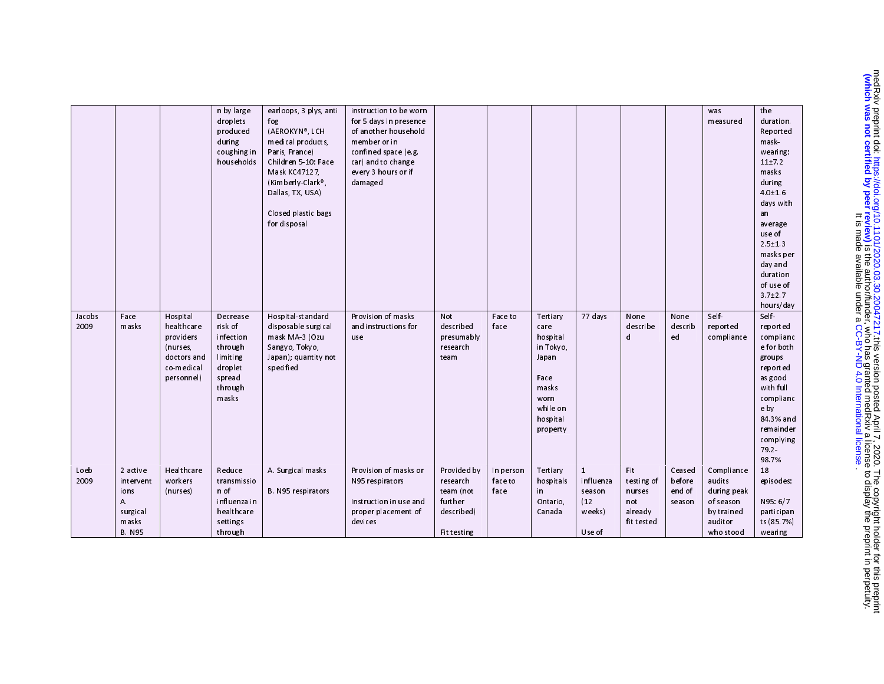| | | | n by large droplets produced during coughing in households | earloops, 3 plys, anti fog (AEROKYN®, LCH medical products, Paris, France) Children 5-10: Face Mask KC47127, (Kimberly-Clark®, Dallas, TX, USA)<br><br>Closed plastic bags for disposal | instruction to be worn for 5 days in presence of another household member or in confined space (e.g. car) and to change every 3 hours or if damaged | | | | | | | was measured | the duration. Reported mask-wearing: 11±7.2 masks during 4.0±1.6 days with an average use of 2.5±1.3 masks per day and duration of use of 3.7±2.7 hours/day |
|---|---|---|---|---|---|---|---|---|---|---|---|---|---|
| Jacobs 2009 | Face masks | Hospital healthcare providers (nurses, doctors and co-medical personnel) | Decrease risk of infection through limiting droplet spread through masks | Hospital-standard disposable surgical mask MA-3 (Ozu Sangyo, Tokyo, Japan); quantity not specified | Provision of masks and instructions for use | Not described presumably research team | Face to face | Tertiary care hospital in Tokyo, Japan<br><br>Face masks worn while on hospital property | 77 days | None described | None described | Self-reported compliance | Self-reported compliance for both groups reported as good with full compliance by 84.3% and remainder complying 79.2-98.7% |
| Loeb 2009 | 2 active interventions<br>A. surgical masks<br>B. N95 | Healthcare workers (nurses) | Reduce transmission of influenza in healthcare settings through | A. Surgical masks<br><br>B. N95 respirators | Provision of masks or N95 respirators<br><br>Instruction in use and proper placement of devices | Provided by research team (not further described)<br><br>Fit testing | In person face to face | Tertiary hospitals in Ontario, Canada | 1 influenza season (12 weeks)<br><br>Use of | Fit testing of nurses not already fit tested | Ceased before end of season | Compliance audits during peak of season by trained auditor who stood | 18 episodes:<br><br>N95: 6/7 participants (85.7%) wearing |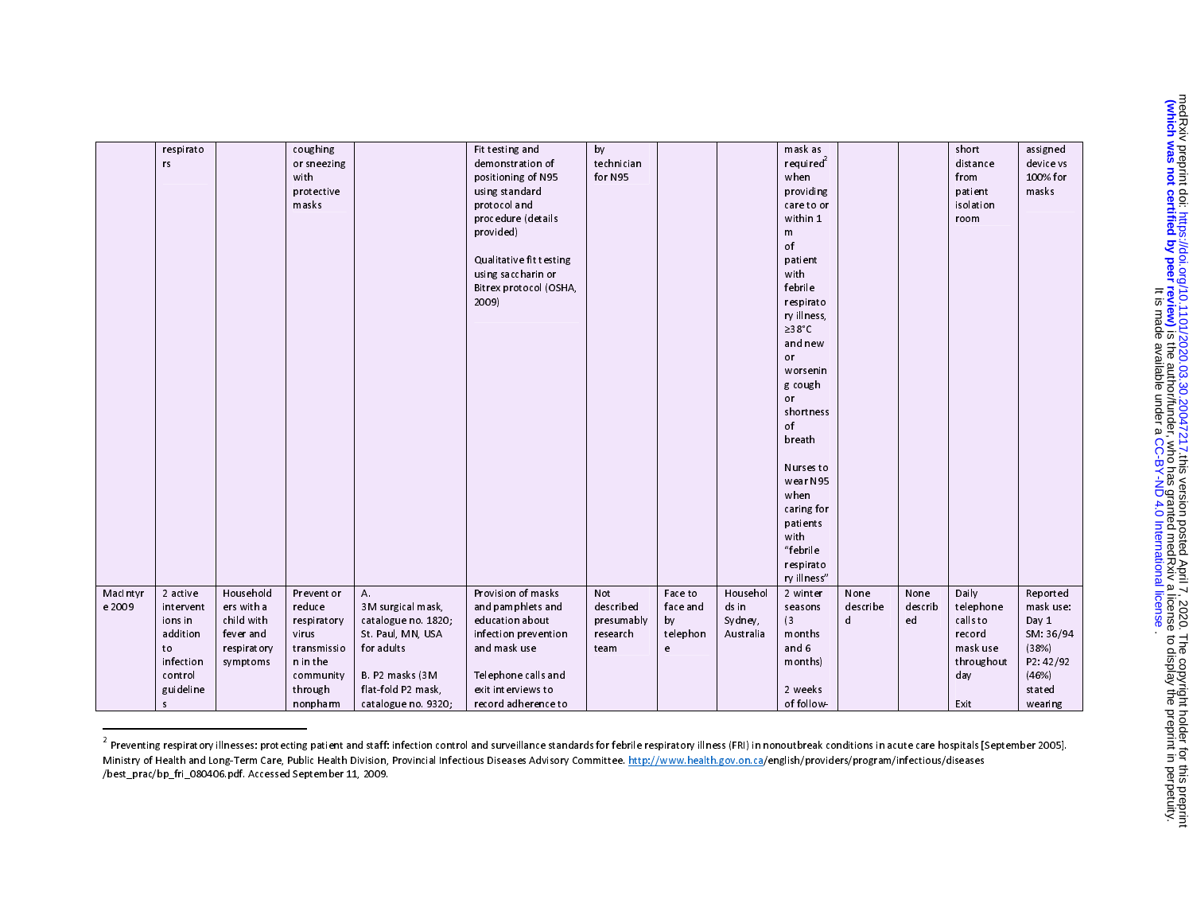| | | | | | | | | | | | | | |
|---|---|---|---|---|---|---|---|---|---|---|---|---|---|
| | respirators | | coughing or sneezing with protective masks | | Fit testing and demonstration of positioning of N95 using standard protocol and procedure (details provided)<br><br>Qualitative fit testing using saccharin or Bitrex protocol (OSHA, 2009) | by technician for N95 | | | mask as required[2] when providing care to or within 1 m of patient with febrile respiratory illness, ≥38°C and new or worsening cough or shortness of breath<br><br>Nurses to wear N95 when caring for patients with "febrile respiratory illness" | | | short distance from patient isolation room | assigned device vs 100% for masks |
| MacIntyre 2009 | 2 active interventions in addition to infection control guidelines | Householders with a child with fever and respiratory symptoms | Prevent or reduce respiratory virus transmission in the community through nonpharm | A.<br>3M surgical mask, catalogue no. 1820; St. Paul, MN, USA for adults<br><br>B. P2 masks (3M flat-fold P2 mask, catalogue no. 9320; | Provision of masks and pamphlets and education about infection prevention and mask use<br><br>Telephone calls and exit interviews to record adherence to | Not described presumably research team | Face to face and by telephone | Households in Sydney, Australia | 2 winter seasons (3 months and 6 months)<br><br>2 weeks of follow- | None described | None described | Daily telephone calls to record mask use throughout day<br><br>Exit | Reported mask use: Day 1 SM: 36/94 (38%) P2: 42/92 (46%) stated wearing |

[2] Preventing respiratory illnesses: protecting patient and staff: infection control and surveillance standards for febrile respiratory illness (FRI) in nonoutbreak conditions in acute care hospitals [September 2005]. Ministry of Health and Long-Term Care, Public Health Division, Provincial Infectious Diseases Advisory Committee. http://www.health.gov.on.ca/english/providers/program/infectious/diseases /best_prac/bp_fri_080406.pdf. Accessed September 11, 2009.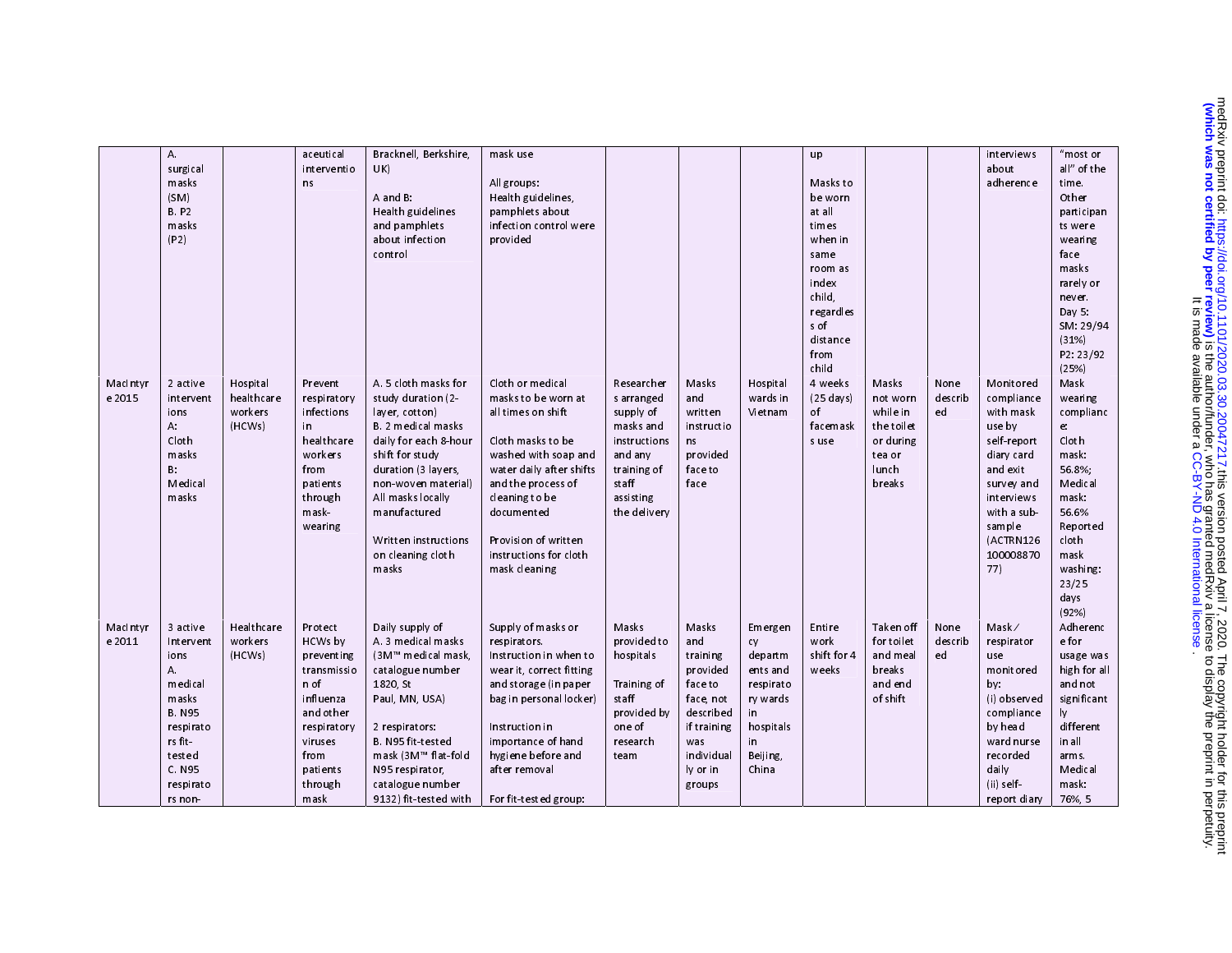|  |  |  |  |  |  |  |  |  |  |  |  |  |  |
|---|---|---|---|---|---|---|---|---|---|---|---|---|---|
|  | A. surgical masks (SM) B. P2 masks (P2) |  | aceutical interventions | Bracknell, Berkshire, UK) A and B: Health guidelines and pamphlets about infection control | mask use All groups: Health guidelines, pamphlets about infection control were provided |  |  |  | up Masks to be worn at all times when in same room as index child, regardless of distance from child |  |  | interviews about adherence | "most or all" of the time. Other participants were wearing face masks rarely or never. Day 5: SM: 29/94 (31%) P2: 23/92 (25%) |
| MacIntyre 2015 | 2 active interventions A: Cloth masks B: Medical masks | Hospital healthcare workers (HCWs) | Prevent respiratory infections in healthcare workers from patients through mask-wearing | A. 5 cloth masks for study duration (2-layer, cotton) B. 2 medical masks daily for each 8-hour shift for study duration (3 layers, non-woven material) All masks locally manufactured Written instructions on cleaning cloth masks | Cloth or medical masks to be worn at all times on shift Cloth masks to be washed with soap and water daily after shifts and the process of cleaning to be documented Provision of written instructions for cloth mask cleaning | Researchers arranged supply of masks and instructions and any training of staff assisting the delivery | Masks and written instructions provided face to face | Hospital wards in Vietnam | 4 weeks (25 days) of facemasks use | Masks not worn while in the toilet or during tea or lunch breaks | None described | Monitored compliance with mask use by self-report diary card and exit survey and interviews with a sub-sample (ACTRN12610000887077) | Mask wearing compliance: Cloth mask: 56.8%; Medical mask: 56.6% Reported cloth mask washing: 23/25 days (92%) |
| MacIntyre 2011 | 3 active Interventions A. medical masks B. N95 respirators fit-tested C. N95 respirators non- | Healthcare workers (HCWs) | Protect HCWs by preventing transmission of influenza and other respiratory viruses from patients through mask | Daily supply of A. 3 medical masks (3M™ medical mask, catalogue number 1820, St Paul, MN, USA) 2 respirators: B. N95 fit-tested mask (3M™ flat-fold N95 respirator, catalogue number 9132) fit-tested with | Supply of masks or respirators. Instruction in when to wear it, correct fitting and storage (in paper bag in personal locker) Instruction in importance of hand hygiene before and after removal For fit-tested group: | Masks provided to hospitals Training of staff provided by one of research team | Masks and training provided face to face, not described if training was individually or in groups | Emergency departments and respiratory wards in hospitals in Beijing, China | Entire work shift for 4 weeks | Taken off for toilet and meal breaks and end of shift | None described | Mask/ respirator use monitored by: (i) observed compliance by head ward nurse recorded daily (ii) self-report diary | Adherence for usage was high for all and not significantly different in all arms. Medical mask: 76%, 5 |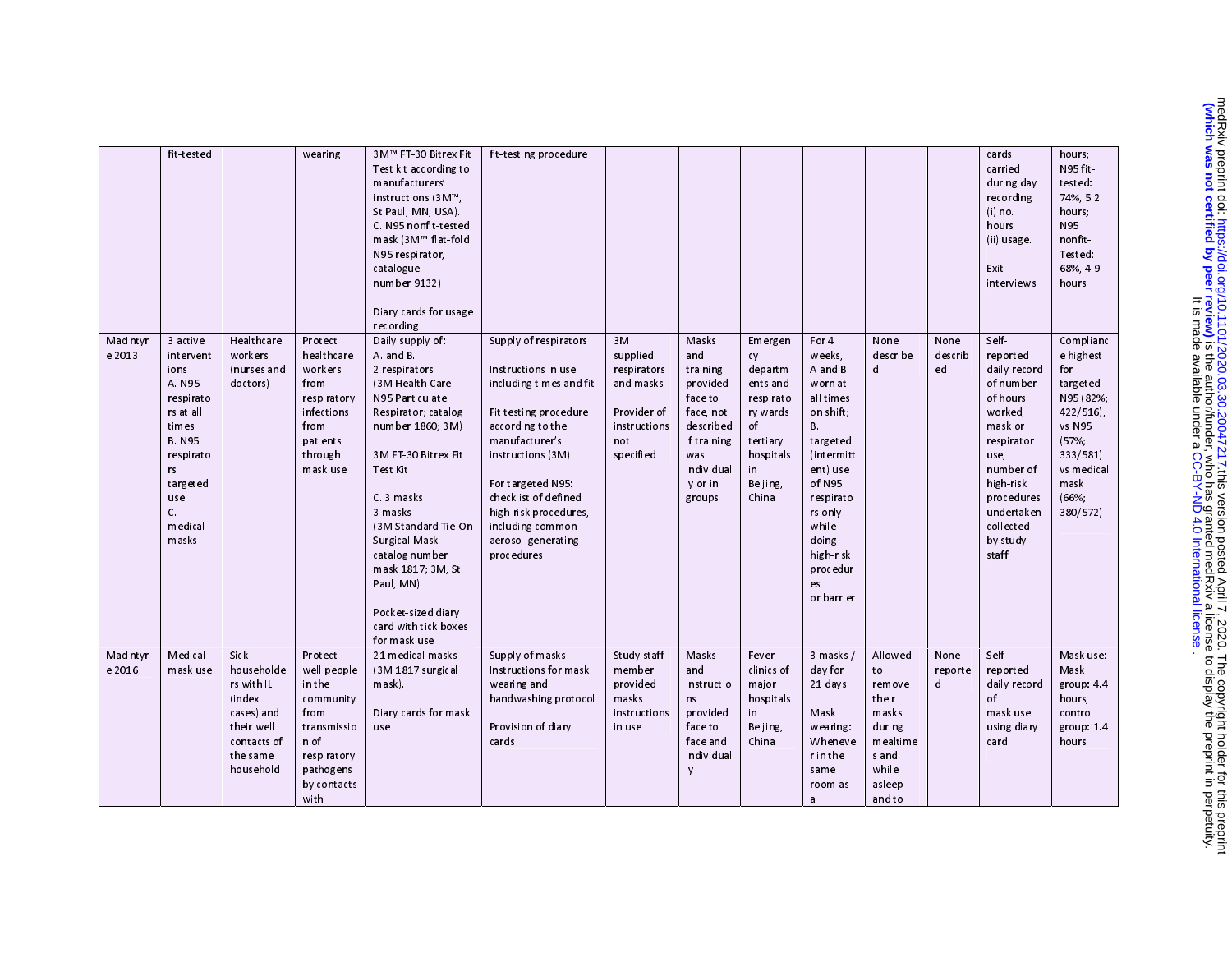| | fit-tested | | wearing | 3M™ FT-30 Bitrex Fit Test kit according to manufacturers' instructions (3M™, St Paul, MN, USA).<br>C. N95 nonfit-tested mask (3M™ flat-fold N95 respirator, catalogue number 9132)<br><br>Diary cards for usage recording | fit-testing procedure | | | | | | | cards carried during day recording (i) no. hours (ii) usage.<br><br>Exit interviews | hours; N95 fit-tested: 74%, 5.2 hours; N95 nonfit-Tested: 68%, 4.9 hours. |
|---|---|---|---|---|---|---|---|---|---|---|---|---|---|
| MacIntyre 2013 | 3 active interventions<br>A. N95 respirators at all times<br>B. N95 respirators targeted use<br>C. medical masks | Healthcare workers (nurses and doctors) | Protect healthcare workers from respiratory infections from patients through mask use | Daily supply of:<br>A. and B.<br>2 respirators (3M Health Care N95 Particulate Respirator; catalog number 1860; 3M)<br><br>3M FT-30 Bitrex Fit Test Kit<br><br>C. 3 masks<br>3 masks (3M Standard Tie-On Surgical Mask catalog number mask 1817; 3M, St. Paul, MN)<br><br>Pocket-sized diary card with tick boxes for mask use | Supply of respirators<br><br>Instructions in use including times and fit<br><br>Fit testing procedure according to the manufacturer's instructions (3M)<br><br>For targeted N95: checklist of defined high-risk procedures, including common aerosol-generating procedures | 3M supplied respirators and masks<br><br>Provider of instructions not specified | Masks and training provided face to face, not described if training was individually or in groups | Emergency departments and respiratory wards of tertiary hospitals in Beijing, China | For 4 weeks, A and B worn at all times on shift; B. targeted (intermittent) use of N95 respirators only while doing high-risk procedures or barrier | None described | None described | Self-reported daily record of number of hours worked, mask or respirator use, number of high-risk procedures undertaken collected by study staff | Compliance highest for targeted N95 (82%; 422/516), vs N95 (57%; 333/581) vs medical mask (66%; 380/572) |
| MacIntyre 2016 | Medical mask use | Sick householders with ILI (index cases) and their well contacts of the same household | Protect well people in the community from transmission of respiratory pathogens by contacts with | 21 medical masks (3M 1817 surgical mask).<br><br>Diary cards for mask use | Supply of masks<br>Instructions for mask wearing and handwashing protocol<br><br>Provision of diary cards | Study staff member provided masks instructions in use | Masks and instructions provided face to face and individually | Fever clinics of major hospitals in Beijing, China | 3 masks / day for 21 days<br><br>Mask wearing: Whenever in the same room as a | Allowed to remove their masks during mealtimes and while asleep and to | None reported | Self-reported daily record of mask use using diary card | Mask use: Mask group: 4.4 hours, control group: 1.4 hours |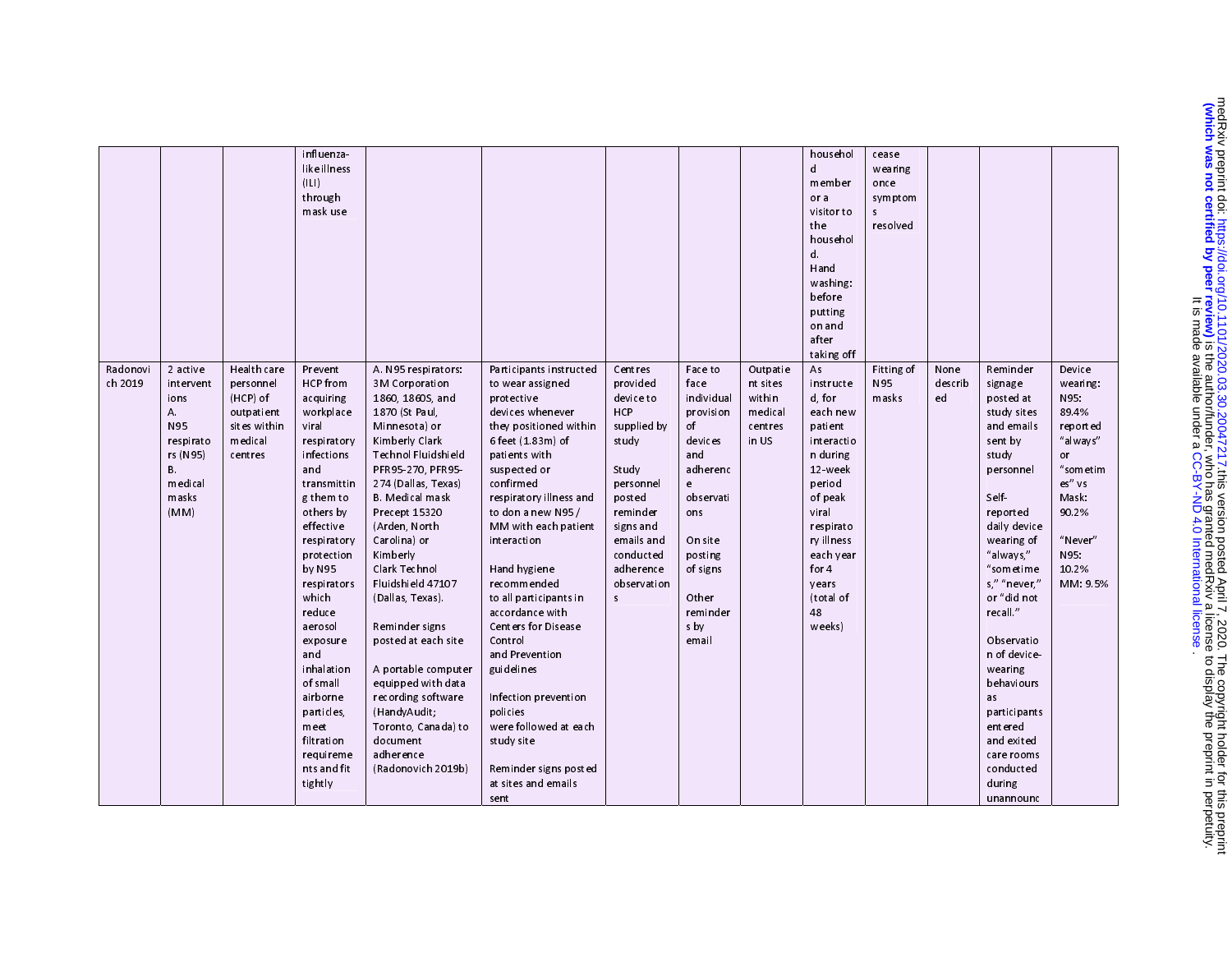| | | | | | | | | | | | | | |
|---|---|---|---|---|---|---|---|---|---|---|---|---|---|
| | | | influenza-like illness (ILI) through mask use | | | | | | household member or a visitor to the household. Hand washing: before putting on and after taking off | cease wearing once symptoms resolved | | | |
| Radonovich 2019 | 2 active interventions A. N95 respirators (N95) B. medical masks (MM) | Health care personnel (HCP) of outpatient sites within medical centres | Prevent HCP from acquiring workplace viral respiratory infections and transmitting them to others by effective respiratory protection by N95 respirators which reduce aerosol exposure and inhalation of small airborne particles, meet filtration requirements and fit tightly | A. N95 respirators: 3M Corporation 1860, 1860S, and 1870 (St Paul, Minnesota) or Kimberly Clark Technol Fluidshield PFR95-270, PFR95-274 (Dallas, Texas) B. Medical mask Precept 15320 (Arden, North Carolina) or Kimberly Clark Technol Fluidshield 47107 (Dallas, Texas).<br><br>Reminder signs posted at each site<br><br>A portable computer equipped with data recording software (HandyAudit; Toronto, Canada) to document adherence (Radonovich 2019b) | Participants instructed to wear assigned protective devices whenever they positioned within 6 feet (1.83m) of patients with suspected or confirmed respiratory illness and to don a new N95 / MM with each patient interaction<br><br>Hand hygiene recommended to all participants in accordance with Centers for Disease Control and Prevention guidelines<br><br>Infection prevention policies were followed at each study site<br><br>Reminder signs posted at sites and emails sent | Centres provided device to HCP supplied by study<br><br>Study personnel posted reminder signs and emails and conducted adherence observations | Face to face individual provision of devices and adherence observations<br><br>On site posting of signs<br><br>Other reminders by email | Outpatient sites within medical centres in US | As instructed, for each new patient interaction during 12-week period of peak viral respiratory illness each year for 4 years (total of 48 weeks) | Fitting of N95 masks | None described | Reminder signage posted at study sites and emails sent by study personnel<br><br>Self-reported daily device wearing of "always," "sometimes," "never," or "did not recall."<br><br>Observation of device-wearing behaviours as participants entered and exited care rooms conducted during unannounc | Device wearing: N95: 89.4% reported "always" or "sometimes" vs Mask: 90.2%<br><br>"Never" N95: 10.2% MM: 9.5% |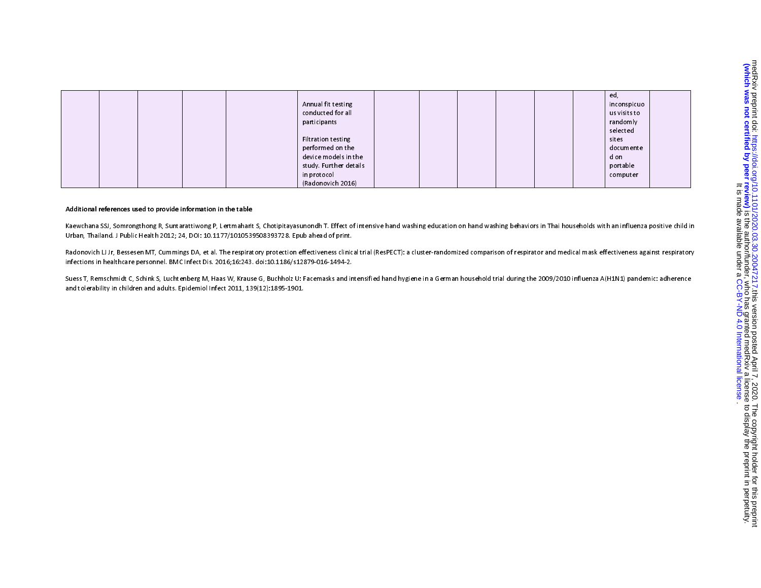|  |  |  |  |  |  |  |  |  |  |  |  |  |  |
|---|---|---|---|---|---|---|---|---|---|---|---|---|---|
|  |  |  |  |  | Annual fit testing conducted for all participants<br><br>Filtration testing performed on the device models in the study. Further details in protocol (Radonovich 2016) |  |  |  |  |  |  | ed, inconspicuous visits to randomly selected sites documented on portable computer |  |

**Additional references used to provide information in the table**

Kaewchana SSJ, Somrongthong R, Suntarattiwong P, Lertmaharit S, Chotipitayasunondh T. Effect of intensive hand washing education on hand washing behaviors in Thai households with an influenza positive child in Urban, Thailand. J Public Health 2012; 24, DOI: 10.1177/1010539508393728. Epub ahead of print.

Radonovich LJ Jr, Bessesen MT, Cummings DA, et al. The respiratory protection effectiveness clinical trial (ResPECT): a cluster-randomized comparison of respirator and medical mask effectiveness against respiratory infections in healthcare personnel. BMC Infect Dis. 2016;16:243. doi:10.1186/s12879-016-1494-2.

Suess T, Remschmidt C, Schink S, Luchtenberg M, Haas W, Krause G, Buchholz U: Facemasks and intensified hand hygiene in a German household trial during the 2009/2010 influenza A(H1N1) pandemic: adherence and tolerability in children and adults. Epidemiol Infect 2011, 139(12):1895-1901.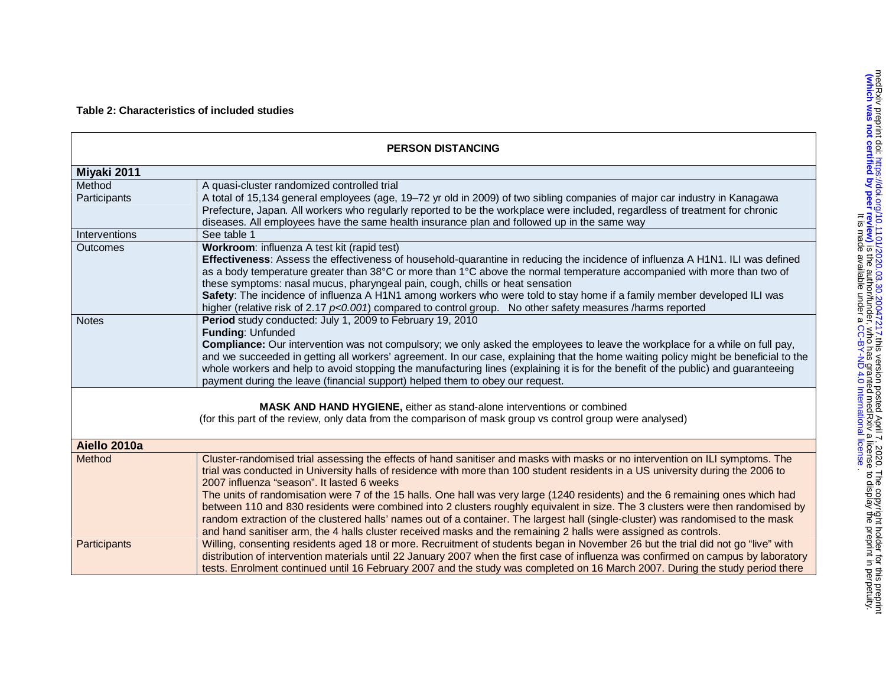**Table 2: Characteristics of included studies**

| **PERSON DISTANCING** | |
|---|---|
| **Miyaki 2011** | |
| Method | A quasi-cluster randomized controlled trial |
| Participants | A total of 15,134 general employees (age, 19–72 yr old in 2009) of two sibling companies of major car industry in Kanagawa Prefecture, Japan. All workers who regularly reported to be the workplace were included, regardless of treatment for chronic diseases. All employees have the same health insurance plan and followed up in the same way |
| Interventions | See table 1 |
| Outcomes | **Workroom**: influenza A test kit (rapid test)<br>**Effectiveness**: Assess the effectiveness of household-quarantine in reducing the incidence of influenza A H1N1. ILI was defined as a body temperature greater than 38°C or more than 1°C above the normal temperature accompanied with more than two of these symptoms: nasal mucus, pharyngeal pain, cough, chills or heat sensation<br>**Safety**: The incidence of influenza A H1N1 among workers who were told to stay home if a family member developed ILI was higher (relative risk of 2.17 $p<0.001$) compared to control group. No other safety measures /harms reported |
| Notes | **Period** study conducted: July 1, 2009 to February 19, 2010<br>**Funding**: Unfunded<br>**Compliance:** Our intervention was not compulsory; we only asked the employees to leave the workplace for a while on full pay, and we succeeded in getting all workers' agreement. In our case, explaining that the home waiting policy might be beneficial to the whole workers and help to avoid stopping the manufacturing lines (explaining it is for the benefit of the public) and guaranteeing payment during the leave (financial support) helped them to obey our request. |
| **MASK AND HAND HYGIENE,** either as stand-alone interventions or combined<br>(for this part of the review, only data from the comparison of mask group vs control group were analysed) | |
| **Aiello 2010a** | |
| Method | Cluster-randomised trial assessing the effects of hand sanitiser and masks with masks or no intervention on ILI symptoms. The trial was conducted in University halls of residence with more than 100 student residents in a US university during the 2006 to 2007 influenza "season". It lasted 6 weeks<br>The units of randomisation were 7 of the 15 halls. One hall was very large (1240 residents) and the 6 remaining ones which had between 110 and 830 residents were combined into 2 clusters roughly equivalent in size. The 3 clusters were then randomised by random extraction of the clustered halls' names out of a container. The largest hall (single-cluster) was randomised to the mask and hand sanitiser arm, the 4 halls cluster received masks and the remaining 2 halls were assigned as controls. |
| Participants | Willing, consenting residents aged 18 or more. Recruitment of students began in November 26 but the trial did not go "live" with distribution of intervention materials until 22 January 2007 when the first case of influenza was confirmed on campus by laboratory tests. Enrolment continued until 16 February 2007 and the study was completed on 16 March 2007. During the study period there |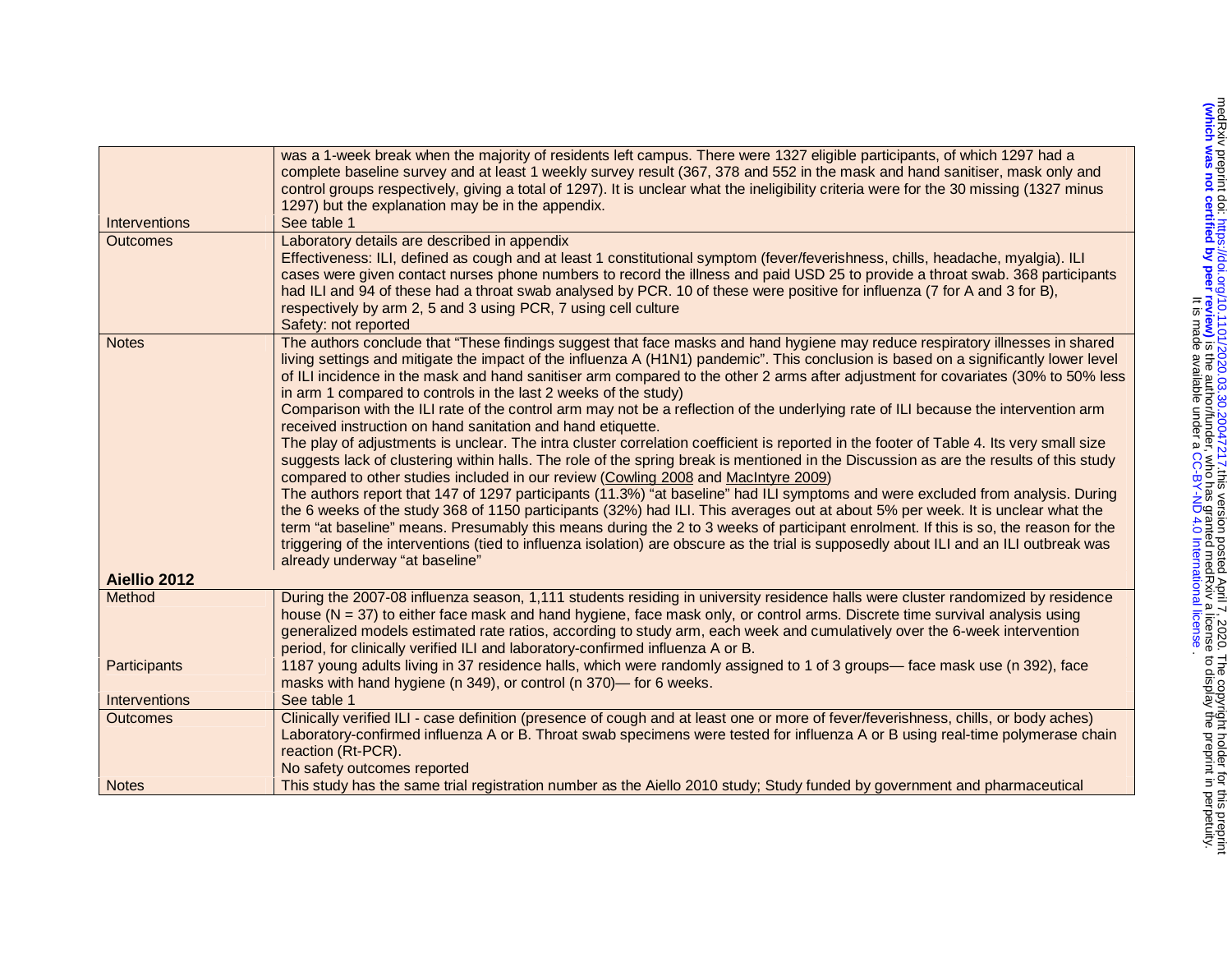| | |
|---|---|
| | was a 1-week break when the majority of residents left campus. There were 1327 eligible participants, of which 1297 had a complete baseline survey and at least 1 weekly survey result (367, 378 and 552 in the mask and hand sanitiser, mask only and control groups respectively, giving a total of 1297). It is unclear what the ineligibility criteria were for the 30 missing (1327 minus 1297) but the explanation may be in the appendix. |
| Interventions | See table 1 |
| Outcomes | Laboratory details are described in appendix<br>Effectiveness: ILI, defined as cough and at least 1 constitutional symptom (fever/feverishness, chills, headache, myalgia). ILI cases were given contact nurses phone numbers to record the illness and paid USD 25 to provide a throat swab. 368 participants had ILI and 94 of these had a throat swab analysed by PCR. 10 of these were positive for influenza (7 for A and 3 for B), respectively by arm 2, 5 and 3 using PCR, 7 using cell culture<br>Safety: not reported |
| Notes | The authors conclude that "These findings suggest that face masks and hand hygiene may reduce respiratory illnesses in shared living settings and mitigate the impact of the influenza A (H1N1) pandemic". This conclusion is based on a significantly lower level of ILI incidence in the mask and hand sanitiser arm compared to the other 2 arms after adjustment for covariates (30% to 50% less in arm 1 compared to controls in the last 2 weeks of the study)<br>Comparison with the ILI rate of the control arm may not be a reflection of the underlying rate of ILI because the intervention arm received instruction on hand sanitation and hand etiquette.<br>The play of adjustments is unclear. The intra cluster correlation coefficient is reported in the footer of Table 4. Its very small size suggests lack of clustering within halls. The role of the spring break is mentioned in the Discussion as are the results of this study compared to other studies included in our review (Cowling 2008 and MacIntyre 2009)<br>The authors report that 147 of 1297 participants (11.3%) "at baseline" had ILI symptoms and were excluded from analysis. During the 6 weeks of the study 368 of 1150 participants (32%) had ILI. This averages out at about 5% per week. It is unclear what the term "at baseline" means. Presumably this means during the 2 to 3 weeks of participant enrolment. If this is so, the reason for the triggering of the interventions (tied to influenza isolation) are obscure as the trial is supposedly about ILI and an ILI outbreak was already underway "at baseline" |
| **Aiellio 2012** | |
| Method | During the 2007-08 influenza season, 1,111 students residing in university residence halls were cluster randomized by residence house (N = 37) to either face mask and hand hygiene, face mask only, or control arms. Discrete time survival analysis using generalized models estimated rate ratios, according to study arm, each week and cumulatively over the 6-week intervention period, for clinically verified ILI and laboratory-confirmed influenza A or B. |
| Participants | 1187 young adults living in 37 residence halls, which were randomly assigned to 1 of 3 groups— face mask use (n 392), face masks with hand hygiene (n 349), or control (n 370)— for 6 weeks. |
| Interventions | See table 1 |
| Outcomes | Clinically verified ILI - case definition (presence of cough and at least one or more of fever/feverishness, chills, or body aches)<br>Laboratory-confirmed influenza A or B. Throat swab specimens were tested for influenza A or B using real-time polymerase chain reaction (Rt-PCR).<br>No safety outcomes reported |
| Notes | This study has the same trial registration number as the Aiello 2010 study; Study funded by government and pharmaceutical |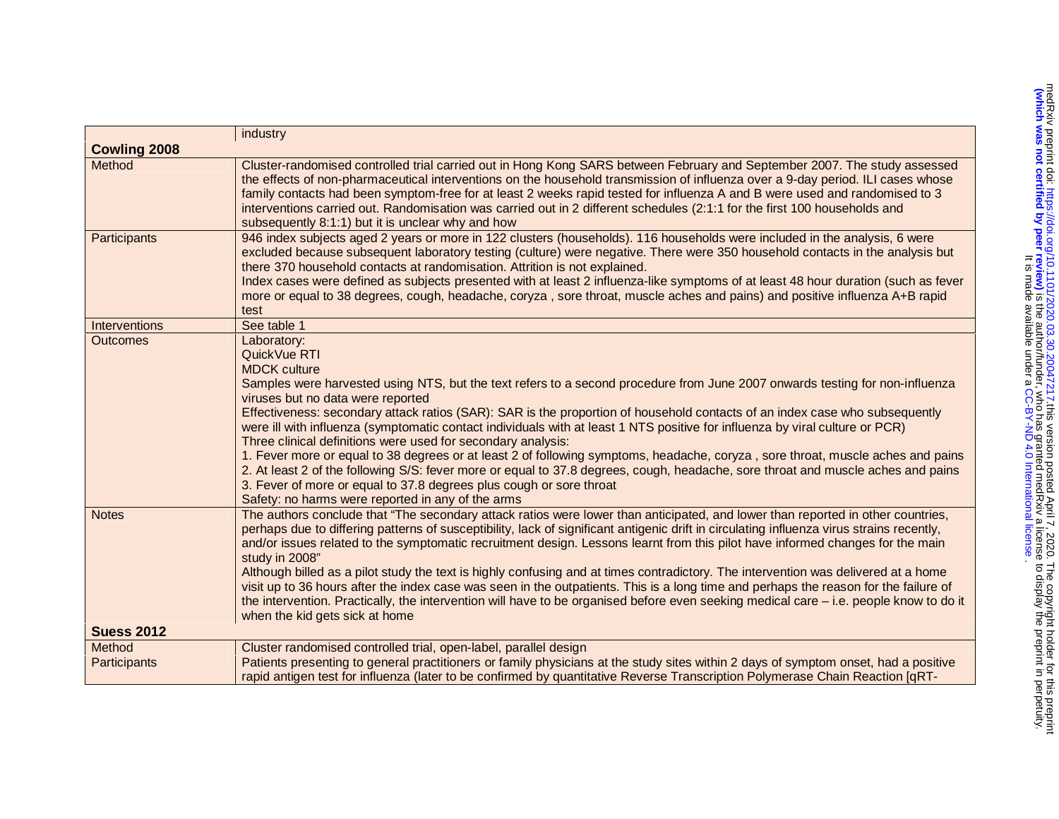| | industry |
|---|---|
| **Cowling 2008** | |
| Method | Cluster-randomised controlled trial carried out in Hong Kong SARS between February and September 2007. The study assessed the effects of non-pharmaceutical interventions on the household transmission of influenza over a 9-day period. ILI cases whose family contacts had been symptom-free for at least 2 weeks rapid tested for influenza A and B were used and randomised to 3 interventions carried out. Randomisation was carried out in 2 different schedules (2:1:1 for the first 100 households and subsequently 8:1:1) but it is unclear why and how |
| Participants | 946 index subjects aged 2 years or more in 122 clusters (households). 116 households were included in the analysis, 6 were excluded because subsequent laboratory testing (culture) were negative. There were 350 household contacts in the analysis but there 370 household contacts at randomisation. Attrition is not explained.<br>Index cases were defined as subjects presented with at least 2 influenza-like symptoms of at least 48 hour duration (such as fever more or equal to 38 degrees, cough, headache, coryza , sore throat, muscle aches and pains) and positive influenza A+B rapid test |
| Interventions | See table 1 |
| Outcomes | Laboratory:<br>QuickVue RTI<br>MDCK culture<br>Samples were harvested using NTS, but the text refers to a second procedure from June 2007 onwards testing for non-influenza viruses but no data were reported<br>Effectiveness: secondary attack ratios (SAR): SAR is the proportion of household contacts of an index case who subsequently were ill with influenza (symptomatic contact individuals with at least 1 NTS positive for influenza by viral culture or PCR)<br>Three clinical definitions were used for secondary analysis:<br>1. Fever more or equal to 38 degrees or at least 2 of following symptoms, headache, coryza , sore throat, muscle aches and pains<br>2. At least 2 of the following S/S: fever more or equal to 37.8 degrees, cough, headache, sore throat and muscle aches and pains<br>3. Fever of more or equal to 37.8 degrees plus cough or sore throat<br>Safety: no harms were reported in any of the arms |
| Notes | The authors conclude that "The secondary attack ratios were lower than anticipated, and lower than reported in other countries, perhaps due to differing patterns of susceptibility, lack of significant antigenic drift in circulating influenza virus strains recently, and/or issues related to the symptomatic recruitment design. Lessons learnt from this pilot have informed changes for the main study in 2008"<br>Although billed as a pilot study the text is highly confusing and at times contradictory. The intervention was delivered at a home visit up to 36 hours after the index case was seen in the outpatients. This is a long time and perhaps the reason for the failure of the intervention. Practically, the intervention will have to be organised before even seeking medical care – i.e. people know to do it when the kid gets sick at home |
| **Suess 2012** | |
| Method | Cluster randomised controlled trial, open-label, parallel design |
| Participants | Patients presenting to general practitioners or family physicians at the study sites within 2 days of symptom onset, had a positive rapid antigen test for influenza (later to be confirmed by quantitative Reverse Transcription Polymerase Chain Reaction [qRT- |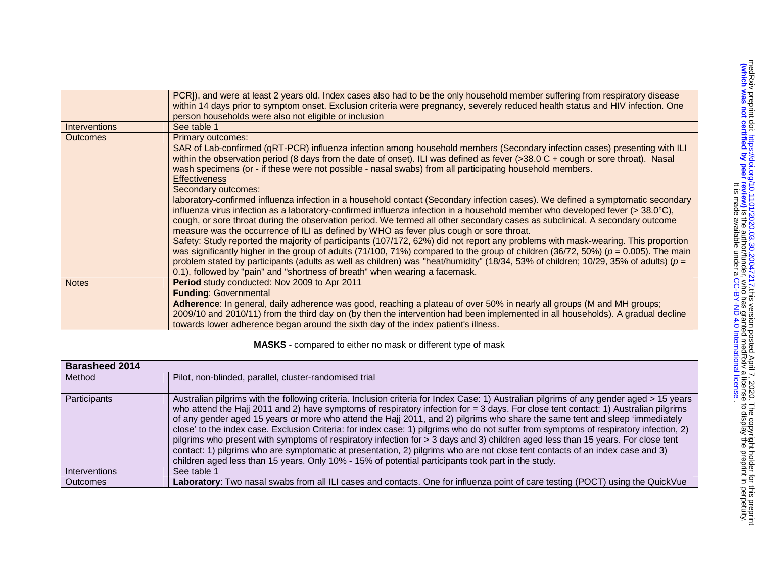| | |
|---|---|
| | PCR]), and were at least 2 years old. Index cases also had to be the only household member suffering from respiratory disease within 14 days prior to symptom onset. Exclusion criteria were pregnancy, severely reduced health status and HIV infection. One person households were also not eligible or inclusion |
| Interventions | See table 1 |
| Outcomes | Primary outcomes: SAR of Lab-confirmed (qRT-PCR) influenza infection among household members (Secondary infection cases) presenting with ILI within the observation period (8 days from the date of onset). ILI was defined as fever (>38.0 C + cough or sore throat). Nasal wash specimens (or - if these were not possible - nasal swabs) from all participating household members. Effectiveness Secondary outcomes: laboratory-confirmed influenza infection in a household contact (Secondary infection cases). We defined a symptomatic secondary influenza virus infection as a laboratory-confirmed influenza infection in a household member who developed fever (> 38.0°C), cough, or sore throat during the observation period. We termed all other secondary cases as subclinical. A secondary outcome measure was the occurrence of ILI as defined by WHO as fever plus cough or sore throat. Safety: Study reported the majority of participants (107/172, 62%) did not report any problems with mask-wearing. This proportion was significantly higher in the group of adults (71/100, 71%) compared to the group of children (36/72, 50%) (*p* = 0.005). The main problem stated by participants (adults as well as children) was "heat/humidity" (18/34, 53% of children; 10/29, 35% of adults) (*p* = 0.1), followed by "pain" and "shortness of breath" when wearing a facemask. |
| Notes | **Period** study conducted: Nov 2009 to Apr 2011 **Funding**: Governmental **Adherence**: In general, daily adherence was good, reaching a plateau of over 50% in nearly all groups (M and MH groups; 2009/10 and 2010/11) from the third day on (by then the intervention had been implemented in all households). A gradual decline towards lower adherence began around the sixth day of the index patient's illness. |

**MASKS** - compared to either no mask or different type of mask

| **Barasheed 2014** | |
|---|---|
| Method | Pilot, non-blinded, parallel, cluster-randomised trial |
| Participants | Australian pilgrims with the following criteria. Inclusion criteria for Index Case: 1) Australian pilgrims of any gender aged > 15 years who attend the Hajj 2011 and 2) have symptoms of respiratory infection for = 3 days. For close tent contact: 1) Australian pilgrims of any gender aged 15 years or more who attend the Hajj 2011, and 2) pilgrims who share the same tent and sleep 'immediately close' to the index case. Exclusion Criteria: for index case: 1) pilgrims who do not suffer from symptoms of respiratory infection, 2) pilgrims who present with symptoms of respiratory infection for > 3 days and 3) children aged less than 15 years. For close tent contact: 1) pilgrims who are symptomatic at presentation, 2) pilgrims who are not close tent contacts of an index case and 3) children aged less than 15 years. Only 10% - 15% of potential participants took part in the study. |
| Interventions | See table 1 |
| Outcomes | **Laboratory**: Two nasal swabs from all ILI cases and contacts. One for influenza point of care testing (POCT) using the QuickVue |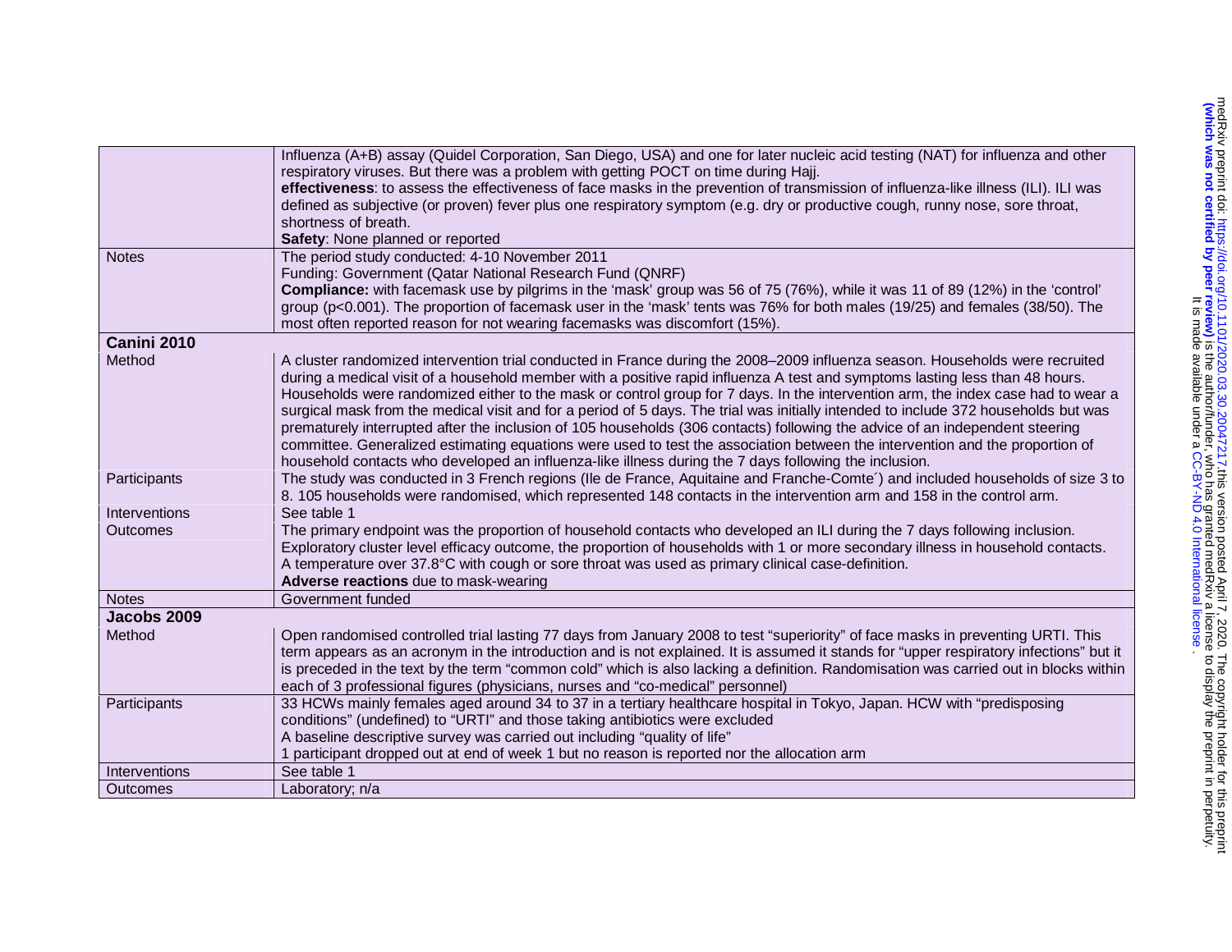| | |
|---|---|
| | Influenza (A+B) assay (Quidel Corporation, San Diego, USA) and one for later nucleic acid testing (NAT) for influenza and other respiratory viruses. But there was a problem with getting POCT on time during Hajj. **effectiveness**: to assess the effectiveness of face masks in the prevention of transmission of influenza-like illness (ILI). ILI was defined as subjective (or proven) fever plus one respiratory symptom (e.g. dry or productive cough, runny nose, sore throat, shortness of breath. **Safety**: None planned or reported |
| Notes | The period study conducted: 4-10 November 2011 Funding: Government (Qatar National Research Fund (QNRF) **Compliance:** with facemask use by pilgrims in the 'mask' group was 56 of 75 (76%), while it was 11 of 89 (12%) in the 'control' group (p<0.001). The proportion of facemask user in the 'mask' tents was 76% for both males (19/25) and females (38/50). The most often reported reason for not wearing facemasks was discomfort (15%). |
| **Canini 2010** | |
| Method | A cluster randomized intervention trial conducted in France during the 2008–2009 influenza season. Households were recruited during a medical visit of a household member with a positive rapid influenza A test and symptoms lasting less than 48 hours. Households were randomized either to the mask or control group for 7 days. In the intervention arm, the index case had to wear a surgical mask from the medical visit and for a period of 5 days. The trial was initially intended to include 372 households but was prematurely interrupted after the inclusion of 105 households (306 contacts) following the advice of an independent steering committee. Generalized estimating equations were used to test the association between the intervention and the proportion of household contacts who developed an influenza-like illness during the 7 days following the inclusion. |
| Participants | The study was conducted in 3 French regions (Ile de France, Aquitaine and Franche-Comte´) and included households of size 3 to 8. 105 households were randomised, which represented 148 contacts in the intervention arm and 158 in the control arm. |
| Interventions | See table 1 |
| Outcomes | The primary endpoint was the proportion of household contacts who developed an ILI during the 7 days following inclusion. Exploratory cluster level efficacy outcome, the proportion of households with 1 or more secondary illness in household contacts. A temperature over 37.8°C with cough or sore throat was used as primary clinical case-definition. **Adverse reactions** due to mask-wearing |
| Notes | Government funded |
| **Jacobs 2009** | |
| Method | Open randomised controlled trial lasting 77 days from January 2008 to test "superiority" of face masks in preventing URTI. This term appears as an acronym in the introduction and is not explained. It is assumed it stands for "upper respiratory infections" but it is preceded in the text by the term "common cold" which is also lacking a definition. Randomisation was carried out in blocks within each of 3 professional figures (physicians, nurses and "co-medical" personnel) |
| Participants | 33 HCWs mainly females aged around 34 to 37 in a tertiary healthcare hospital in Tokyo, Japan. HCW with "predisposing conditions" (undefined) to "URTI" and those taking antibiotics were excluded A baseline descriptive survey was carried out including "quality of life" 1 participant dropped out at end of week 1 but no reason is reported nor the allocation arm |
| Interventions | See table 1 |
| Outcomes | Laboratory; n/a |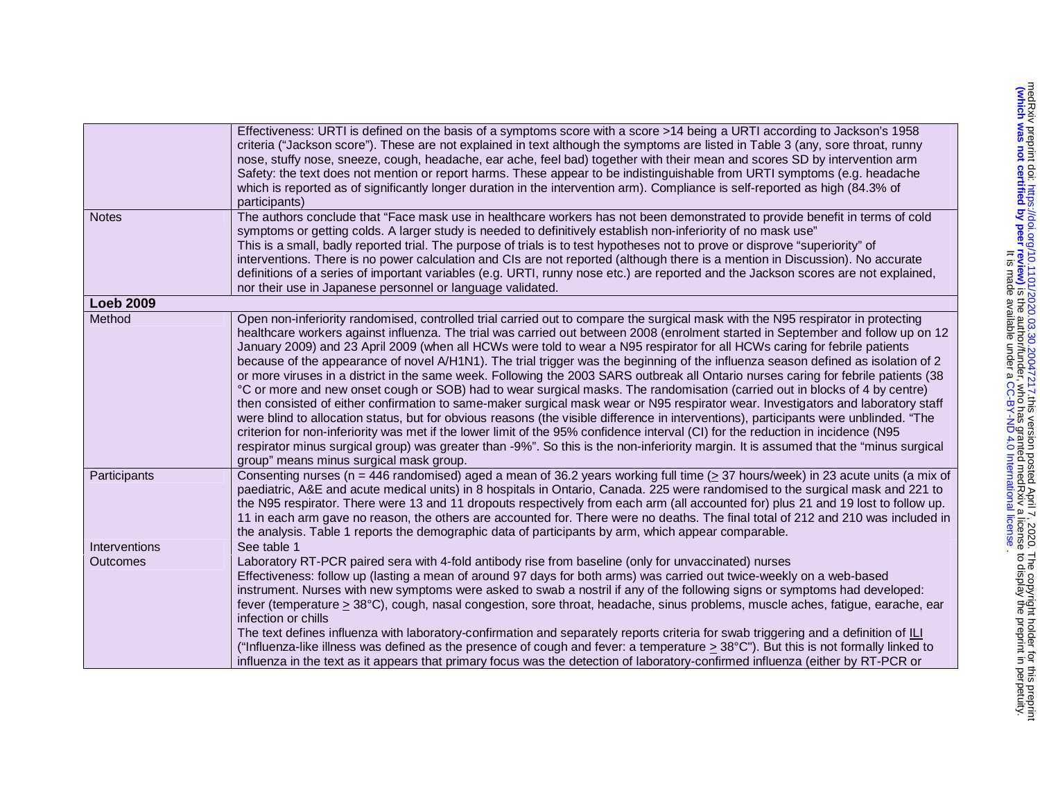| | |
|---|---|
| | Effectiveness: URTI is defined on the basis of a symptoms score with a score >14 being a URTI according to Jackson's 1958 criteria ("Jackson score"). These are not explained in text although the symptoms are listed in Table 3 (any, sore throat, runny nose, stuffy nose, sneeze, cough, headache, ear ache, feel bad) together with their mean and scores SD by intervention arm<br>Safety: the text does not mention or report harms. These appear to be indistinguishable from URTI symptoms (e.g. headache which is reported as of significantly longer duration in the intervention arm). Compliance is self-reported as high (84.3% of participants) |
| Notes | The authors conclude that "Face mask use in healthcare workers has not been demonstrated to provide benefit in terms of cold symptoms or getting colds. A larger study is needed to definitively establish non-inferiority of no mask use"<br>This is a small, badly reported trial. The purpose of trials is to test hypotheses not to prove or disprove "superiority" of interventions. There is no power calculation and CIs are not reported (although there is a mention in Discussion). No accurate definitions of a series of important variables (e.g. URTI, runny nose etc.) are reported and the Jackson scores are not explained, nor their use in Japanese personnel or language validated. |
| **Loeb 2009** | |
| Method | Open non-inferiority randomised, controlled trial carried out to compare the surgical mask with the N95 respirator in protecting healthcare workers against influenza. The trial was carried out between 2008 (enrolment started in September and follow up on 12 January 2009) and 23 April 2009 (when all HCWs were told to wear a N95 respirator for all HCWs caring for febrile patients because of the appearance of novel A/H1N1). The trial trigger was the beginning of the influenza season defined as isolation of 2 or more viruses in a district in the same week. Following the 2003 SARS outbreak all Ontario nurses caring for febrile patients (38 °C or more and new onset cough or SOB) had to wear surgical masks. The randomisation (carried out in blocks of 4 by centre) then consisted of either confirmation to same-maker surgical mask wear or N95 respirator wear. Investigators and laboratory staff were blind to allocation status, but for obvious reasons (the visible difference in interventions), participants were unblinded. "The criterion for non-inferiority was met if the lower limit of the 95% confidence interval (CI) for the reduction in incidence (N95 respirator minus surgical group) was greater than -9%". So this is the non-inferiority margin. It is assumed that the "minus surgical group" means minus surgical mask group. |
| Participants | Consenting nurses (n = 446 randomised) aged a mean of 36.2 years working full time ($\geq$ 37 hours/week) in 23 acute units (a mix of paediatric, A&E and acute medical units) in 8 hospitals in Ontario, Canada. 225 were randomised to the surgical mask and 221 to the N95 respirator. There were 13 and 11 dropouts respectively from each arm (all accounted for) plus 21 and 19 lost to follow up. 11 in each arm gave no reason, the others are accounted for. There were no deaths. The final total of 212 and 210 was included in the analysis. Table 1 reports the demographic data of participants by arm, which appear comparable. |
| Interventions | See table 1 |
| Outcomes | Laboratory RT-PCR paired sera with 4-fold antibody rise from baseline (only for unvaccinated) nurses<br>Effectiveness: follow up (lasting a mean of around 97 days for both arms) was carried out twice-weekly on a web-based instrument. Nurses with new symptoms were asked to swab a nostril if any of the following signs or symptoms had developed: fever (temperature $\geq$ 38°C), cough, nasal congestion, sore throat, headache, sinus problems, muscle aches, fatigue, earache, ear infection or chills<br>The text defines influenza with laboratory-confirmation and separately reports criteria for swab triggering and a definition of ILI ("Influenza-like illness was defined as the presence of cough and fever: a temperature $\geq$ 38°C"). But this is not formally linked to influenza in the text as it appears that primary focus was the detection of laboratory-confirmed influenza (either by RT-PCR or |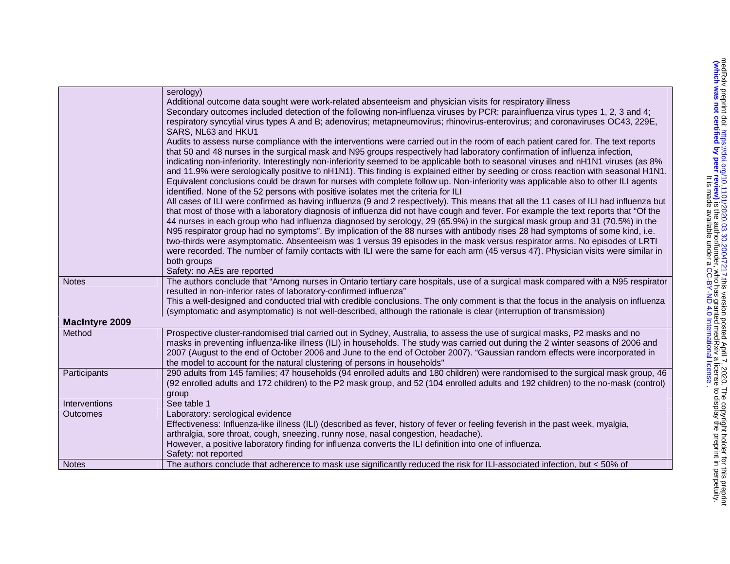| | |
|---|---|
| | serology)<br>Additional outcome data sought were work-related absenteeism and physician visits for respiratory illness<br>Secondary outcomes included detection of the following non-influenza viruses by PCR: parainfluenza virus types 1, 2, 3 and 4; respiratory syncytial virus types A and B; adenovirus; metapneumovirus; rhinovirus-enterovirus; and coronaviruses OC43, 229E, SARS, NL63 and HKU1<br>Audits to assess nurse compliance with the interventions were carried out in the room of each patient cared for. The text reports that 50 and 48 nurses in the surgical mask and N95 groups respectively had laboratory confirmation of influenza infection, indicating non-inferiority. Interestingly non-inferiority seemed to be applicable both to seasonal viruses and nH1N1 viruses (as 8% and 11.9% were serologically positive to nH1N1). This finding is explained either by seeding or cross reaction with seasonal H1N1. Equivalent conclusions could be drawn for nurses with complete follow up. Non-inferiority was applicable also to other ILI agents identified. None of the 52 persons with positive isolates met the criteria for ILI<br>All cases of ILI were confirmed as having influenza (9 and 2 respectively). This means that all the 11 cases of ILI had influenza but that most of those with a laboratory diagnosis of influenza did not have cough and fever. For example the text reports that "Of the 44 nurses in each group who had influenza diagnosed by serology, 29 (65.9%) in the surgical mask group and 31 (70.5%) in the N95 respirator group had no symptoms". By implication of the 88 nurses with antibody rises 28 had symptoms of some kind, i.e. two-thirds were asymptomatic. Absenteeism was 1 versus 39 episodes in the mask versus respirator arms. No episodes of LRTI were recorded. The number of family contacts with ILI were the same for each arm (45 versus 47). Physician visits were similar in both groups<br>Safety: no AEs are reported |
| Notes | The authors conclude that "Among nurses in Ontario tertiary care hospitals, use of a surgical mask compared with a N95 respirator resulted in non-inferior rates of laboratory-confirmed influenza"<br>This a well-designed and conducted trial with credible conclusions. The only comment is that the focus in the analysis on influenza (symptomatic and asymptomatic) is not well-described, although the rationale is clear (interruption of transmission) |
| **MacIntyre 2009** | |
| Method | Prospective cluster-randomised trial carried out in Sydney, Australia, to assess the use of surgical masks, P2 masks and no masks in preventing influenza-like illness (ILI) in households. The study was carried out during the 2 winter seasons of 2006 and 2007 (August to the end of October 2006 and June to the end of October 2007). "Gaussian random effects were incorporated in the model to account for the natural clustering of persons in households" |
| Participants | 290 adults from 145 families; 47 households (94 enrolled adults and 180 children) were randomised to the surgical mask group, 46 (92 enrolled adults and 172 children) to the P2 mask group, and 52 (104 enrolled adults and 192 children) to the no-mask (control) group |
| Interventions | See table 1 |
| Outcomes | Laboratory: serological evidence<br>Effectiveness: Influenza-like illness (ILI) (described as fever, history of fever or feeling feverish in the past week, myalgia, arthralgia, sore throat, cough, sneezing, runny nose, nasal congestion, headache).<br>However, a positive laboratory finding for influenza converts the ILI definition into one of influenza.<br>Safety: not reported |
| Notes | The authors conclude that adherence to mask use significantly reduced the risk for ILI-associated infection, but < 50% of |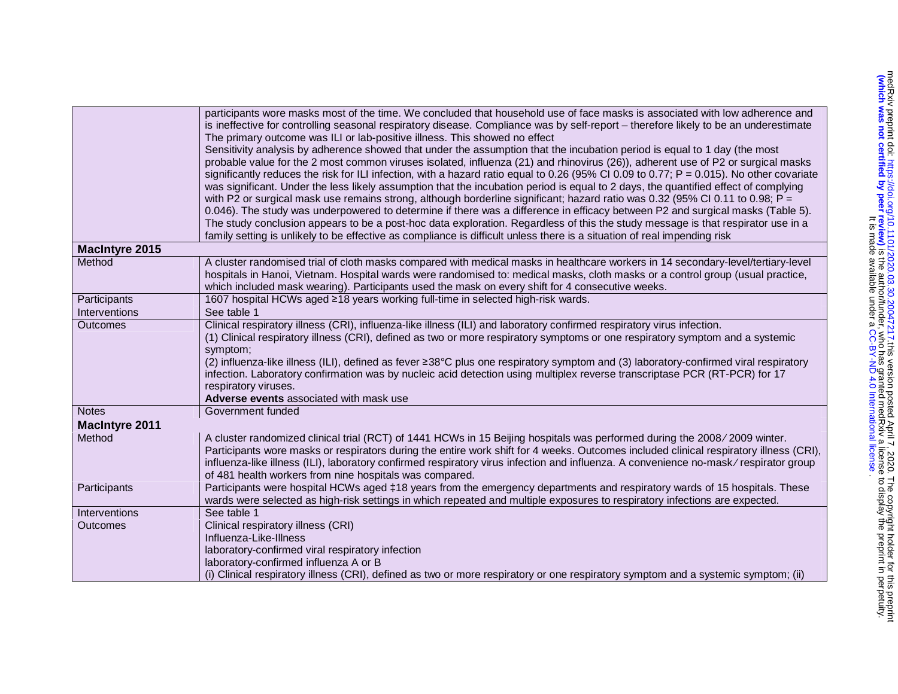| | |
|---|---|
| | participants wore masks most of the time. We concluded that household use of face masks is associated with low adherence and is ineffective for controlling seasonal respiratory disease. Compliance was by self-report – therefore likely to be an underestimate The primary outcome was ILI or lab-positive illness. This showed no effect Sensitivity analysis by adherence showed that under the assumption that the incubation period is equal to 1 day (the most probable value for the 2 most common viruses isolated, influenza (21) and rhinovirus (26)), adherent use of P2 or surgical masks significantly reduces the risk for ILI infection, with a hazard ratio equal to 0.26 (95% CI 0.09 to 0.77; P = 0.015). No other covariate was significant. Under the less likely assumption that the incubation period is equal to 2 days, the quantified effect of complying with P2 or surgical mask use remains strong, although borderline significant; hazard ratio was 0.32 (95% CI 0.11 to 0.98; P = 0.046). The study was underpowered to determine if there was a difference in efficacy between P2 and surgical masks (Table 5). The study conclusion appears to be a post-hoc data exploration. Regardless of this the study message is that respirator use in a family setting is unlikely to be effective as compliance is difficult unless there is a situation of real impending risk |
| **MacIntyre 2015** | |
| Method | A cluster randomised trial of cloth masks compared with medical masks in healthcare workers in 14 secondary-level/tertiary-level hospitals in Hanoi, Vietnam. Hospital wards were randomised to: medical masks, cloth masks or a control group (usual practice, which included mask wearing). Participants used the mask on every shift for 4 consecutive weeks. |
| Participants | 1607 hospital HCWs aged ≥18 years working full-time in selected high-risk wards. |
| Interventions | See table 1 |
| Outcomes | Clinical respiratory illness (CRI), influenza-like illness (ILI) and laboratory confirmed respiratory virus infection.<br>(1) Clinical respiratory illness (CRI), defined as two or more respiratory symptoms or one respiratory symptom and a systemic symptom;<br>(2) influenza-like illness (ILI), defined as fever ≥38°C plus one respiratory symptom and (3) laboratory-confirmed viral respiratory infection. Laboratory confirmation was by nucleic acid detection using multiplex reverse transcriptase PCR (RT-PCR) for 17 respiratory viruses.<br>**Adverse events** associated with mask use |
| Notes | Government funded |
| **MacIntyre 2011** | |
| Method | A cluster randomized clinical trial (RCT) of 1441 HCWs in 15 Beijing hospitals was performed during the 2008/2009 winter. Participants wore masks or respirators during the entire work shift for 4 weeks. Outcomes included clinical respiratory illness (CRI), influenza-like illness (ILI), laboratory confirmed respiratory virus infection and influenza. A convenience no-mask/respirator group of 481 health workers from nine hospitals was compared. |
| Participants | Participants were hospital HCWs aged ‡18 years from the emergency departments and respiratory wards of 15 hospitals. These wards were selected as high-risk settings in which repeated and multiple exposures to respiratory infections are expected. |
| Interventions | See table 1 |
| Outcomes | Clinical respiratory illness (CRI)<br>Influenza-Like-Illness<br>laboratory-confirmed viral respiratory infection<br>laboratory-confirmed influenza A or B<br>(i) Clinical respiratory illness (CRI), defined as two or more respiratory or one respiratory symptom and a systemic symptom; (ii) |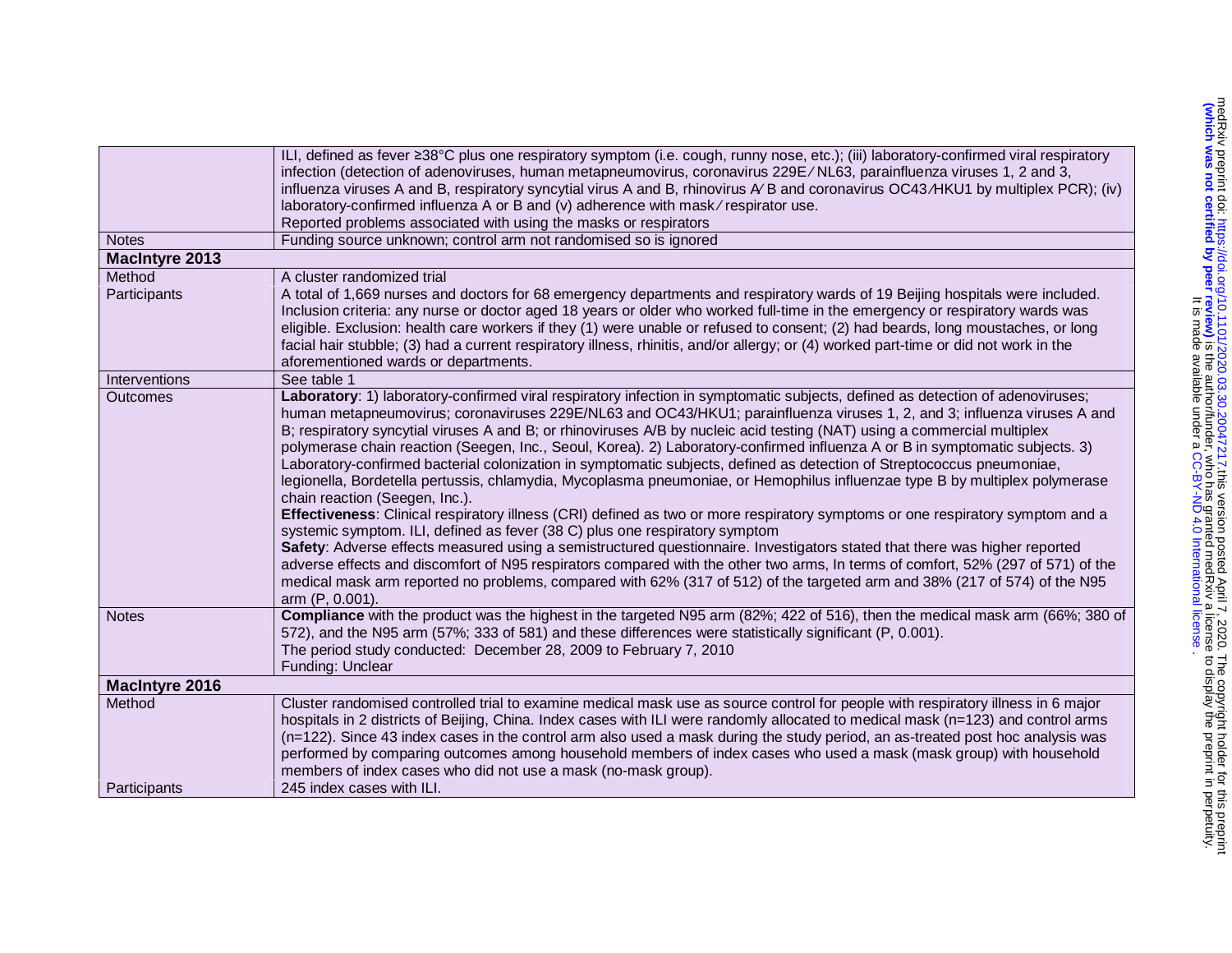| | |
|---|---|
| | ILI, defined as fever ≥38°C plus one respiratory symptom (i.e. cough, runny nose, etc.); (iii) laboratory-confirmed viral respiratory infection (detection of adenoviruses, human metapneumovirus, coronavirus 229E ⁄ NL63, parainfluenza viruses 1, 2 and 3, influenza viruses A and B, respiratory syncytial virus A and B, rhinovirus A⁄ B and coronavirus OC43⁄HKU1 by multiplex PCR); (iv) laboratory-confirmed influenza A or B and (v) adherence with mask ⁄ respirator use.<br>Reported problems associated with using the masks or respirators |
| Notes | Funding source unknown; control arm not randomised so is ignored |
| **MacIntyre 2013** | |
| Method | A cluster randomized trial |
| Participants | A total of 1,669 nurses and doctors for 68 emergency departments and respiratory wards of 19 Beijing hospitals were included. Inclusion criteria: any nurse or doctor aged 18 years or older who worked full-time in the emergency or respiratory wards was eligible. Exclusion: health care workers if they (1) were unable or refused to consent; (2) had beards, long moustaches, or long facial hair stubble; (3) had a current respiratory illness, rhinitis, and/or allergy; or (4) worked part-time or did not work in the aforementioned wards or departments. |
| Interventions | See table 1 |
| Outcomes | **Laboratory**: 1) laboratory-confirmed viral respiratory infection in symptomatic subjects, defined as detection of adenoviruses; human metapneumovirus; coronaviruses 229E/NL63 and OC43/HKU1; parainfluenza viruses 1, 2, and 3; influenza viruses A and B; respiratory syncytial viruses A and B; or rhinoviruses A/B by nucleic acid testing (NAT) using a commercial multiplex polymerase chain reaction (Seegen, Inc., Seoul, Korea). 2) Laboratory-confirmed influenza A or B in symptomatic subjects. 3) Laboratory-confirmed bacterial colonization in symptomatic subjects, defined as detection of Streptococcus pneumoniae, legionella, Bordetella pertussis, chlamydia, Mycoplasma pneumoniae, or Hemophilus influenzae type B by multiplex polymerase chain reaction (Seegen, Inc.).<br>**Effectiveness**: Clinical respiratory illness (CRI) defined as two or more respiratory symptoms or one respiratory symptom and a systemic symptom. ILI, defined as fever (38 C) plus one respiratory symptom<br>**Safety**: Adverse effects measured using a semistructured questionnaire. Investigators stated that there was higher reported adverse effects and discomfort of N95 respirators compared with the other two arms, In terms of comfort, 52% (297 of 571) of the medical mask arm reported no problems, compared with 62% (317 of 512) of the targeted arm and 38% (217 of 574) of the N95 arm (P, 0.001). |
| Notes | **Compliance** with the product was the highest in the targeted N95 arm (82%; 422 of 516), then the medical mask arm (66%; 380 of 572), and the N95 arm (57%; 333 of 581) and these differences were statistically significant (P, 0.001).<br>The period study conducted: December 28, 2009 to February 7, 2010<br>Funding: Unclear |
| **MacIntyre 2016** | |
| Method | Cluster randomised controlled trial to examine medical mask use as source control for people with respiratory illness in 6 major hospitals in 2 districts of Beijing, China. Index cases with ILI were randomly allocated to medical mask (n=123) and control arms (n=122). Since 43 index cases in the control arm also used a mask during the study period, an as-treated post hoc analysis was performed by comparing outcomes among household members of index cases who used a mask (mask group) with household members of index cases who did not use a mask (no-mask group). |
| Participants | 245 index cases with ILI. |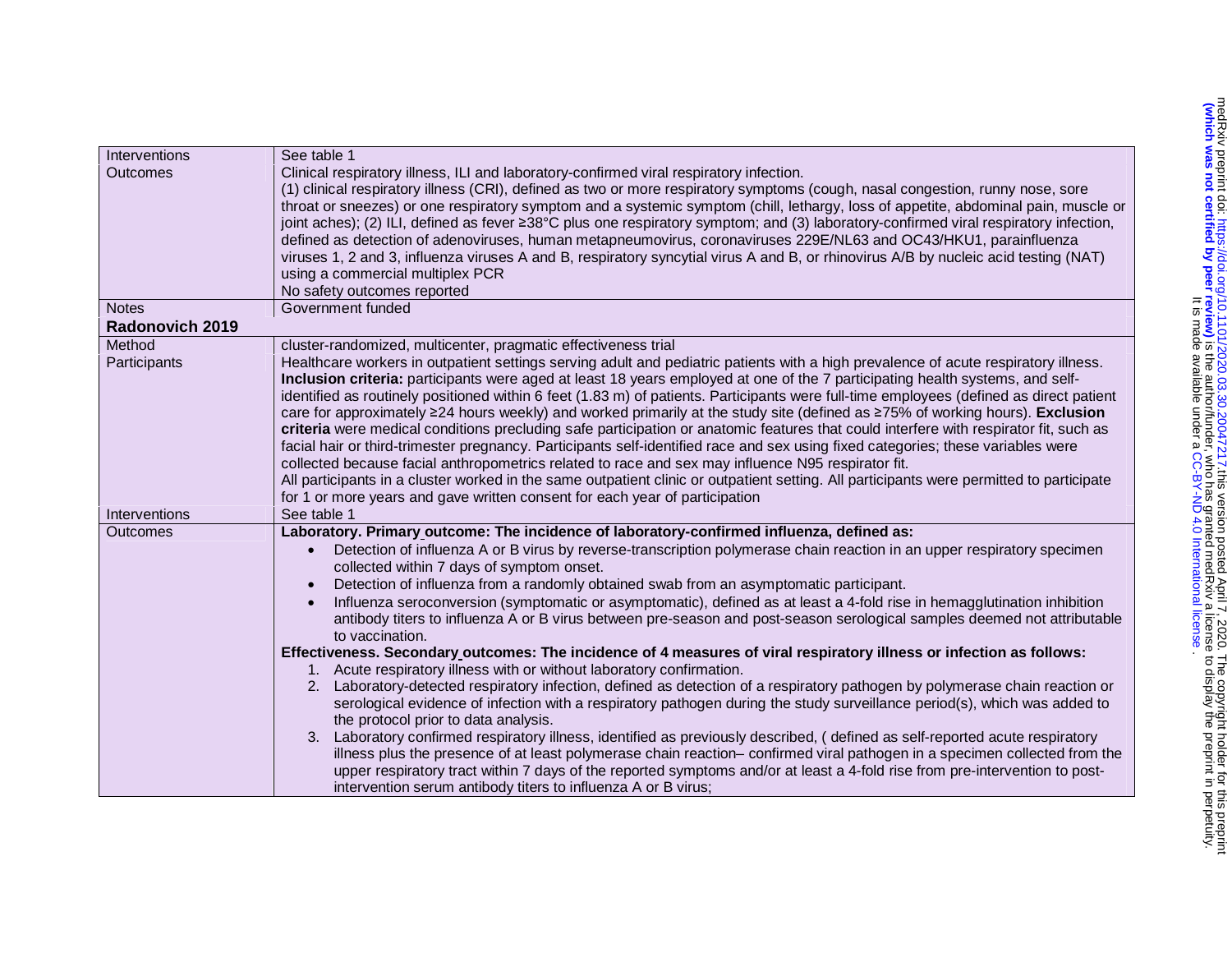| | |
|---|---|
| Interventions | See table 1 |
| Outcomes | Clinical respiratory illness, ILI and laboratory-confirmed viral respiratory infection.<br>(1) clinical respiratory illness (CRI), defined as two or more respiratory symptoms (cough, nasal congestion, runny nose, sore throat or sneezes) or one respiratory symptom and a systemic symptom (chill, lethargy, loss of appetite, abdominal pain, muscle or joint aches); (2) ILI, defined as fever ≥38°C plus one respiratory symptom; and (3) laboratory-confirmed viral respiratory infection, defined as detection of adenoviruses, human metapneumovirus, coronaviruses 229E/NL63 and OC43/HKU1, parainfluenza viruses 1, 2 and 3, influenza viruses A and B, respiratory syncytial virus A and B, or rhinovirus A/B by nucleic acid testing (NAT) using a commercial multiplex PCR<br>No safety outcomes reported |
| Notes | Government funded |
| **Radonovich 2019** | |
| Method | cluster-randomized, multicenter, pragmatic effectiveness trial |
| Participants | Healthcare workers in outpatient settings serving adult and pediatric patients with a high prevalence of acute respiratory illness. **Inclusion criteria:** participants were aged at least 18 years employed at one of the 7 participating health systems, and self-identified as routinely positioned within 6 feet (1.83 m) of patients. Participants were full-time employees (defined as direct patient care for approximately ≥24 hours weekly) and worked primarily at the study site (defined as ≥75% of working hours). **Exclusion criteria** were medical conditions precluding safe participation or anatomic features that could interfere with respirator fit, such as facial hair or third-trimester pregnancy. Participants self-identified race and sex using fixed categories; these variables were collected because facial anthropometrics related to race and sex may influence N95 respirator fit.<br>All participants in a cluster worked in the same outpatient clinic or outpatient setting. All participants were permitted to participate for 1 or more years and gave written consent for each year of participation |
| Interventions | See table 1 |
| Outcomes | **Laboratory. Primary outcome: The incidence of laboratory-confirmed influenza, defined as:**<br>• Detection of influenza A or B virus by reverse-transcription polymerase chain reaction in an upper respiratory specimen collected within 7 days of symptom onset.<br>• Detection of influenza from a randomly obtained swab from an asymptomatic participant.<br>• Influenza seroconversion (symptomatic or asymptomatic), defined as at least a 4-fold rise in hemagglutination inhibition antibody titers to influenza A or B virus between pre-season and post-season serological samples deemed not attributable to vaccination.<br>**Effectiveness. Secondary outcomes: The incidence of 4 measures of viral respiratory illness or infection as follows:**<br>1. Acute respiratory illness with or without laboratory confirmation.<br>2. Laboratory-detected respiratory infection, defined as detection of a respiratory pathogen by polymerase chain reaction or serological evidence of infection with a respiratory pathogen during the study surveillance period(s), which was added to the protocol prior to data analysis.<br>3. Laboratory confirmed respiratory illness, identified as previously described, ( defined as self-reported acute respiratory illness plus the presence of at least polymerase chain reaction– confirmed viral pathogen in a specimen collected from the upper respiratory tract within 7 days of the reported symptoms and/or at least a 4-fold rise from pre-intervention to post-intervention serum antibody titers to influenza A or B virus; |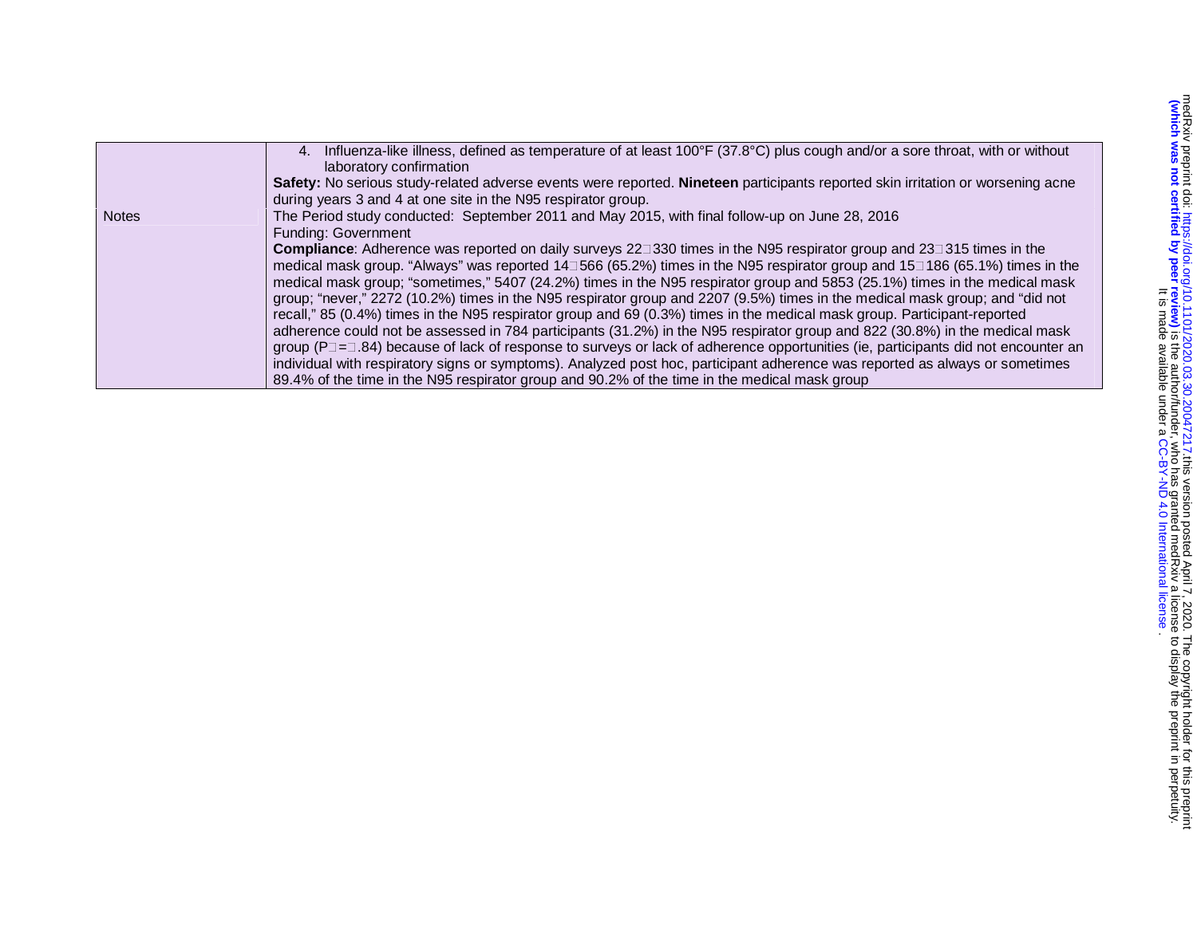| | |
|---|---|
| | 4. Influenza-like illness, defined as temperature of at least 100°F (37.8°C) plus cough and/or a sore throat, with or without laboratory confirmation<br>**Safety:** No serious study-related adverse events were reported. **Nineteen** participants reported skin irritation or worsening acne during years 3 and 4 at one site in the N95 respirator group. |
| Notes | The Period study conducted: September 2011 and May 2015, with final follow-up on June 28, 2016<br>Funding: Government<br>**Compliance**: Adherence was reported on daily surveys 22 330 times in the N95 respirator group and 23 315 times in the medical mask group. "Always" was reported 14 566 (65.2%) times in the N95 respirator group and 15 186 (65.1%) times in the medical mask group; "sometimes," 5407 (24.2%) times in the N95 respirator group and 5853 (25.1%) times in the medical mask group; "never," 2272 (10.2%) times in the N95 respirator group and 2207 (9.5%) times in the medical mask group; and "did not recall," 85 (0.4%) times in the N95 respirator group and 69 (0.3%) times in the medical mask group. Participant-reported adherence could not be assessed in 784 participants (31.2%) in the N95 respirator group and 822 (30.8%) in the medical mask group ($P = .84$) because of lack of response to surveys or lack of adherence opportunities (ie, participants did not encounter an individual with respiratory signs or symptoms). Analyzed post hoc, participant adherence was reported as always or sometimes 89.4% of the time in the N95 respirator group and 90.2% of the time in the medical mask group |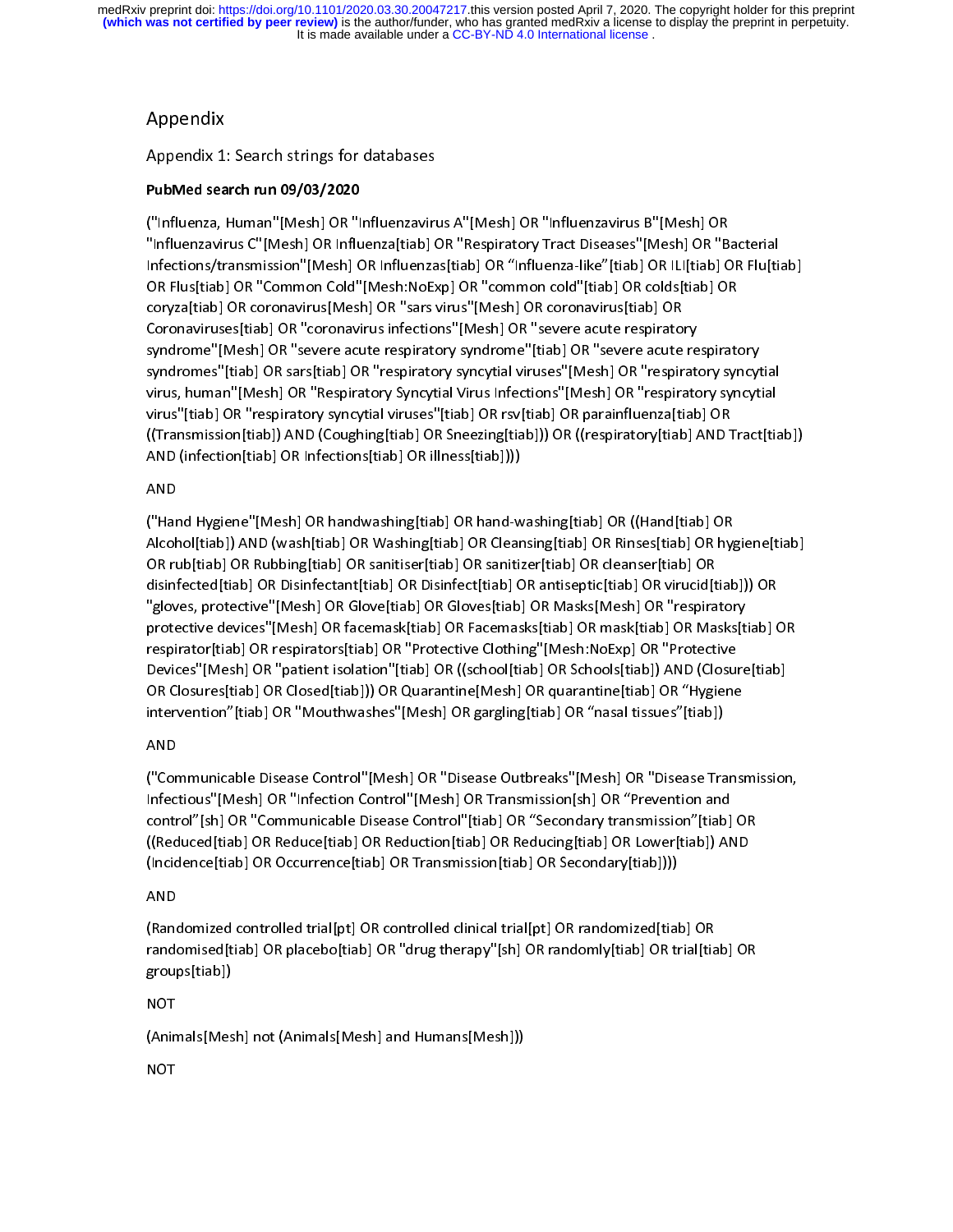# Appendix

## Appendix 1: Search strings for databases

**PubMed search run 09/03/2020**

("Influenza, Human"[Mesh] OR "Influenzavirus A"[Mesh] OR "Influenzavirus B"[Mesh] OR "Influenzavirus C"[Mesh] OR Influenza[tiab] OR "Respiratory Tract Diseases"[Mesh] OR "Bacterial Infections/transmission"[Mesh] OR Influenzas[tiab] OR "Influenza-like"[tiab] OR ILI[tiab] OR Flu[tiab] OR Flus[tiab] OR "Common Cold"[Mesh:NoExp] OR "common cold"[tiab] OR colds[tiab] OR coryza[tiab] OR coronavirus[Mesh] OR "sars virus"[Mesh] OR coronavirus[tiab] OR Coronaviruses[tiab] OR "coronavirus infections"[Mesh] OR "severe acute respiratory syndrome"[Mesh] OR "severe acute respiratory syndrome"[tiab] OR "severe acute respiratory syndromes"[tiab] OR sars[tiab] OR "respiratory syncytial viruses"[Mesh] OR "respiratory syncytial virus, human"[Mesh] OR "Respiratory Syncytial Virus Infections"[Mesh] OR "respiratory syncytial virus"[tiab] OR "respiratory syncytial viruses"[tiab] OR rsv[tiab] OR parainfluenza[tiab] OR ((Transmission[tiab]) AND (Coughing[tiab] OR Sneezing[tiab])) OR ((respiratory[tiab] AND Tract[tiab]) AND (infection[tiab] OR Infections[tiab] OR illness[tiab])))

AND

("Hand Hygiene"[Mesh] OR handwashing[tiab] OR hand-washing[tiab] OR ((Hand[tiab] OR Alcohol[tiab]) AND (wash[tiab] OR Washing[tiab] OR Cleansing[tiab] OR Rinses[tiab] OR hygiene[tiab] OR rub[tiab] OR Rubbing[tiab] OR sanitiser[tiab] OR sanitizer[tiab] OR cleanser[tiab] OR disinfected[tiab] OR Disinfectant[tiab] OR Disinfect[tiab] OR antiseptic[tiab] OR virucid[tiab])) OR "gloves, protective"[Mesh] OR Glove[tiab] OR Gloves[tiab] OR Masks[Mesh] OR "respiratory protective devices"[Mesh] OR facemask[tiab] OR Facemasks[tiab] OR mask[tiab] OR Masks[tiab] OR respirator[tiab] OR respirators[tiab] OR "Protective Clothing"[Mesh:NoExp] OR "Protective Devices"[Mesh] OR "patient isolation"[tiab] OR ((school[tiab] OR Schools[tiab]) AND (Closure[tiab] OR Closures[tiab] OR Closed[tiab])) OR Quarantine[Mesh] OR quarantine[tiab] OR "Hygiene intervention"[tiab] OR "Mouthwashes"[Mesh] OR gargling[tiab] OR "nasal tissues"[tiab])

AND

("Communicable Disease Control"[Mesh] OR "Disease Outbreaks"[Mesh] OR "Disease Transmission, Infectious"[Mesh] OR "Infection Control"[Mesh] OR Transmission[sh] OR "Prevention and control"[sh] OR "Communicable Disease Control"[tiab] OR "Secondary transmission"[tiab] OR ((Reduced[tiab] OR Reduce[tiab] OR Reduction[tiab] OR Reducing[tiab] OR Lower[tiab]) AND (Incidence[tiab] OR Occurrence[tiab] OR Transmission[tiab] OR Secondary[tiab])))

AND

(Randomized controlled trial[pt] OR controlled clinical trial[pt] OR randomized[tiab] OR randomised[tiab] OR placebo[tiab] OR "drug therapy"[sh] OR randomly[tiab] OR trial[tiab] OR groups[tiab])

NOT

(Animals[Mesh] not (Animals[Mesh] and Humans[Mesh]))

NOT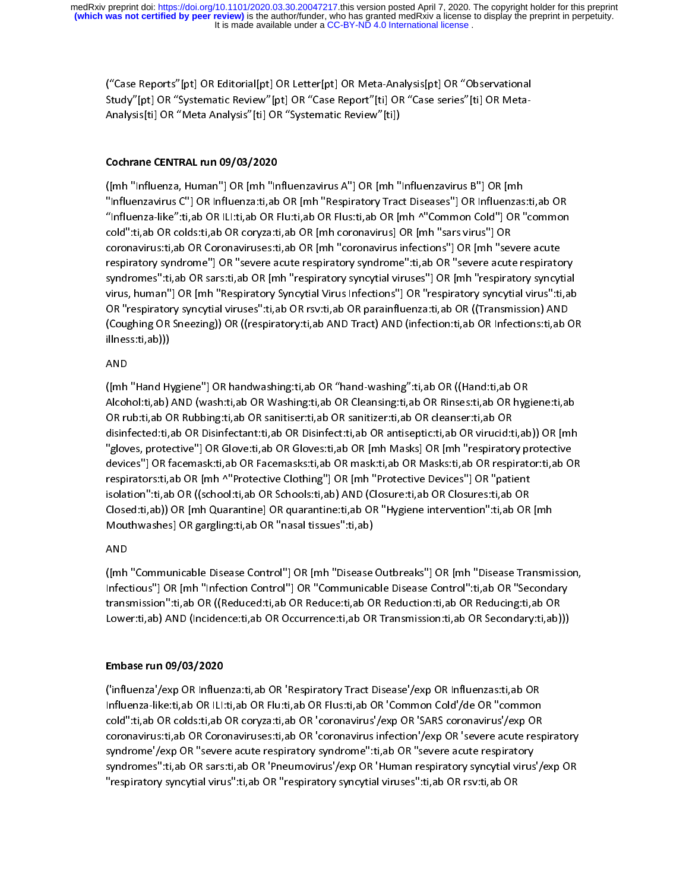("Case Reports"[pt] OR Editorial[pt] OR Letter[pt] OR Meta-Analysis[pt] OR "Observational Study"[pt] OR "Systematic Review"[pt] OR "Case Report"[ti] OR "Case series"[ti] OR Meta-Analysis[ti] OR "Meta Analysis"[ti] OR "Systematic Review"[ti])

**Cochrane CENTRAL run 09/03/2020**

([mh "Influenza, Human"] OR [mh "Influenzavirus A"] OR [mh "Influenzavirus B"] OR [mh "Influenzavirus C"] OR Influenza:ti,ab OR [mh "Respiratory Tract Diseases"] OR Influenzas:ti,ab OR "Influenza-like":ti,ab OR ILI:ti,ab OR Flu:ti,ab OR Flus:ti,ab OR [mh ^"Common Cold"] OR "common cold":ti,ab OR colds:ti,ab OR coryza:ti,ab OR [mh coronavirus] OR [mh "sars virus"] OR coronavirus:ti,ab OR Coronaviruses:ti,ab OR [mh "coronavirus infections"] OR [mh "severe acute respiratory syndrome"] OR "severe acute respiratory syndrome":ti,ab OR "severe acute respiratory syndromes":ti,ab OR sars:ti,ab OR [mh "respiratory syncytial viruses"] OR [mh "respiratory syncytial virus, human"] OR [mh "Respiratory Syncytial Virus Infections"] OR "respiratory syncytial virus":ti,ab OR "respiratory syncytial viruses":ti,ab OR rsv:ti,ab OR parainfluenza:ti,ab OR ((Transmission) AND (Coughing OR Sneezing)) OR ((respiratory:ti,ab AND Tract) AND (infection:ti,ab OR Infections:ti,ab OR illness:ti,ab)))

AND

([mh "Hand Hygiene"] OR handwashing:ti,ab OR "hand-washing":ti,ab OR ((Hand:ti,ab OR Alcohol:ti,ab) AND (wash:ti,ab OR Washing:ti,ab OR Cleansing:ti,ab OR Rinses:ti,ab OR hygiene:ti,ab OR rub:ti,ab OR Rubbing:ti,ab OR sanitiser:ti,ab OR sanitizer:ti,ab OR cleanser:ti,ab OR disinfected:ti,ab OR Disinfectant:ti,ab OR Disinfect:ti,ab OR antiseptic:ti,ab OR virucid:ti,ab)) OR [mh "gloves, protective"] OR Glove:ti,ab OR Gloves:ti,ab OR [mh Masks] OR [mh "respiratory protective devices"] OR facemask:ti,ab OR Facemasks:ti,ab OR mask:ti,ab OR Masks:ti,ab OR respirator:ti,ab OR respirators:ti,ab OR [mh ^"Protective Clothing"] OR [mh "Protective Devices"] OR "patient isolation":ti,ab OR ((school:ti,ab OR Schools:ti,ab) AND (Closure:ti,ab OR Closures:ti,ab OR Closed:ti,ab)) OR [mh Quarantine] OR quarantine:ti,ab OR "Hygiene intervention":ti,ab OR [mh Mouthwashes] OR gargling:ti,ab OR "nasal tissues":ti,ab)

AND

([mh "Communicable Disease Control"] OR [mh "Disease Outbreaks"] OR [mh "Disease Transmission, Infectious"] OR [mh "Infection Control"] OR "Communicable Disease Control":ti,ab OR "Secondary transmission":ti,ab OR ((Reduced:ti,ab OR Reduce:ti,ab OR Reduction:ti,ab OR Reducing:ti,ab OR Lower:ti,ab) AND (Incidence:ti,ab OR Occurrence:ti,ab OR Transmission:ti,ab OR Secondary:ti,ab)))

**Embase run 09/03/2020**

('influenza'/exp OR Influenza:ti,ab OR 'Respiratory Tract Disease'/exp OR Influenzas:ti,ab OR Influenza-like:ti,ab OR ILI:ti,ab OR Flu:ti,ab OR Flus:ti,ab OR 'Common Cold'/de OR "common cold":ti,ab OR colds:ti,ab OR coryza:ti,ab OR 'coronavirus'/exp OR 'SARS coronavirus'/exp OR coronavirus:ti,ab OR Coronaviruses:ti,ab OR 'coronavirus infection'/exp OR 'severe acute respiratory syndrome'/exp OR "severe acute respiratory syndrome":ti,ab OR "severe acute respiratory syndromes":ti,ab OR sars:ti,ab OR 'Pneumovirus'/exp OR 'Human respiratory syncytial virus'/exp OR "respiratory syncytial virus":ti,ab OR "respiratory syncytial viruses":ti,ab OR rsv:ti,ab OR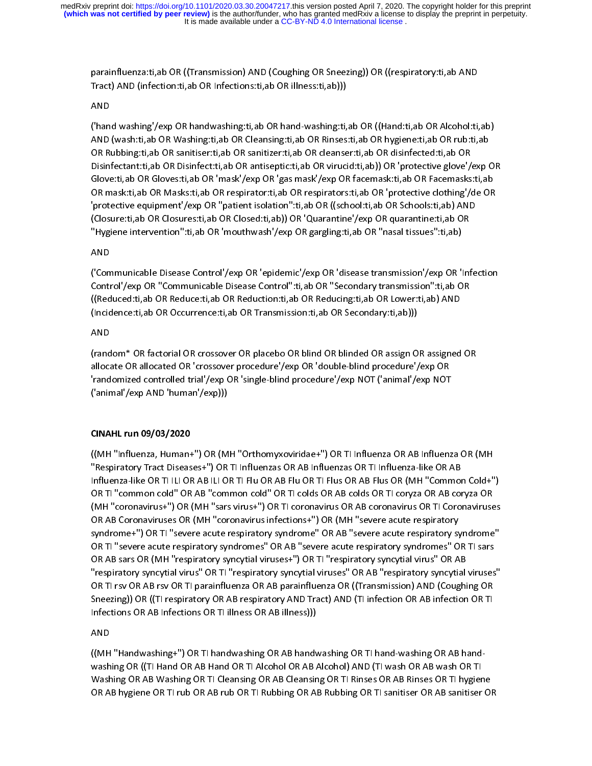parainfluenza:ti,ab OR ((Transmission) AND (Coughing OR Sneezing)) OR ((respiratory:ti,ab AND Tract) AND (infection:ti,ab OR Infections:ti,ab OR illness:ti,ab)))

AND

('hand washing'/exp OR handwashing:ti,ab OR hand-washing:ti,ab OR ((Hand:ti,ab OR Alcohol:ti,ab) AND (wash:ti,ab OR Washing:ti,ab OR Cleansing:ti,ab OR Rinses:ti,ab OR hygiene:ti,ab OR rub:ti,ab OR Rubbing:ti,ab OR sanitiser:ti,ab OR sanitizer:ti,ab OR cleanser:ti,ab OR disinfected:ti,ab OR Disinfectant:ti,ab OR Disinfect:ti,ab OR antiseptic:ti,ab OR virucid:ti,ab)) OR 'protective glove'/exp OR Glove:ti,ab OR Gloves:ti,ab OR 'mask'/exp OR 'gas mask'/exp OR facemask:ti,ab OR Facemasks:ti,ab OR mask:ti,ab OR Masks:ti,ab OR respirator:ti,ab OR respirators:ti,ab OR 'protective clothing'/de OR 'protective equipment'/exp OR "patient isolation":ti,ab OR ((school:ti,ab OR Schools:ti,ab) AND (Closure:ti,ab OR Closures:ti,ab OR Closed:ti,ab)) OR 'Quarantine'/exp OR quarantine:ti,ab OR "Hygiene intervention":ti,ab OR 'mouthwash'/exp OR gargling:ti,ab OR "nasal tissues":ti,ab)

AND

('Communicable Disease Control'/exp OR 'epidemic'/exp OR 'disease transmission'/exp OR 'Infection Control'/exp OR "Communicable Disease Control":ti,ab OR "Secondary transmission":ti,ab OR ((Reduced:ti,ab OR Reduce:ti,ab OR Reduction:ti,ab OR Reducing:ti,ab OR Lower:ti,ab) AND (Incidence:ti,ab OR Occurrence:ti,ab OR Transmission:ti,ab OR Secondary:ti,ab)))

AND

(random* OR factorial OR crossover OR placebo OR blind OR blinded OR assign OR assigned OR allocate OR allocated OR 'crossover procedure'/exp OR 'double-blind procedure'/exp OR 'randomized controlled trial'/exp OR 'single-blind procedure'/exp NOT ('animal'/exp NOT ('animal'/exp AND 'human'/exp)))

**CINAHL run 09/03/2020**

((MH "Influenza, Human+") OR (MH "Orthomyxoviridae+") OR TI Influenza OR AB Influenza OR (MH "Respiratory Tract Diseases+") OR TI Influenzas OR AB Influenzas OR TI Influenza-like OR AB Influenza-like OR TI ILI OR AB ILI OR TI Flu OR AB Flu OR TI Flus OR AB Flus OR (MH "Common Cold+") OR TI "common cold" OR AB "common cold" OR TI colds OR AB colds OR TI coryza OR AB coryza OR (MH "coronavirus+") OR (MH "sars virus+") OR TI coronavirus OR AB coronavirus OR TI Coronaviruses OR AB Coronaviruses OR (MH "coronavirus infections+") OR (MH "severe acute respiratory syndrome+") OR TI "severe acute respiratory syndrome" OR AB "severe acute respiratory syndrome" OR TI "severe acute respiratory syndromes" OR AB "severe acute respiratory syndromes" OR TI sars OR AB sars OR (MH "respiratory syncytial viruses+") OR TI "respiratory syncytial virus" OR AB "respiratory syncytial virus" OR TI "respiratory syncytial viruses" OR AB "respiratory syncytial viruses" OR TI rsv OR AB rsv OR TI parainfluenza OR AB parainfluenza OR ((Transmission) AND (Coughing OR Sneezing)) OR ((TI respiratory OR AB respiratory AND Tract) AND (TI infection OR AB infection OR TI Infections OR AB Infections OR TI illness OR AB illness)))

AND

((MH "Handwashing+") OR TI handwashing OR AB handwashing OR TI hand-washing OR AB hand-washing OR ((TI Hand OR AB Hand OR TI Alcohol OR AB Alcohol) AND (TI wash OR AB wash OR TI Washing OR AB Washing OR TI Cleansing OR AB Cleansing OR TI Rinses OR AB Rinses OR TI hygiene OR AB hygiene OR TI rub OR AB rub OR TI Rubbing OR AB Rubbing OR TI sanitiser OR AB sanitiser OR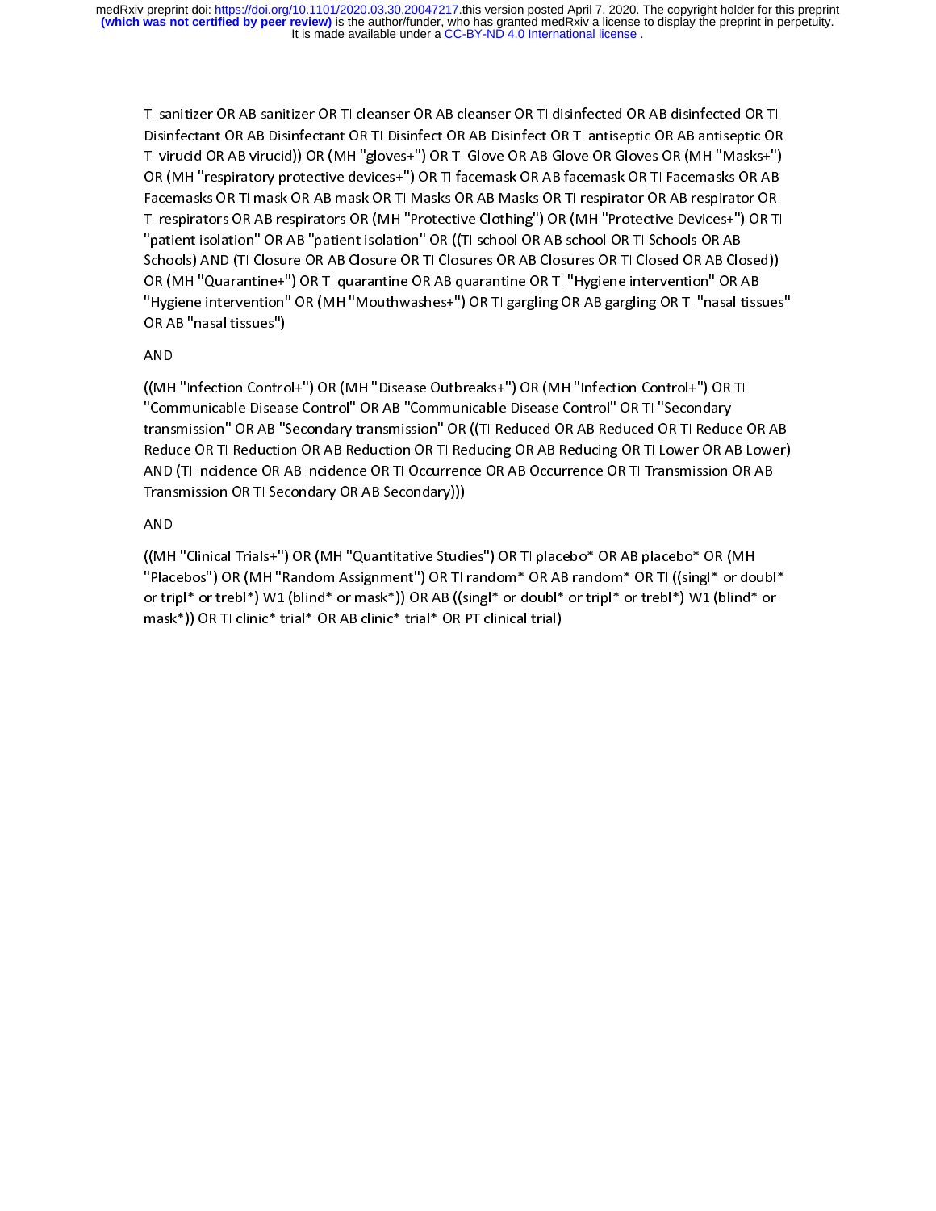TI sanitizer OR AB sanitizer OR TI cleanser OR AB cleanser OR TI disinfected OR AB disinfected OR TI Disinfectant OR AB Disinfectant OR TI Disinfect OR AB Disinfect OR TI antiseptic OR AB antiseptic OR TI virucid OR AB virucid)) OR (MH "gloves+") OR TI Glove OR AB Glove OR Gloves OR (MH "Masks+") OR (MH "respiratory protective devices+") OR TI facemask OR AB facemask OR TI Facemasks OR AB Facemasks OR TI mask OR AB mask OR TI Masks OR AB Masks OR TI respirator OR AB respirator OR TI respirators OR AB respirators OR (MH "Protective Clothing") OR (MH "Protective Devices+") OR TI "patient isolation" OR AB "patient isolation" OR ((TI school OR AB school OR TI Schools OR AB Schools) AND (TI Closure OR AB Closure OR TI Closures OR AB Closures OR TI Closed OR AB Closed)) OR (MH "Quarantine+") OR TI quarantine OR AB quarantine OR TI "Hygiene intervention" OR AB "Hygiene intervention" OR (MH "Mouthwashes+") OR TI gargling OR AB gargling OR TI "nasal tissues" OR AB "nasal tissues")

AND

((MH "Infection Control+") OR (MH "Disease Outbreaks+") OR (MH "Infection Control+") OR TI "Communicable Disease Control" OR AB "Communicable Disease Control" OR TI "Secondary transmission" OR AB "Secondary transmission" OR ((TI Reduced OR AB Reduced OR TI Reduce OR AB Reduce OR TI Reduction OR AB Reduction OR TI Reducing OR AB Reducing OR TI Lower OR AB Lower) AND (TI Incidence OR AB Incidence OR TI Occurrence OR AB Occurrence OR TI Transmission OR AB Transmission OR TI Secondary OR AB Secondary)))

AND

((MH "Clinical Trials+") OR (MH "Quantitative Studies") OR TI placebo* OR AB placebo* OR (MH "Placebos") OR (MH "Random Assignment") OR TI random* OR AB random* OR TI ((singl* or doubl* or tripl* or trebl*) W1 (blind* or mask*)) OR AB ((singl* or doubl* or tripl* or trebl*) W1 (blind* or mask*)) OR TI clinic* trial* OR AB clinic* trial* OR PT clinical trial)